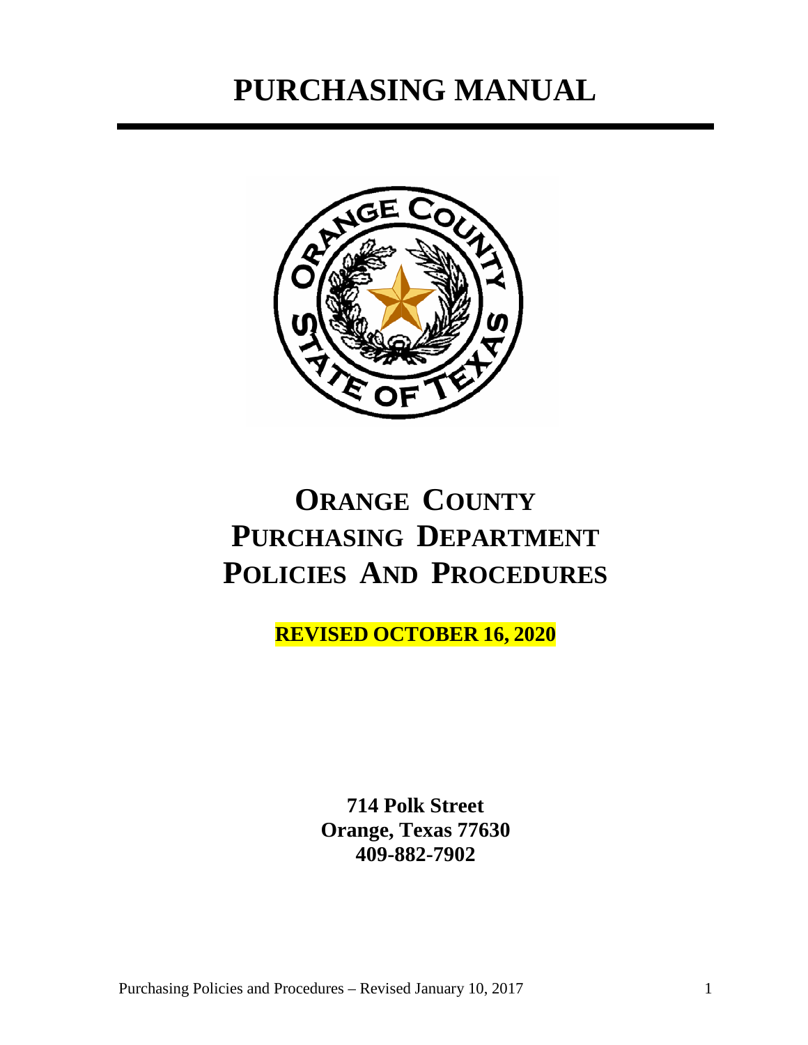# PURCHASING MANUAL

# ORANGE COUNTY PURCHASING DEPARTMENT POLICIES AND PROCEDURES

**REVISED OCTOBER 16, 2020**

**714 Polk Street**
**Orange, Texas 77630**
**409-882-7902**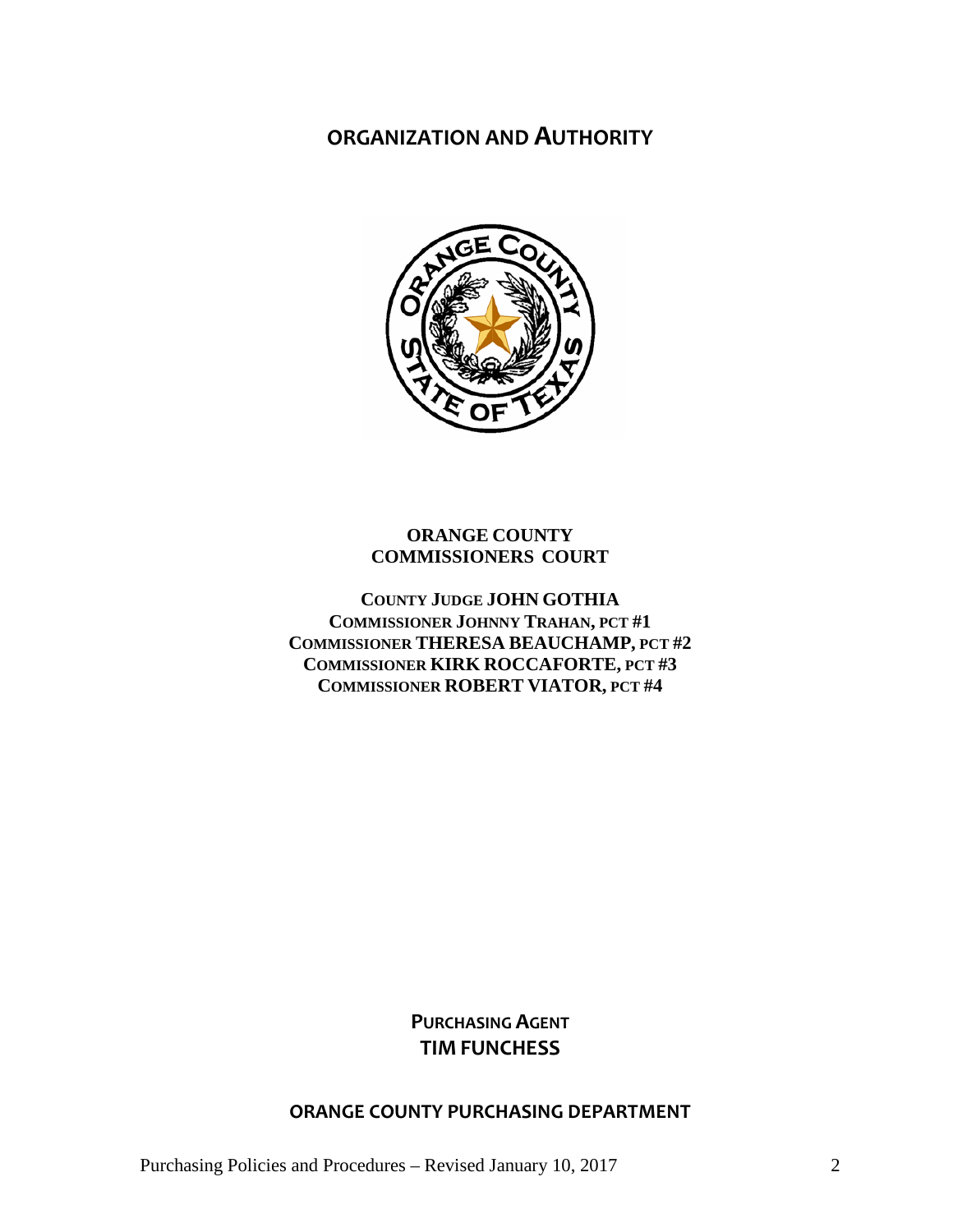# ORGANIZATION AND AUTHORITY

**ORANGE COUNTY**
**COMMISSIONERS COURT**

**COUNTY JUDGE JOHN GOTHIA**
**COMMISSIONER JOHNNY TRAHAN, PCT #1**
**COMMISSIONER THERESA BEAUCHAMP, PCT #2**
**COMMISSIONER KIRK ROCCAFORTE, PCT #3**
**COMMISSIONER ROBERT VIATOR, PCT #4**

**PURCHASING AGENT**
**TIM FUNCHESS**

**ORANGE COUNTY PURCHASING DEPARTMENT**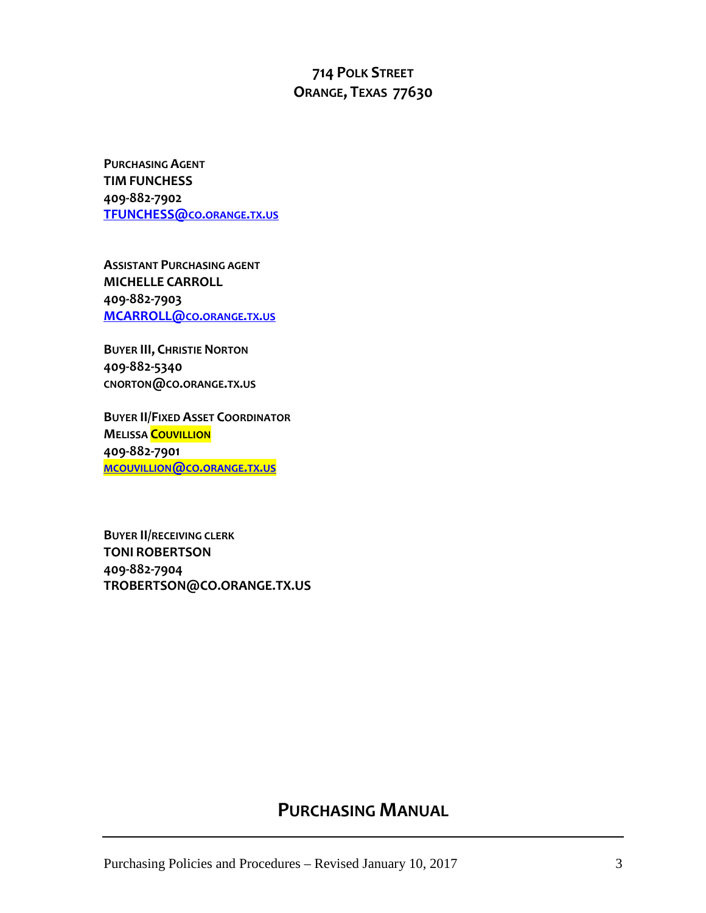**714 Polk Street**
**Orange, Texas 77630**

**Purchasing Agent**
**TIM FUNCHESS**
**409-882-7902**
**[TFUNCHESS@co.orange.tx.us](mailto:TFUNCHESS@co.orange.tx.us)**

**Assistant Purchasing agent**
**MICHELLE CARROLL**
**409-882-7903**
**[MCARROLL@co.orange.tx.us](mailto:MCARROLL@co.orange.tx.us)**

**Buyer III, Christie Norton**
**409-882-5340**
**cnorton@co.orange.tx.us**

**Buyer II/Fixed Asset Coordinator**
**Melissa Couvillion**
**409-882-7901**
**[mcouvillion@co.orange.tx.us](mailto:mcouvillion@co.orange.tx.us)**

**Buyer II/receiving clerk**
**TONI ROBERTSON**
**409-882-7904**
**TROBERTSON@CO.ORANGE.TX.US**

## Purchasing Manual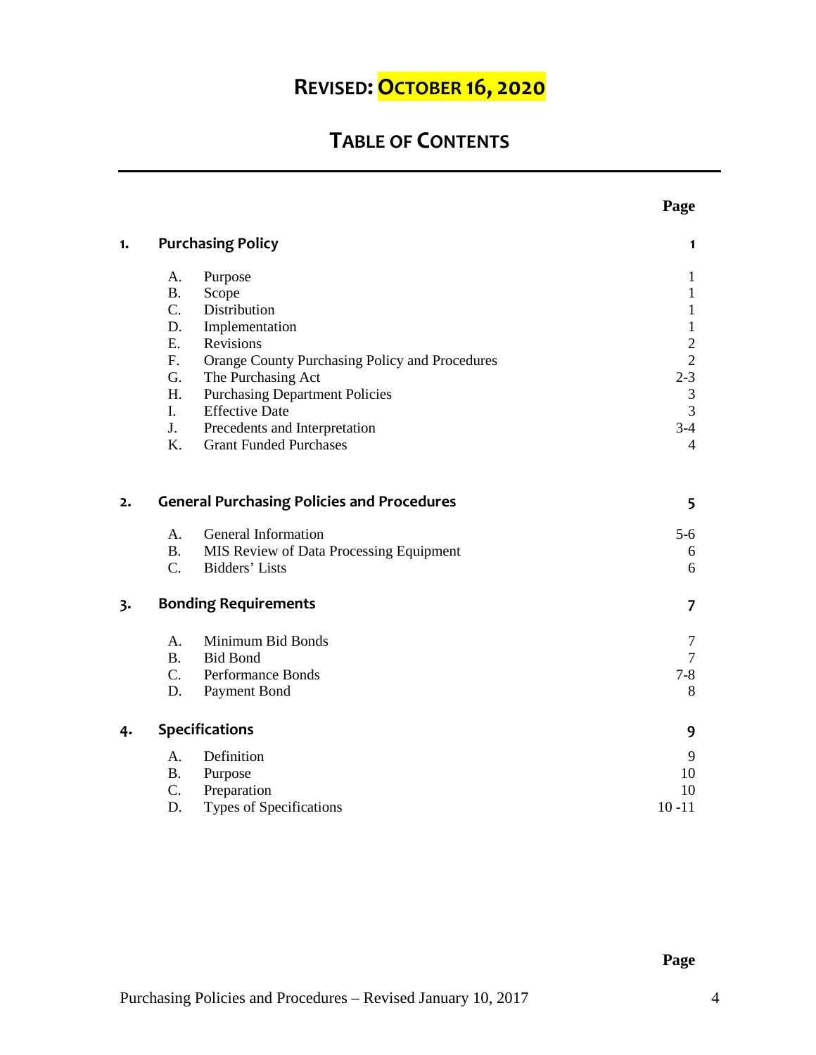# REVISED: OCTOBER 16, 2020

## TABLE OF CONTENTS

| | | | Page |
|---|---|---|---|
| **1.** | **Purchasing Policy** | | **1** |
| | A. | Purpose | 1 |
| | B. | Scope | 1 |
| | C. | Distribution | 1 |
| | D. | Implementation | 1 |
| | E. | Revisions | 2 |
| | F. | Orange County Purchasing Policy and Procedures | 2 |
| | G. | The Purchasing Act | 2-3 |
| | H. | Purchasing Department Policies | 3 |
| | I. | Effective Date | 3 |
| | J. | Precedents and Interpretation | 3-4 |
| | K. | Grant Funded Purchases | 4 |
| **2.** | **General Purchasing Policies and Procedures** | | **5** |
| | A. | General Information | 5-6 |
| | B. | MIS Review of Data Processing Equipment | 6 |
| | C. | Bidders' Lists | 6 |
| **3.** | **Bonding Requirements** | | **7** |
| | A. | Minimum Bid Bonds | 7 |
| | B. | Bid Bond | 7 |
| | C. | Performance Bonds | 7-8 |
| | D. | Payment Bond | 8 |
| **4.** | **Specifications** | | **9** |
| | A. | Definition | 9 |
| | B. | Purpose | 10 |
| | C. | Preparation | 10 |
| | D. | Types of Specifications | 10 -11 |

Page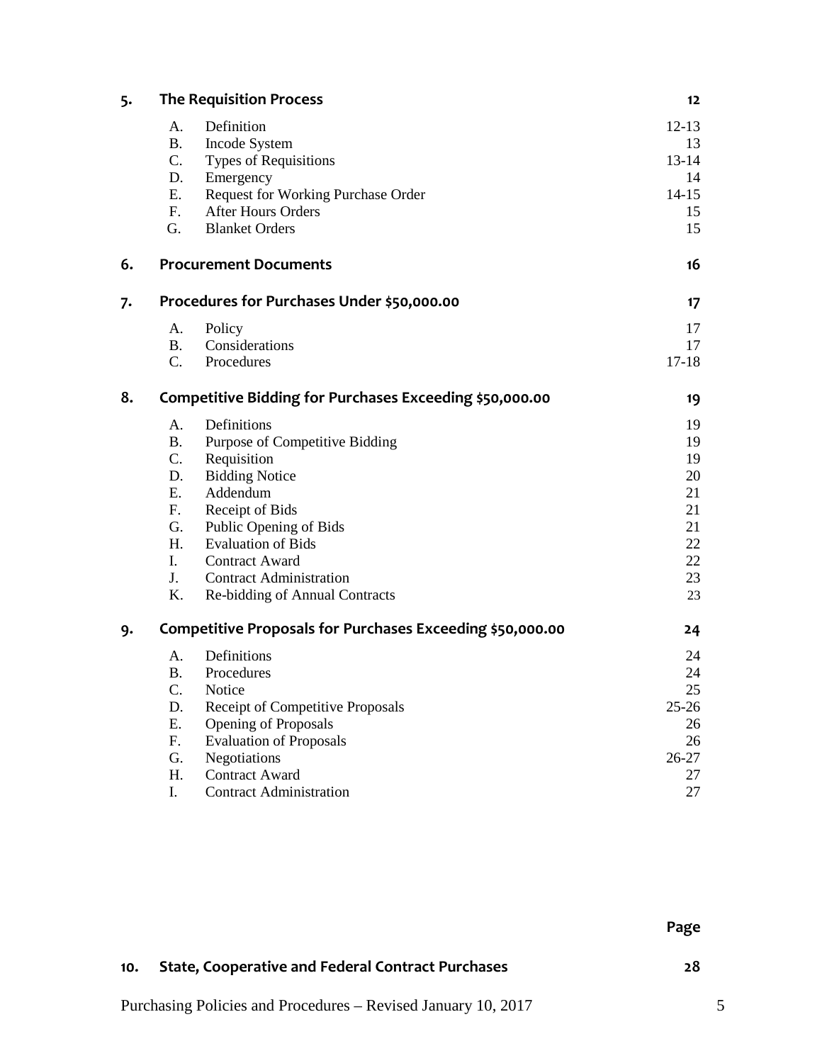| | | | |
|---|---|---|---|
| **5.** | **The Requisition Process** | | **12** |
| | A. | Definition | 12-13 |
| | B. | Incode System | 13 |
| | C. | Types of Requisitions | 13-14 |
| | D. | Emergency | 14 |
| | E. | Request for Working Purchase Order | 14-15 |
| | F. | After Hours Orders | 15 |
| | G. | Blanket Orders | 15 |
| **6.** | **Procurement Documents** | | **16** |
| **7.** | **Procedures for Purchases Under $50,000.00** | | **17** |
| | A. | Policy | 17 |
| | B. | Considerations | 17 |
| | C. | Procedures | 17-18 |
| **8.** | **Competitive Bidding for Purchases Exceeding $50,000.00** | | **19** |
| | A. | Definitions | 19 |
| | B. | Purpose of Competitive Bidding | 19 |
| | C. | Requisition | 19 |
| | D. | Bidding Notice | 20 |
| | E. | Addendum | 21 |
| | F. | Receipt of Bids | 21 |
| | G. | Public Opening of Bids | 21 |
| | H. | Evaluation of Bids | 22 |
| | I. | Contract Award | 22 |
| | J. | Contract Administration | 23 |
| | K. | Re-bidding of Annual Contracts | 23 |
| **9.** | **Competitive Proposals for Purchases Exceeding $50,000.00** | | **24** |
| | A. | Definitions | 24 |
| | B. | Procedures | 24 |
| | C. | Notice | 25 |
| | D. | Receipt of Competitive Proposals | 25-26 |
| | E. | Opening of Proposals | 26 |
| | F. | Evaluation of Proposals | 26 |
| | G. | Negotiations | 26-27 |
| | H. | Contract Award | 27 |
| | I. | Contract Administration | 27 |

| | | **Page** |
|---|---|---|
| **10.** | **State, Cooperative and Federal Contract Purchases** | **28** |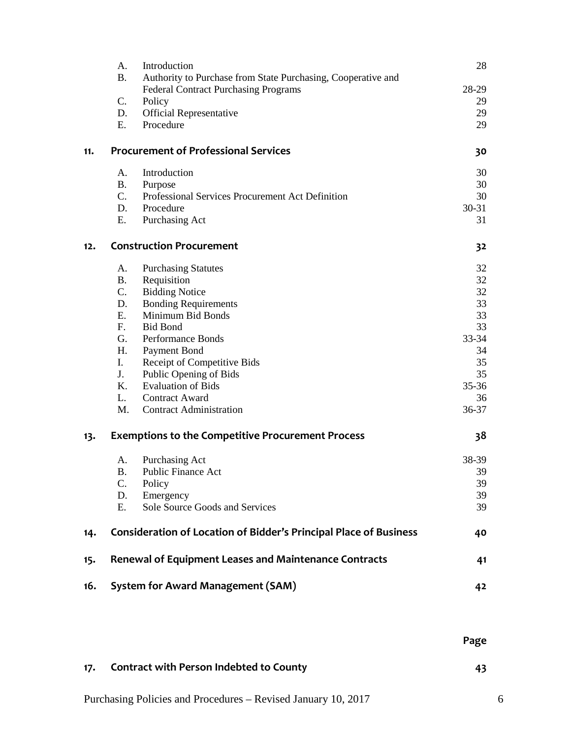| | | | |
|---|---|---|---|
| | A. | Introduction | 28 |
| | B. | Authority to Purchase from State Purchasing, Cooperative and Federal Contract Purchasing Programs | 28-29 |
| | C. | Policy | 29 |
| | D. | Official Representative | 29 |
| | E. | Procedure | 29 |
| **11.** | **Procurement of Professional Services** | | **30** |
| | A. | Introduction | 30 |
| | B. | Purpose | 30 |
| | C. | Professional Services Procurement Act Definition | 30 |
| | D. | Procedure | 30-31 |
| | E. | Purchasing Act | 31 |
| **12.** | **Construction Procurement** | | **32** |
| | A. | Purchasing Statutes | 32 |
| | B. | Requisition | 32 |
| | C. | Bidding Notice | 32 |
| | D. | Bonding Requirements | 33 |
| | E. | Minimum Bid Bonds | 33 |
| | F. | Bid Bond | 33 |
| | G. | Performance Bonds | 33-34 |
| | H. | Payment Bond | 34 |
| | I. | Receipt of Competitive Bids | 35 |
| | J. | Public Opening of Bids | 35 |
| | K. | Evaluation of Bids | 35-36 |
| | L. | Contract Award | 36 |
| | M. | Contract Administration | 36-37 |
| **13.** | **Exemptions to the Competitive Procurement Process** | | **38** |
| | A. | Purchasing Act | 38-39 |
| | B. | Public Finance Act | 39 |
| | C. | Policy | 39 |
| | D. | Emergency | 39 |
| | E. | Sole Source Goods and Services | 39 |
| **14.** | **Consideration of Location of Bidder's Principal Place of Business** | | **40** |
| **15.** | **Renewal of Equipment Leases and Maintenance Contracts** | | **41** |
| **16.** | **System for Award Management (SAM)** | | **42** |
| | | | **Page** |
| **17.** | **Contract with Person Indebted to County** | | **43** |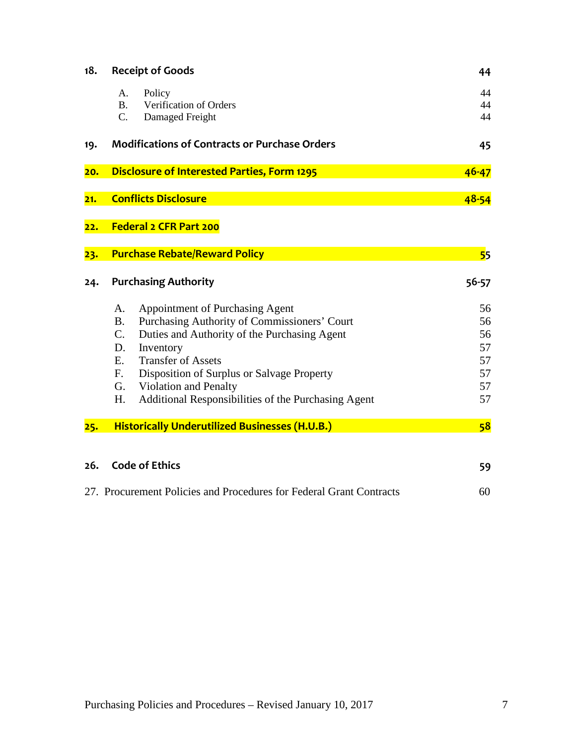| | | Page |
|---|---|---|
| **18.** | **Receipt of Goods** | **44** |
| | A. Policy | 44 |
| | B. Verification of Orders | 44 |
| | C. Damaged Freight | 44 |
| **19.** | **Modifications of Contracts or Purchase Orders** | **45** |
| **20.** | **Disclosure of Interested Parties, Form 1295** | **46-47** |
| **21.** | **Conflicts Disclosure** | **48-54** |
| **22.** | **Federal 2 CFR Part 200** | |
| **23.** | **Purchase Rebate/Reward Policy** | **55** |
| **24.** | **Purchasing Authority** | **56-57** |
| | A. Appointment of Purchasing Agent | 56 |
| | B. Purchasing Authority of Commissioners' Court | 56 |
| | C. Duties and Authority of the Purchasing Agent | 56 |
| | D. Inventory | 57 |
| | E. Transfer of Assets | 57 |
| | F. Disposition of Surplus or Salvage Property | 57 |
| | G. Violation and Penalty | 57 |
| | H. Additional Responsibilities of the Purchasing Agent | 57 |
| **25.** | **Historically Underutilized Businesses (H.U.B.)** | **58** |
| **26.** | **Code of Ethics** | **59** |
| 27. | Procurement Policies and Procedures for Federal Grant Contracts | 60 |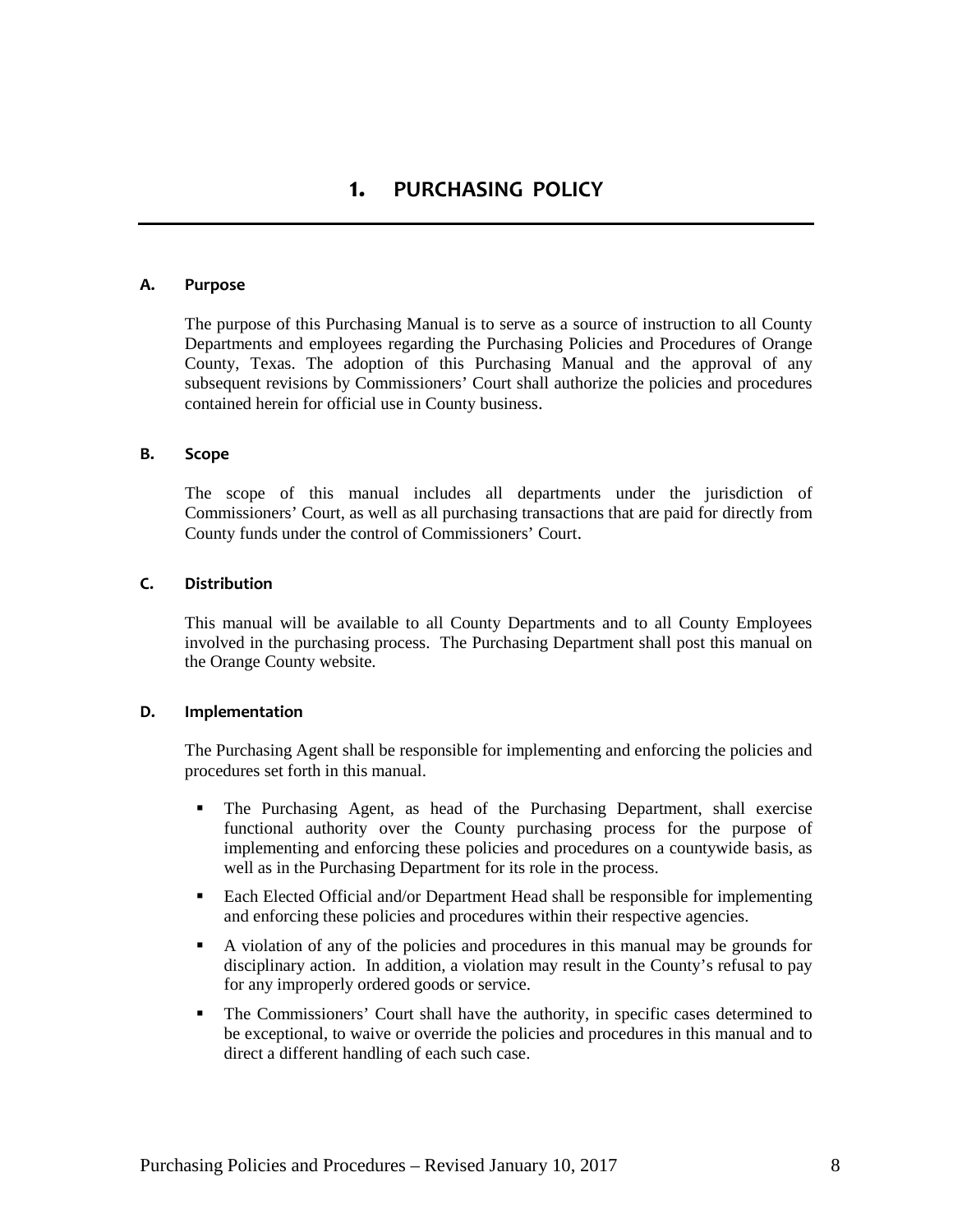# 1. PURCHASING POLICY

### A. Purpose

The purpose of this Purchasing Manual is to serve as a source of instruction to all County Departments and employees regarding the Purchasing Policies and Procedures of Orange County, Texas. The adoption of this Purchasing Manual and the approval of any subsequent revisions by Commissioners' Court shall authorize the policies and procedures contained herein for official use in County business.

### B. Scope

The scope of this manual includes all departments under the jurisdiction of Commissioners' Court, as well as all purchasing transactions that are paid for directly from County funds under the control of Commissioners' Court.

### C. Distribution

This manual will be available to all County Departments and to all County Employees involved in the purchasing process. The Purchasing Department shall post this manual on the Orange County website.

### D. Implementation

The Purchasing Agent shall be responsible for implementing and enforcing the policies and procedures set forth in this manual.

- The Purchasing Agent, as head of the Purchasing Department, shall exercise functional authority over the County purchasing process for the purpose of implementing and enforcing these policies and procedures on a countywide basis, as well as in the Purchasing Department for its role in the process.
- Each Elected Official and/or Department Head shall be responsible for implementing and enforcing these policies and procedures within their respective agencies.
- A violation of any of the policies and procedures in this manual may be grounds for disciplinary action. In addition, a violation may result in the County's refusal to pay for any improperly ordered goods or service.
- The Commissioners' Court shall have the authority, in specific cases determined to be exceptional, to waive or override the policies and procedures in this manual and to direct a different handling of each such case.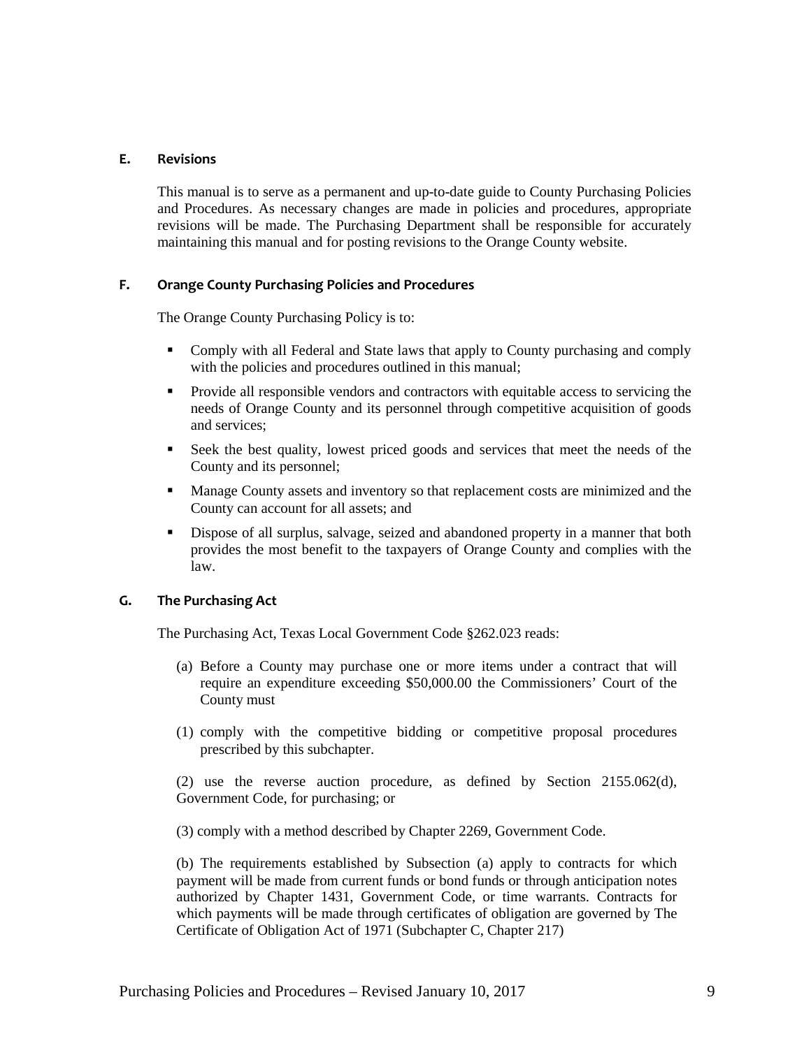### E. Revisions

This manual is to serve as a permanent and up-to-date guide to County Purchasing Policies and Procedures. As necessary changes are made in policies and procedures, appropriate revisions will be made. The Purchasing Department shall be responsible for accurately maintaining this manual and for posting revisions to the Orange County website.

### F. Orange County Purchasing Policies and Procedures

The Orange County Purchasing Policy is to:

- Comply with all Federal and State laws that apply to County purchasing and comply with the policies and procedures outlined in this manual;
- Provide all responsible vendors and contractors with equitable access to servicing the needs of Orange County and its personnel through competitive acquisition of goods and services;
- Seek the best quality, lowest priced goods and services that meet the needs of the County and its personnel;
- Manage County assets and inventory so that replacement costs are minimized and the County can account for all assets; and
- Dispose of all surplus, salvage, seized and abandoned property in a manner that both provides the most benefit to the taxpayers of Orange County and complies with the law.

### G. The Purchasing Act

The Purchasing Act, Texas Local Government Code §262.023 reads:

(a) Before a County may purchase one or more items under a contract that will require an expenditure exceeding $50,000.00 the Commissioners' Court of the County must

(1) comply with the competitive bidding or competitive proposal procedures prescribed by this subchapter.

(2) use the reverse auction procedure, as defined by Section 2155.062(d), Government Code, for purchasing; or

(3) comply with a method described by Chapter 2269, Government Code.

(b) The requirements established by Subsection (a) apply to contracts for which payment will be made from current funds or bond funds or through anticipation notes authorized by Chapter 1431, Government Code, or time warrants. Contracts for which payments will be made through certificates of obligation are governed by The Certificate of Obligation Act of 1971 (Subchapter C, Chapter 217)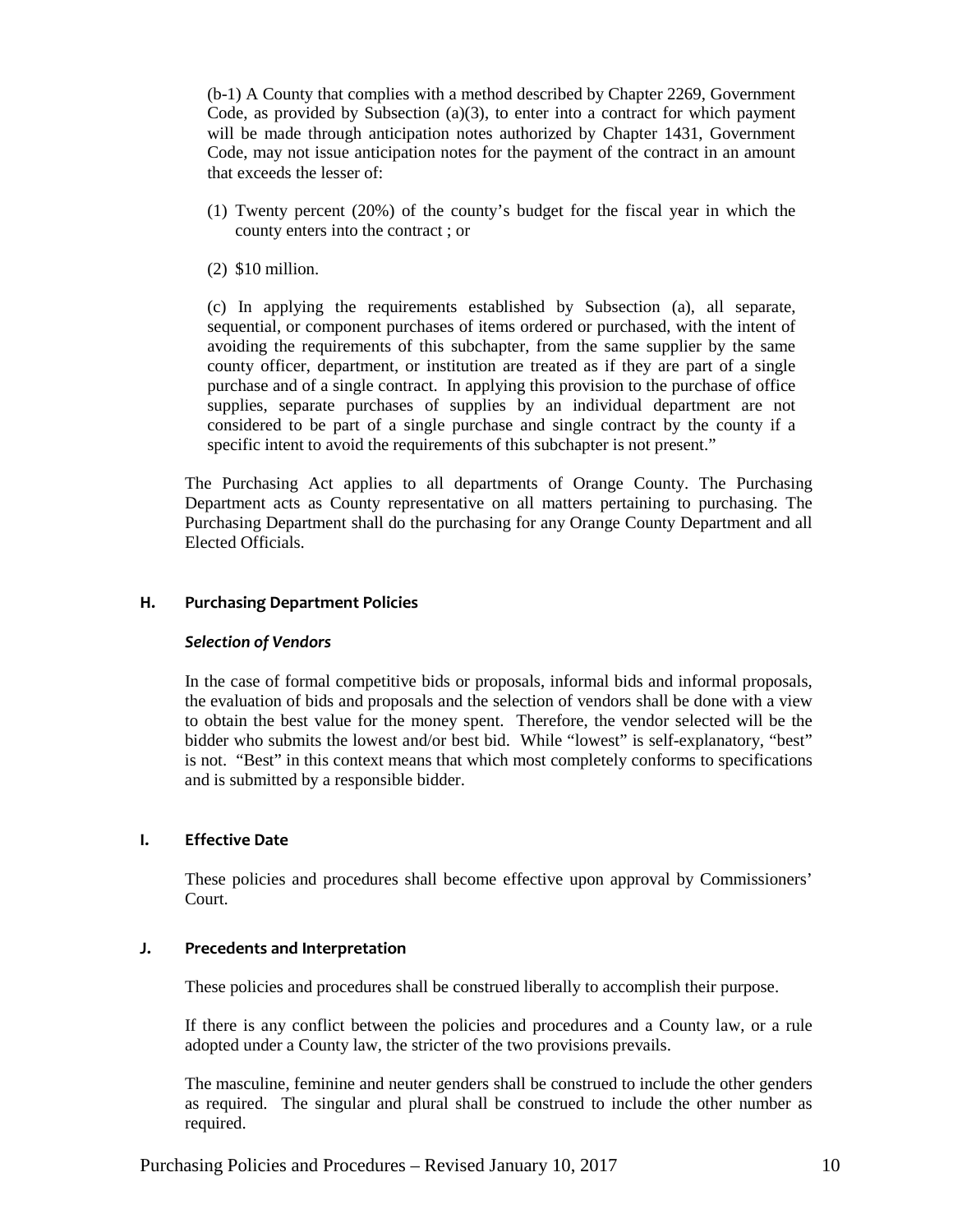(b-1) A County that complies with a method described by Chapter 2269, Government Code, as provided by Subsection (a)(3), to enter into a contract for which payment will be made through anticipation notes authorized by Chapter 1431, Government Code, may not issue anticipation notes for the payment of the contract in an amount that exceeds the lesser of:

(1) Twenty percent (20%) of the county's budget for the fiscal year in which the county enters into the contract ; or

(2) $10 million.

(c) In applying the requirements established by Subsection (a), all separate, sequential, or component purchases of items ordered or purchased, with the intent of avoiding the requirements of this subchapter, from the same supplier by the same county officer, department, or institution are treated as if they are part of a single purchase and of a single contract. In applying this provision to the purchase of office supplies, separate purchases of supplies by an individual department are not considered to be part of a single purchase and single contract by the county if a specific intent to avoid the requirements of this subchapter is not present."

The Purchasing Act applies to all departments of Orange County. The Purchasing Department acts as County representative on all matters pertaining to purchasing. The Purchasing Department shall do the purchasing for any Orange County Department and all Elected Officials.

### H. Purchasing Department Policies

***Selection of Vendors***

In the case of formal competitive bids or proposals, informal bids and informal proposals, the evaluation of bids and proposals and the selection of vendors shall be done with a view to obtain the best value for the money spent. Therefore, the vendor selected will be the bidder who submits the lowest and/or best bid. While "lowest" is self-explanatory, "best" is not. "Best" in this context means that which most completely conforms to specifications and is submitted by a responsible bidder.

### I. Effective Date

These policies and procedures shall become effective upon approval by Commissioners' Court.

### J. Precedents and Interpretation

These policies and procedures shall be construed liberally to accomplish their purpose.

If there is any conflict between the policies and procedures and a County law, or a rule adopted under a County law, the stricter of the two provisions prevails.

The masculine, feminine and neuter genders shall be construed to include the other genders as required. The singular and plural shall be construed to include the other number as required.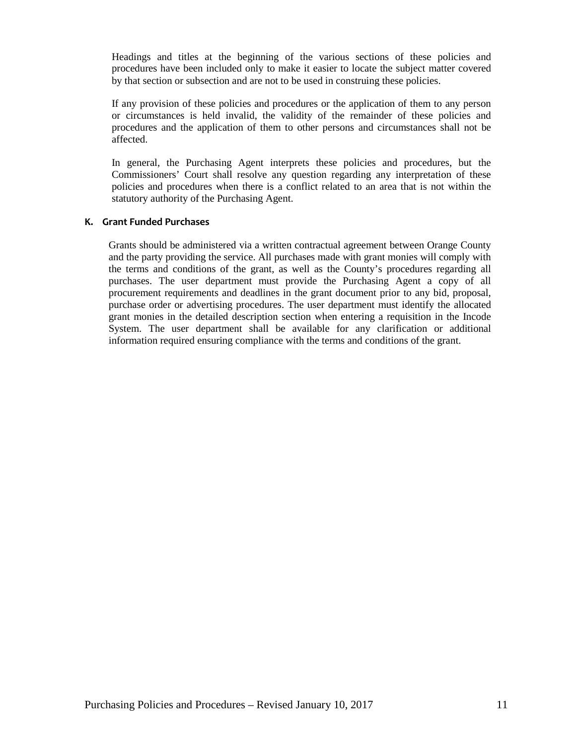Headings and titles at the beginning of the various sections of these policies and procedures have been included only to make it easier to locate the subject matter covered by that section or subsection and are not to be used in construing these policies.

If any provision of these policies and procedures or the application of them to any person or circumstances is held invalid, the validity of the remainder of these policies and procedures and the application of them to other persons and circumstances shall not be affected.

In general, the Purchasing Agent interprets these policies and procedures, but the Commissioners' Court shall resolve any question regarding any interpretation of these policies and procedures when there is a conflict related to an area that is not within the statutory authority of the Purchasing Agent.

### K. Grant Funded Purchases

Grants should be administered via a written contractual agreement between Orange County and the party providing the service. All purchases made with grant monies will comply with the terms and conditions of the grant, as well as the County's procedures regarding all purchases. The user department must provide the Purchasing Agent a copy of all procurement requirements and deadlines in the grant document prior to any bid, proposal, purchase order or advertising procedures. The user department must identify the allocated grant monies in the detailed description section when entering a requisition in the Incode System. The user department shall be available for any clarification or additional information required ensuring compliance with the terms and conditions of the grant.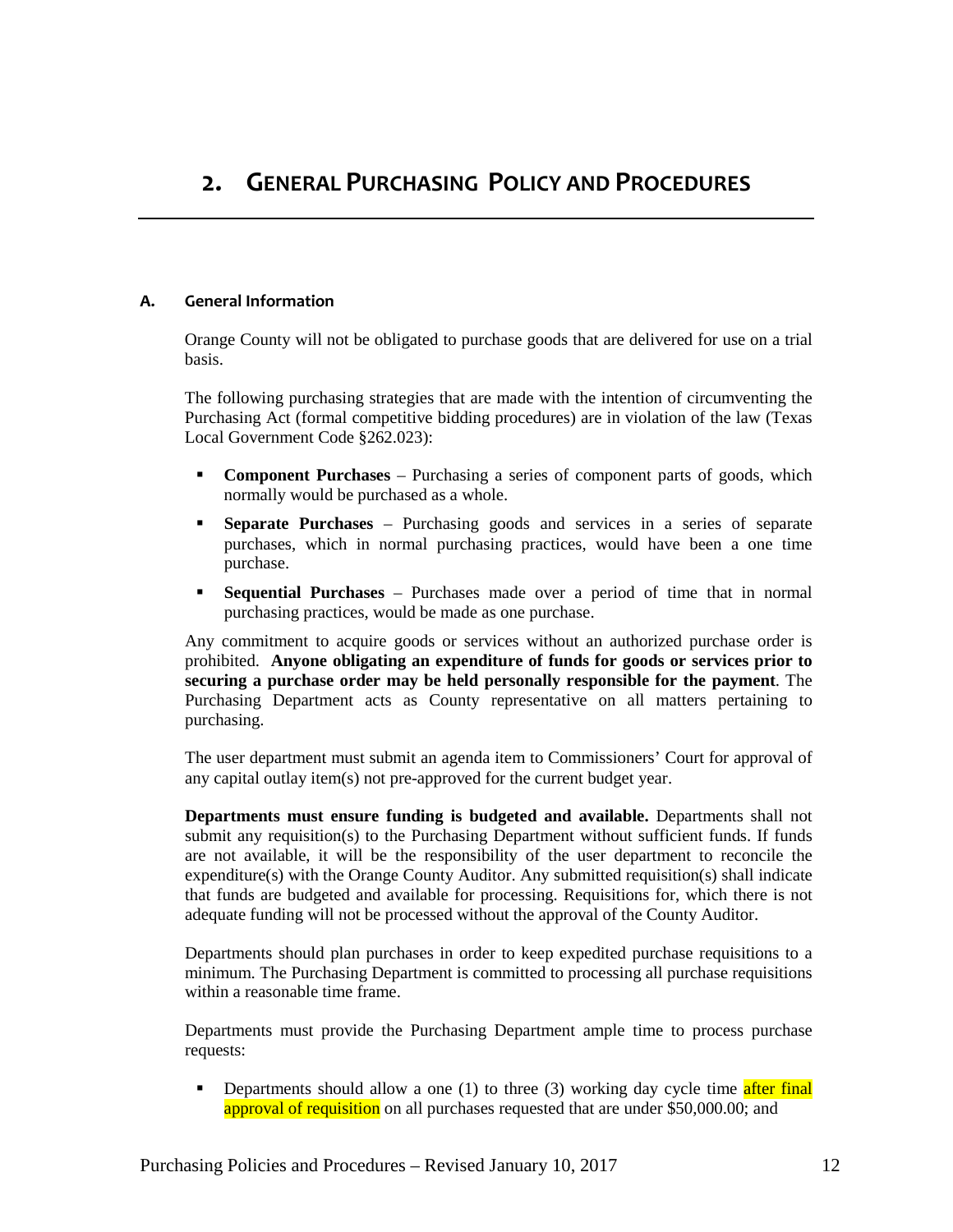# 2. GENERAL PURCHASING POLICY AND PROCEDURES

### A. General Information

Orange County will not be obligated to purchase goods that are delivered for use on a trial basis.

The following purchasing strategies that are made with the intention of circumventing the Purchasing Act (formal competitive bidding procedures) are in violation of the law (Texas Local Government Code §262.023):

- **Component Purchases** – Purchasing a series of component parts of goods, which normally would be purchased as a whole.
- **Separate Purchases** – Purchasing goods and services in a series of separate purchases, which in normal purchasing practices, would have been a one time purchase.
- **Sequential Purchases** – Purchases made over a period of time that in normal purchasing practices, would be made as one purchase.

Any commitment to acquire goods or services without an authorized purchase order is prohibited. **Anyone obligating an expenditure of funds for goods or services prior to securing a purchase order may be held personally responsible for the payment**. The Purchasing Department acts as County representative on all matters pertaining to purchasing.

The user department must submit an agenda item to Commissioners' Court for approval of any capital outlay item(s) not pre-approved for the current budget year.

**Departments must ensure funding is budgeted and available.** Departments shall not submit any requisition(s) to the Purchasing Department without sufficient funds. If funds are not available, it will be the responsibility of the user department to reconcile the expenditure(s) with the Orange County Auditor. Any submitted requisition(s) shall indicate that funds are budgeted and available for processing. Requisitions for, which there is not adequate funding will not be processed without the approval of the County Auditor.

Departments should plan purchases in order to keep expedited purchase requisitions to a minimum. The Purchasing Department is committed to processing all purchase requisitions within a reasonable time frame.

Departments must provide the Purchasing Department ample time to process purchase requests:

- Departments should allow a one (1) to three (3) working day cycle time after final approval of requisition on all purchases requested that are under $50,000.00; and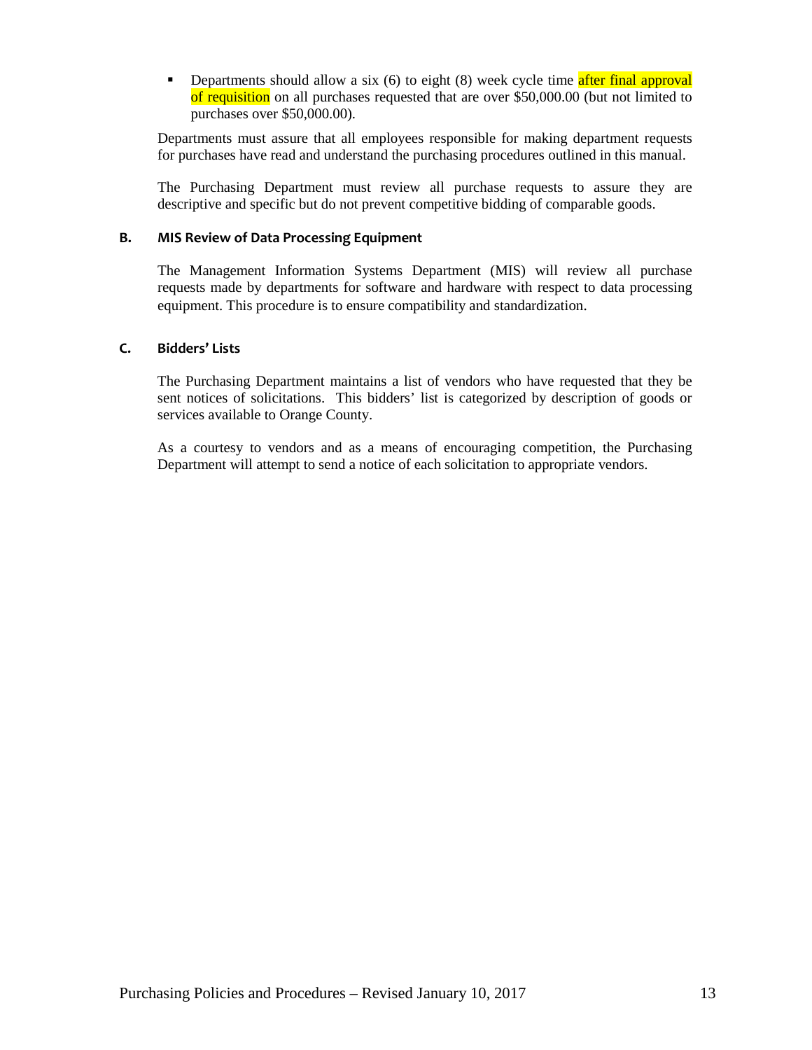- Departments should allow a six (6) to eight (8) week cycle time after final approval of requisition on all purchases requested that are over $50,000.00 (but not limited to purchases over $50,000.00).

Departments must assure that all employees responsible for making department requests for purchases have read and understand the purchasing procedures outlined in this manual.

The Purchasing Department must review all purchase requests to assure they are descriptive and specific but do not prevent competitive bidding of comparable goods.

### B. MIS Review of Data Processing Equipment

The Management Information Systems Department (MIS) will review all purchase requests made by departments for software and hardware with respect to data processing equipment. This procedure is to ensure compatibility and standardization.

### C. Bidders' Lists

The Purchasing Department maintains a list of vendors who have requested that they be sent notices of solicitations. This bidders' list is categorized by description of goods or services available to Orange County.

As a courtesy to vendors and as a means of encouraging competition, the Purchasing Department will attempt to send a notice of each solicitation to appropriate vendors.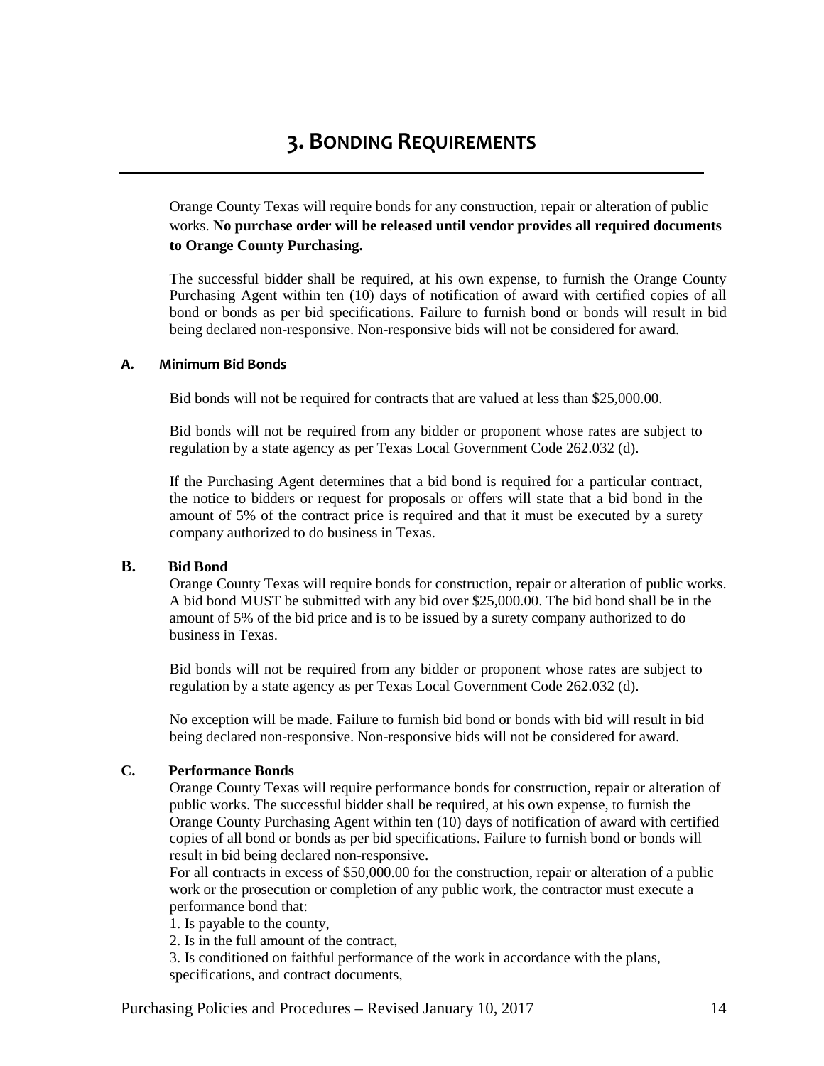# 3. Bonding Requirements

Orange County Texas will require bonds for any construction, repair or alteration of public works. **No purchase order will be released until vendor provides all required documents to Orange County Purchasing.**

The successful bidder shall be required, at his own expense, to furnish the Orange County Purchasing Agent within ten (10) days of notification of award with certified copies of all bond or bonds as per bid specifications. Failure to furnish bond or bonds will result in bid being declared non-responsive. Non-responsive bids will not be considered for award.

### A. Minimum Bid Bonds

Bid bonds will not be required for contracts that are valued at less than $25,000.00.

Bid bonds will not be required from any bidder or proponent whose rates are subject to regulation by a state agency as per Texas Local Government Code 262.032 (d).

If the Purchasing Agent determines that a bid bond is required for a particular contract, the notice to bidders or request for proposals or offers will state that a bid bond in the amount of 5% of the contract price is required and that it must be executed by a surety company authorized to do business in Texas.

### B. Bid Bond

Orange County Texas will require bonds for construction, repair or alteration of public works. A bid bond MUST be submitted with any bid over $25,000.00. The bid bond shall be in the amount of 5% of the bid price and is to be issued by a surety company authorized to do business in Texas.

Bid bonds will not be required from any bidder or proponent whose rates are subject to regulation by a state agency as per Texas Local Government Code 262.032 (d).

No exception will be made. Failure to furnish bid bond or bonds with bid will result in bid being declared non-responsive. Non-responsive bids will not be considered for award.

### C. Performance Bonds

Orange County Texas will require performance bonds for construction, repair or alteration of public works. The successful bidder shall be required, at his own expense, to furnish the Orange County Purchasing Agent within ten (10) days of notification of award with certified copies of all bond or bonds as per bid specifications. Failure to furnish bond or bonds will result in bid being declared non-responsive.

For all contracts in excess of $50,000.00 for the construction, repair or alteration of a public work or the prosecution or completion of any public work, the contractor must execute a performance bond that:

1. Is payable to the county,
2. Is in the full amount of the contract,
3. Is conditioned on faithful performance of the work in accordance with the plans, specifications, and contract documents,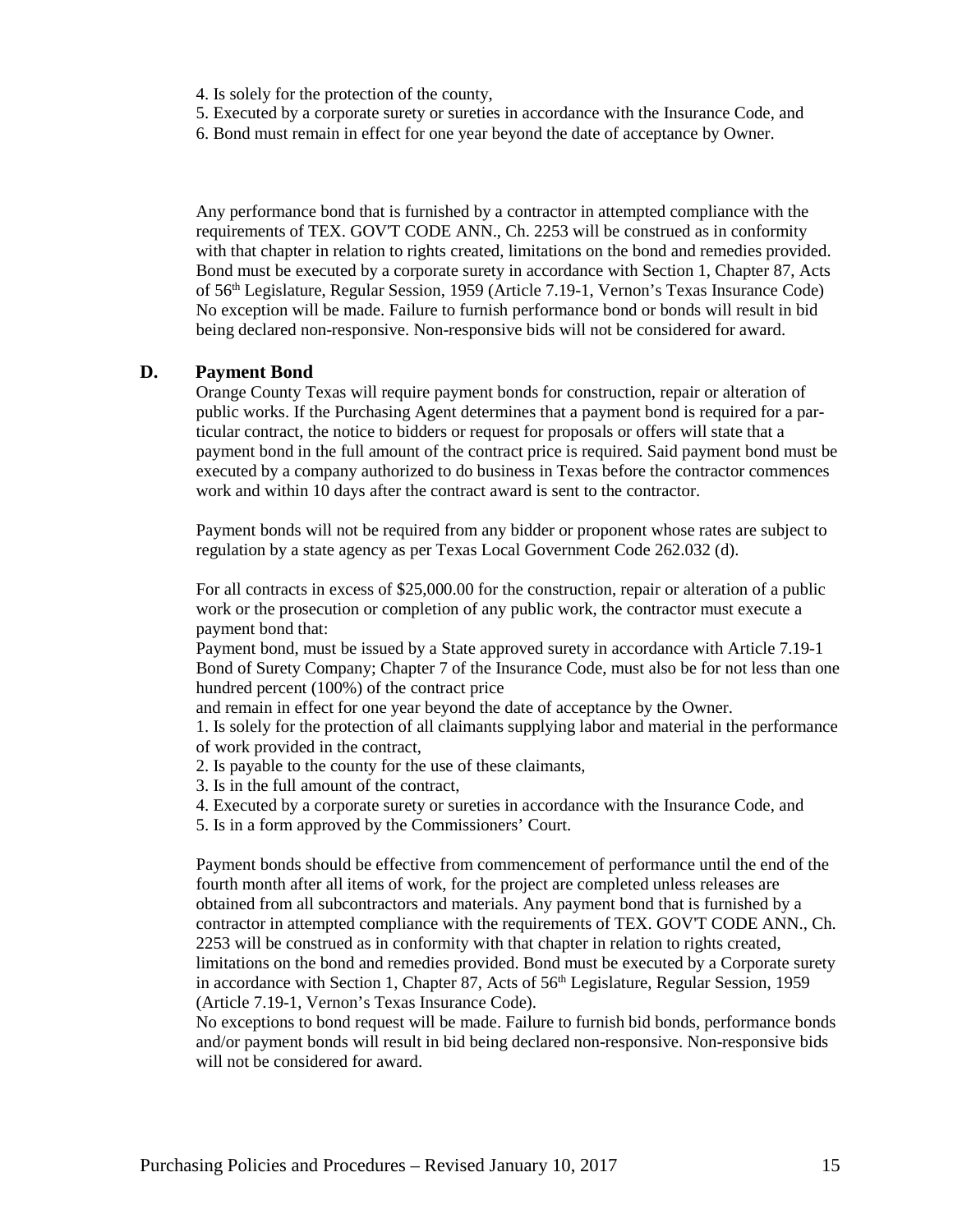4. Is solely for the protection of the county,
5. Executed by a corporate surety or sureties in accordance with the Insurance Code, and
6. Bond must remain in effect for one year beyond the date of acceptance by Owner.

Any performance bond that is furnished by a contractor in attempted compliance with the requirements of TEX. GOV'T CODE ANN., Ch. 2253 will be construed as in conformity with that chapter in relation to rights created, limitations on the bond and remedies provided. Bond must be executed by a corporate surety in accordance with Section 1, Chapter 87, Acts of 56th Legislature, Regular Session, 1959 (Article 7.19-1, Vernon's Texas Insurance Code) No exception will be made. Failure to furnish performance bond or bonds will result in bid being declared non-responsive. Non-responsive bids will not be considered for award.

### D. Payment Bond

Orange County Texas will require payment bonds for construction, repair or alteration of public works. If the Purchasing Agent determines that a payment bond is required for a particular contract, the notice to bidders or request for proposals or offers will state that a payment bond in the full amount of the contract price is required. Said payment bond must be executed by a company authorized to do business in Texas before the contractor commences work and within 10 days after the contract award is sent to the contractor.

Payment bonds will not be required from any bidder or proponent whose rates are subject to regulation by a state agency as per Texas Local Government Code 262.032 (d).

For all contracts in excess of $25,000.00 for the construction, repair or alteration of a public work or the prosecution or completion of any public work, the contractor must execute a payment bond that:
Payment bond, must be issued by a State approved surety in accordance with Article 7.19-1 Bond of Surety Company; Chapter 7 of the Insurance Code, must also be for not less than one hundred percent (100%) of the contract price
and remain in effect for one year beyond the date of acceptance by the Owner.

1. Is solely for the protection of all claimants supplying labor and material in the performance of work provided in the contract,
2. Is payable to the county for the use of these claimants,
3. Is in the full amount of the contract,
4. Executed by a corporate surety or sureties in accordance with the Insurance Code, and
5. Is in a form approved by the Commissioners' Court.

Payment bonds should be effective from commencement of performance until the end of the fourth month after all items of work, for the project are completed unless releases are obtained from all subcontractors and materials. Any payment bond that is furnished by a contractor in attempted compliance with the requirements of TEX. GOV'T CODE ANN., Ch. 2253 will be construed as in conformity with that chapter in relation to rights created, limitations on the bond and remedies provided. Bond must be executed by a Corporate surety in accordance with Section 1, Chapter 87, Acts of 56th Legislature, Regular Session, 1959 (Article 7.19-1, Vernon's Texas Insurance Code).
No exceptions to bond request will be made. Failure to furnish bid bonds, performance bonds and/or payment bonds will result in bid being declared non-responsive. Non-responsive bids will not be considered for award.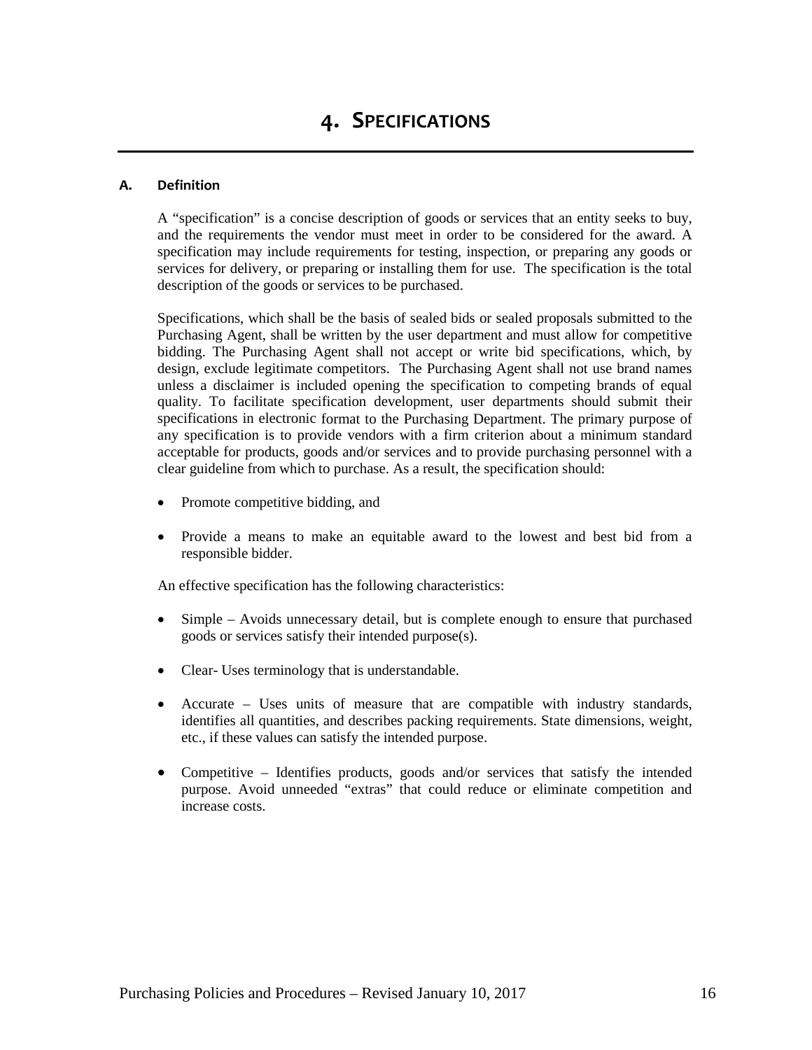# 4. SPECIFICATIONS

## A. Definition

A "specification" is a concise description of goods or services that an entity seeks to buy, and the requirements the vendor must meet in order to be considered for the award. A specification may include requirements for testing, inspection, or preparing any goods or services for delivery, or preparing or installing them for use. The specification is the total description of the goods or services to be purchased.

Specifications, which shall be the basis of sealed bids or sealed proposals submitted to the Purchasing Agent, shall be written by the user department and must allow for competitive bidding. The Purchasing Agent shall not accept or write bid specifications, which, by design, exclude legitimate competitors. The Purchasing Agent shall not use brand names unless a disclaimer is included opening the specification to competing brands of equal quality. To facilitate specification development, user departments should submit their specifications in electronic format to the Purchasing Department. The primary purpose of any specification is to provide vendors with a firm criterion about a minimum standard acceptable for products, goods and/or services and to provide purchasing personnel with a clear guideline from which to purchase. As a result, the specification should:

- Promote competitive bidding, and
- Provide a means to make an equitable award to the lowest and best bid from a responsible bidder.

An effective specification has the following characteristics:

- Simple – Avoids unnecessary detail, but is complete enough to ensure that purchased goods or services satisfy their intended purpose(s).
- Clear- Uses terminology that is understandable.
- Accurate – Uses units of measure that are compatible with industry standards, identifies all quantities, and describes packing requirements. State dimensions, weight, etc., if these values can satisfy the intended purpose.
- Competitive – Identifies products, goods and/or services that satisfy the intended purpose. Avoid unneeded "extras" that could reduce or eliminate competition and increase costs.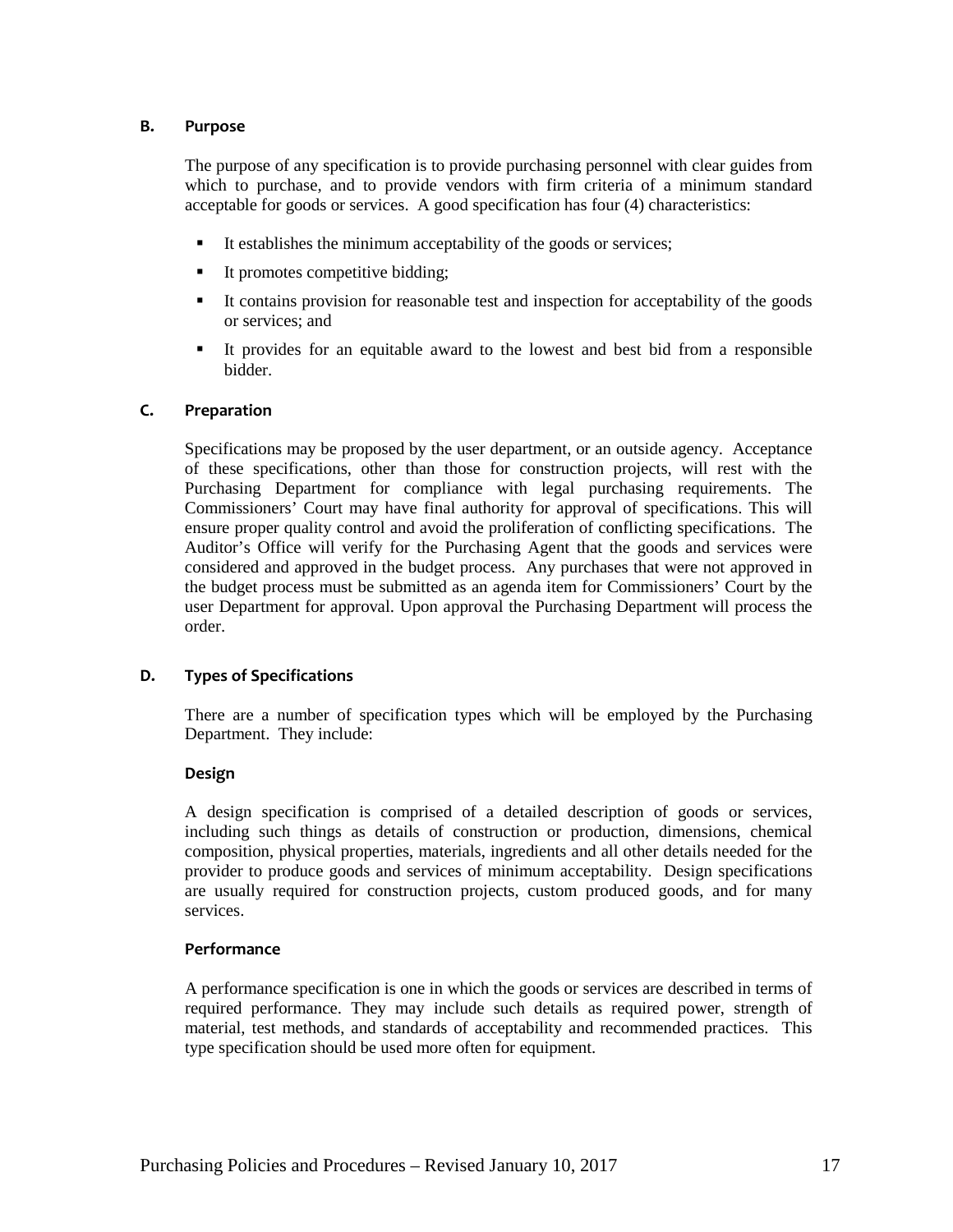### B. Purpose

The purpose of any specification is to provide purchasing personnel with clear guides from which to purchase, and to provide vendors with firm criteria of a minimum standard acceptable for goods or services. A good specification has four (4) characteristics:

- It establishes the minimum acceptability of the goods or services;
- It promotes competitive bidding;
- It contains provision for reasonable test and inspection for acceptability of the goods or services; and
- It provides for an equitable award to the lowest and best bid from a responsible bidder.

### C. Preparation

Specifications may be proposed by the user department, or an outside agency. Acceptance of these specifications, other than those for construction projects, will rest with the Purchasing Department for compliance with legal purchasing requirements. The Commissioners' Court may have final authority for approval of specifications. This will ensure proper quality control and avoid the proliferation of conflicting specifications. The Auditor's Office will verify for the Purchasing Agent that the goods and services were considered and approved in the budget process. Any purchases that were not approved in the budget process must be submitted as an agenda item for Commissioners' Court by the user Department for approval. Upon approval the Purchasing Department will process the order.

### D. Types of Specifications

There are a number of specification types which will be employed by the Purchasing Department. They include:

#### Design

A design specification is comprised of a detailed description of goods or services, including such things as details of construction or production, dimensions, chemical composition, physical properties, materials, ingredients and all other details needed for the provider to produce goods and services of minimum acceptability. Design specifications are usually required for construction projects, custom produced goods, and for many services.

#### Performance

A performance specification is one in which the goods or services are described in terms of required performance. They may include such details as required power, strength of material, test methods, and standards of acceptability and recommended practices. This type specification should be used more often for equipment.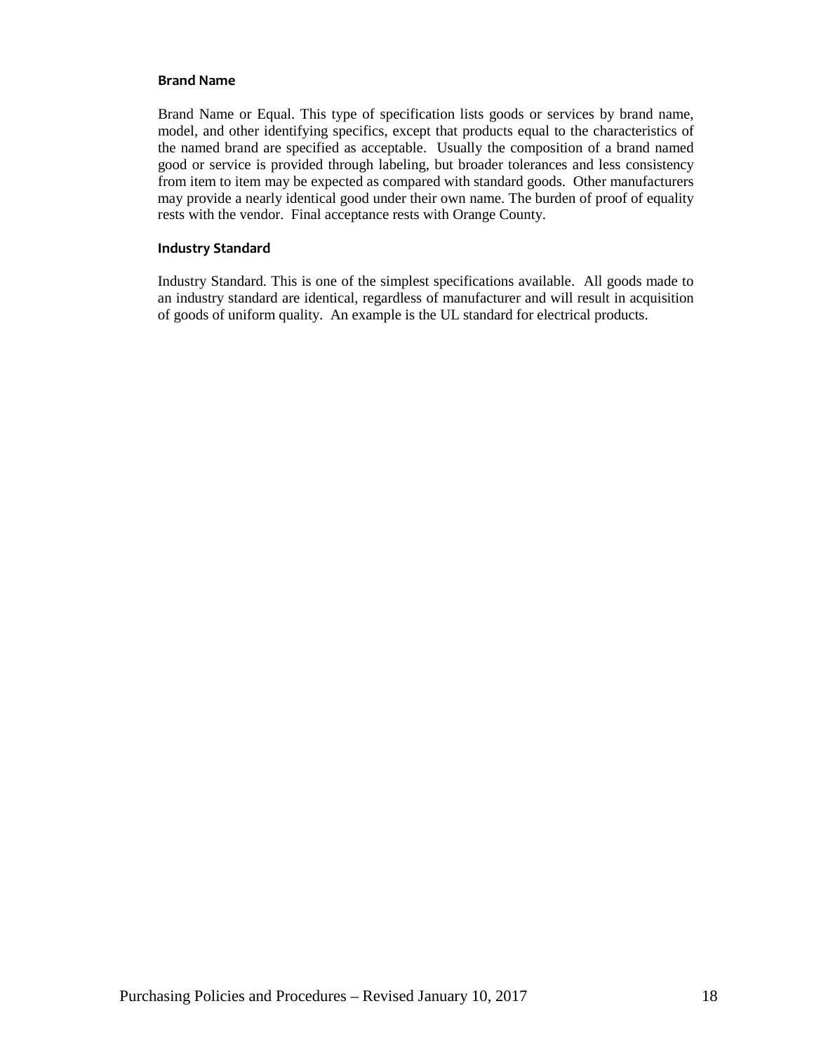#### Brand Name

Brand Name or Equal. This type of specification lists goods or services by brand name, model, and other identifying specifics, except that products equal to the characteristics of the named brand are specified as acceptable. Usually the composition of a brand named good or service is provided through labeling, but broader tolerances and less consistency from item to item may be expected as compared with standard goods. Other manufacturers may provide a nearly identical good under their own name. The burden of proof of equality rests with the vendor. Final acceptance rests with Orange County.

#### Industry Standard

Industry Standard. This is one of the simplest specifications available. All goods made to an industry standard are identical, regardless of manufacturer and will result in acquisition of goods of uniform quality. An example is the UL standard for electrical products.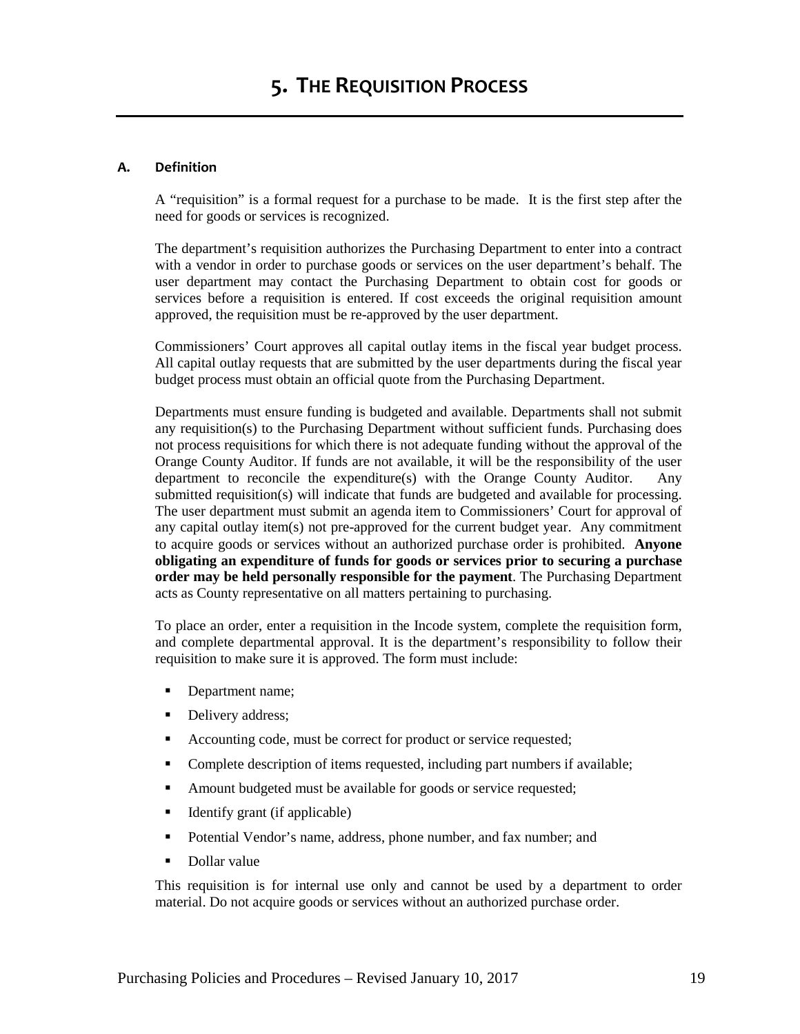# 5. The Requisition Process

### A. Definition

A "requisition" is a formal request for a purchase to be made. It is the first step after the need for goods or services is recognized.

The department's requisition authorizes the Purchasing Department to enter into a contract with a vendor in order to purchase goods or services on the user department's behalf. The user department may contact the Purchasing Department to obtain cost for goods or services before a requisition is entered. If cost exceeds the original requisition amount approved, the requisition must be re-approved by the user department.

Commissioners' Court approves all capital outlay items in the fiscal year budget process. All capital outlay requests that are submitted by the user departments during the fiscal year budget process must obtain an official quote from the Purchasing Department.

Departments must ensure funding is budgeted and available. Departments shall not submit any requisition(s) to the Purchasing Department without sufficient funds. Purchasing does not process requisitions for which there is not adequate funding without the approval of the Orange County Auditor. If funds are not available, it will be the responsibility of the user department to reconcile the expenditure(s) with the Orange County Auditor. Any submitted requisition(s) will indicate that funds are budgeted and available for processing. The user department must submit an agenda item to Commissioners' Court for approval of any capital outlay item(s) not pre-approved for the current budget year. Any commitment to acquire goods or services without an authorized purchase order is prohibited. **Anyone obligating an expenditure of funds for goods or services prior to securing a purchase order may be held personally responsible for the payment**. The Purchasing Department acts as County representative on all matters pertaining to purchasing.

To place an order, enter a requisition in the Incode system, complete the requisition form, and complete departmental approval. It is the department's responsibility to follow their requisition to make sure it is approved. The form must include:

- Department name;
- Delivery address;
- Accounting code, must be correct for product or service requested;
- Complete description of items requested, including part numbers if available;
- Amount budgeted must be available for goods or service requested;
- Identify grant (if applicable)
- Potential Vendor's name, address, phone number, and fax number; and
- Dollar value

This requisition is for internal use only and cannot be used by a department to order material. Do not acquire goods or services without an authorized purchase order.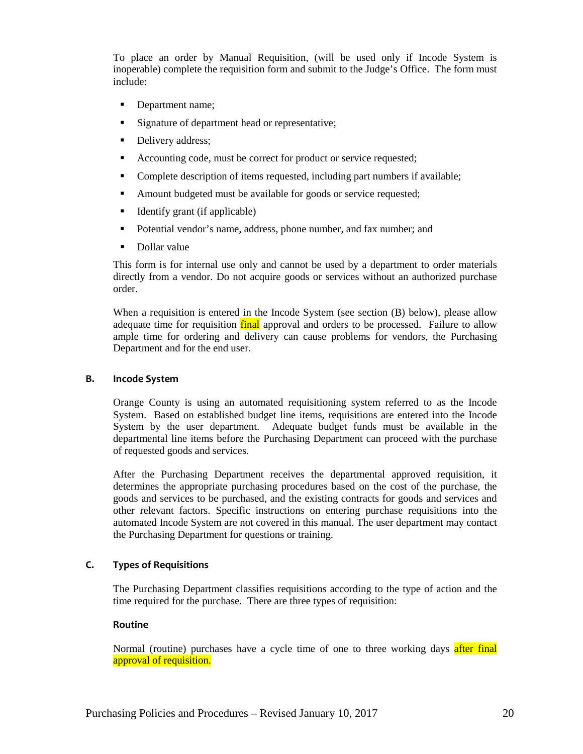To place an order by Manual Requisition, (will be used only if Incode System is inoperable) complete the requisition form and submit to the Judge's Office. The form must include:

- Department name;
- Signature of department head or representative;
- Delivery address;
- Accounting code, must be correct for product or service requested;
- Complete description of items requested, including part numbers if available;
- Amount budgeted must be available for goods or service requested;
- Identify grant (if applicable)
- Potential vendor's name, address, phone number, and fax number; and
- Dollar value

This form is for internal use only and cannot be used by a department to order materials directly from a vendor. Do not acquire goods or services without an authorized purchase order.

When a requisition is entered in the Incode System (see section (B) below), please allow adequate time for requisition final approval and orders to be processed. Failure to allow ample time for ordering and delivery can cause problems for vendors, the Purchasing Department and for the end user.

### B. Incode System

Orange County is using an automated requisitioning system referred to as the Incode System. Based on established budget line items, requisitions are entered into the Incode System by the user department. Adequate budget funds must be available in the departmental line items before the Purchasing Department can proceed with the purchase of requested goods and services.

After the Purchasing Department receives the departmental approved requisition, it determines the appropriate purchasing procedures based on the cost of the purchase, the goods and services to be purchased, and the existing contracts for goods and services and other relevant factors. Specific instructions on entering purchase requisitions into the automated Incode System are not covered in this manual. The user department may contact the Purchasing Department for questions or training.

### C. Types of Requisitions

The Purchasing Department classifies requisitions according to the type of action and the time required for the purchase. There are three types of requisition:

#### Routine

Normal (routine) purchases have a cycle time of one to three working days after final approval of requisition.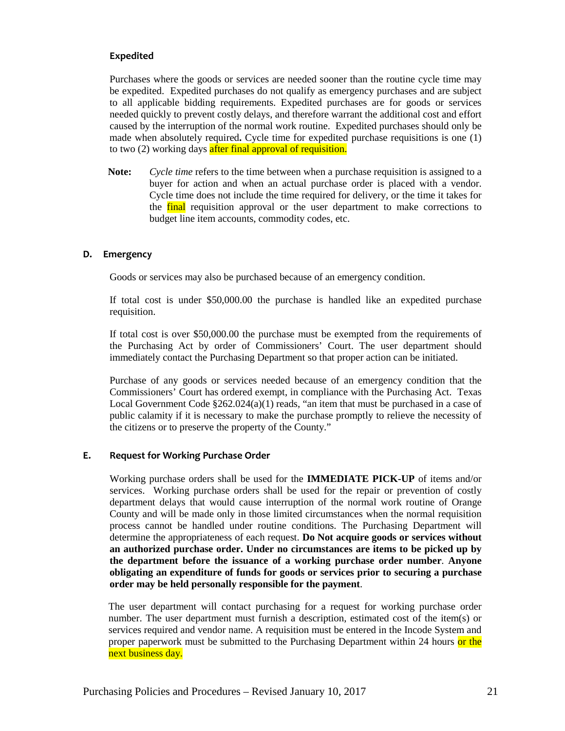### Expedited

Purchases where the goods or services are needed sooner than the routine cycle time may be expedited. Expedited purchases do not qualify as emergency purchases and are subject to all applicable bidding requirements. Expedited purchases are for goods or services needed quickly to prevent costly delays, and therefore warrant the additional cost and effort caused by the interruption of the normal work routine. Expedited purchases should only be made when absolutely required**.** Cycle time for expedited purchase requisitions is one (1) to two (2) working days after final approval of requisition.

**Note:** *Cycle time* refers to the time between when a purchase requisition is assigned to a buyer for action and when an actual purchase order is placed with a vendor. Cycle time does not include the time required for delivery, or the time it takes for the final requisition approval or the user department to make corrections to budget line item accounts, commodity codes, etc.

### D. Emergency

Goods or services may also be purchased because of an emergency condition.

If total cost is under $50,000.00 the purchase is handled like an expedited purchase requisition.

If total cost is over $50,000.00 the purchase must be exempted from the requirements of the Purchasing Act by order of Commissioners' Court. The user department should immediately contact the Purchasing Department so that proper action can be initiated.

Purchase of any goods or services needed because of an emergency condition that the Commissioners' Court has ordered exempt, in compliance with the Purchasing Act. Texas Local Government Code §262.024(a)(1) reads, "an item that must be purchased in a case of public calamity if it is necessary to make the purchase promptly to relieve the necessity of the citizens or to preserve the property of the County."

### E. Request for Working Purchase Order

Working purchase orders shall be used for the **IMMEDIATE PICK-UP** of items and/or services. Working purchase orders shall be used for the repair or prevention of costly department delays that would cause interruption of the normal work routine of Orange County and will be made only in those limited circumstances when the normal requisition process cannot be handled under routine conditions. The Purchasing Department will determine the appropriateness of each request. **Do Not acquire goods or services without an authorized purchase order. Under no circumstances are items to be picked up by the department before the issuance of a working purchase order number**. **Anyone obligating an expenditure of funds for goods or services prior to securing a purchase order may be held personally responsible for the payment**.

The user department will contact purchasing for a request for working purchase order number. The user department must furnish a description, estimated cost of the item(s) or services required and vendor name. A requisition must be entered in the Incode System and proper paperwork must be submitted to the Purchasing Department within 24 hours or the next business day.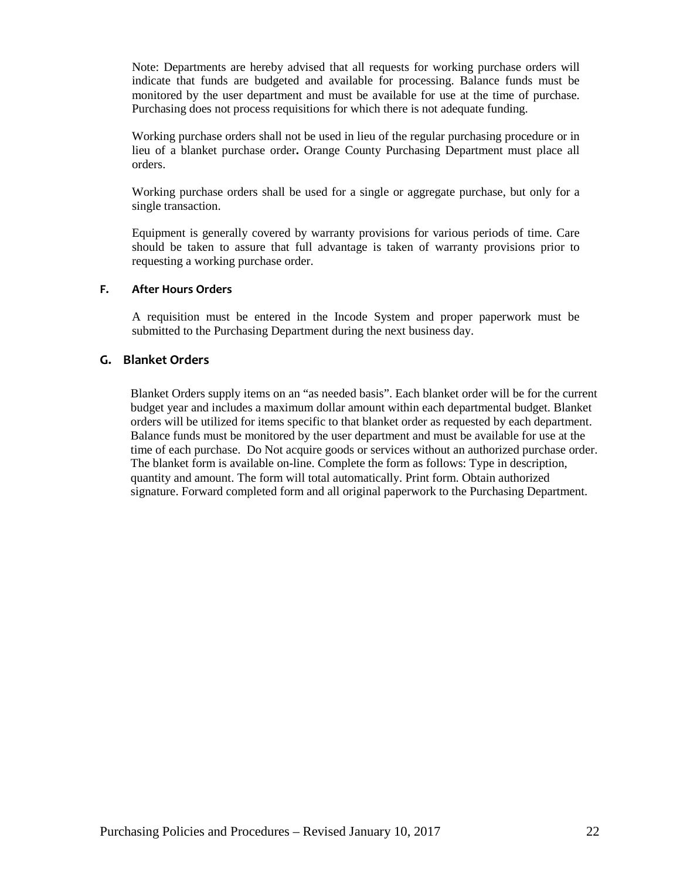Note: Departments are hereby advised that all requests for working purchase orders will indicate that funds are budgeted and available for processing. Balance funds must be monitored by the user department and must be available for use at the time of purchase. Purchasing does not process requisitions for which there is not adequate funding.

Working purchase orders shall not be used in lieu of the regular purchasing procedure or in lieu of a blanket purchase order**.** Orange County Purchasing Department must place all orders.

Working purchase orders shall be used for a single or aggregate purchase, but only for a single transaction.

Equipment is generally covered by warranty provisions for various periods of time. Care should be taken to assure that full advantage is taken of warranty provisions prior to requesting a working purchase order.

### F. After Hours Orders

A requisition must be entered in the Incode System and proper paperwork must be submitted to the Purchasing Department during the next business day.

## G. Blanket Orders

Blanket Orders supply items on an "as needed basis". Each blanket order will be for the current budget year and includes a maximum dollar amount within each departmental budget. Blanket orders will be utilized for items specific to that blanket order as requested by each department. Balance funds must be monitored by the user department and must be available for use at the time of each purchase. Do Not acquire goods or services without an authorized purchase order. The blanket form is available on-line. Complete the form as follows: Type in description, quantity and amount. The form will total automatically. Print form. Obtain authorized signature. Forward completed form and all original paperwork to the Purchasing Department.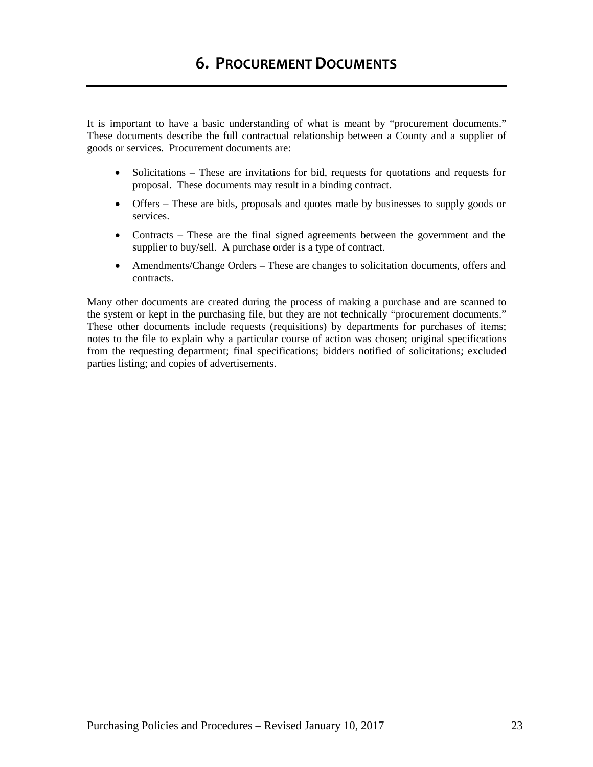# 6. PROCUREMENT DOCUMENTS

It is important to have a basic understanding of what is meant by "procurement documents." These documents describe the full contractual relationship between a County and a supplier of goods or services. Procurement documents are:

- Solicitations – These are invitations for bid, requests for quotations and requests for proposal. These documents may result in a binding contract.
- Offers – These are bids, proposals and quotes made by businesses to supply goods or services.
- Contracts – These are the final signed agreements between the government and the supplier to buy/sell. A purchase order is a type of contract.
- Amendments/Change Orders – These are changes to solicitation documents, offers and contracts.

Many other documents are created during the process of making a purchase and are scanned to the system or kept in the purchasing file, but they are not technically "procurement documents." These other documents include requests (requisitions) by departments for purchases of items; notes to the file to explain why a particular course of action was chosen; original specifications from the requesting department; final specifications; bidders notified of solicitations; excluded parties listing; and copies of advertisements.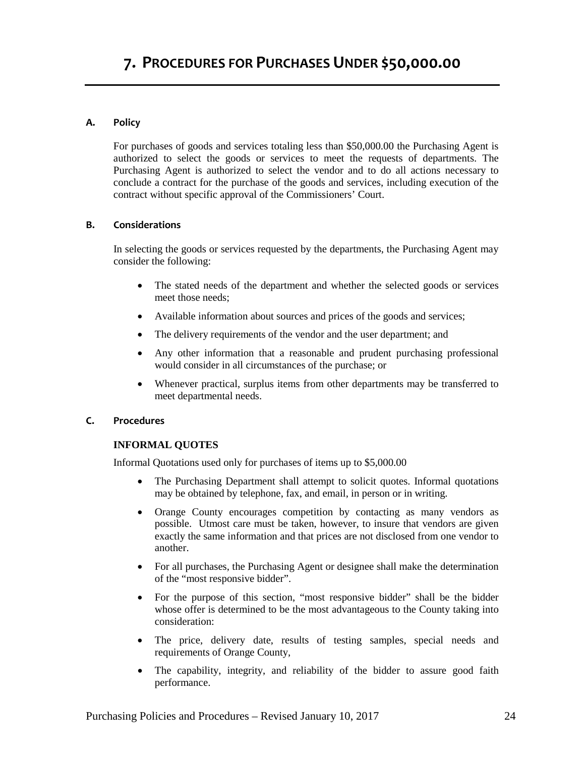# 7. PROCEDURES FOR PURCHASES UNDER $50,000.00

### A. Policy

For purchases of goods and services totaling less than $50,000.00 the Purchasing Agent is authorized to select the goods or services to meet the requests of departments. The Purchasing Agent is authorized to select the vendor and to do all actions necessary to conclude a contract for the purchase of the goods and services, including execution of the contract without specific approval of the Commissioners' Court.

### B. Considerations

In selecting the goods or services requested by the departments, the Purchasing Agent may consider the following:

- The stated needs of the department and whether the selected goods or services meet those needs;
- Available information about sources and prices of the goods and services;
- The delivery requirements of the vendor and the user department; and
- Any other information that a reasonable and prudent purchasing professional would consider in all circumstances of the purchase; or
- Whenever practical, surplus items from other departments may be transferred to meet departmental needs.

### C. Procedures

**INFORMAL QUOTES**

Informal Quotations used only for purchases of items up to $5,000.00

- The Purchasing Department shall attempt to solicit quotes. Informal quotations may be obtained by telephone, fax, and email, in person or in writing.
- Orange County encourages competition by contacting as many vendors as possible. Utmost care must be taken, however, to insure that vendors are given exactly the same information and that prices are not disclosed from one vendor to another.
- For all purchases, the Purchasing Agent or designee shall make the determination of the "most responsive bidder".
- For the purpose of this section, "most responsive bidder" shall be the bidder whose offer is determined to be the most advantageous to the County taking into consideration:
- The price, delivery date, results of testing samples, special needs and requirements of Orange County,
- The capability, integrity, and reliability of the bidder to assure good faith performance.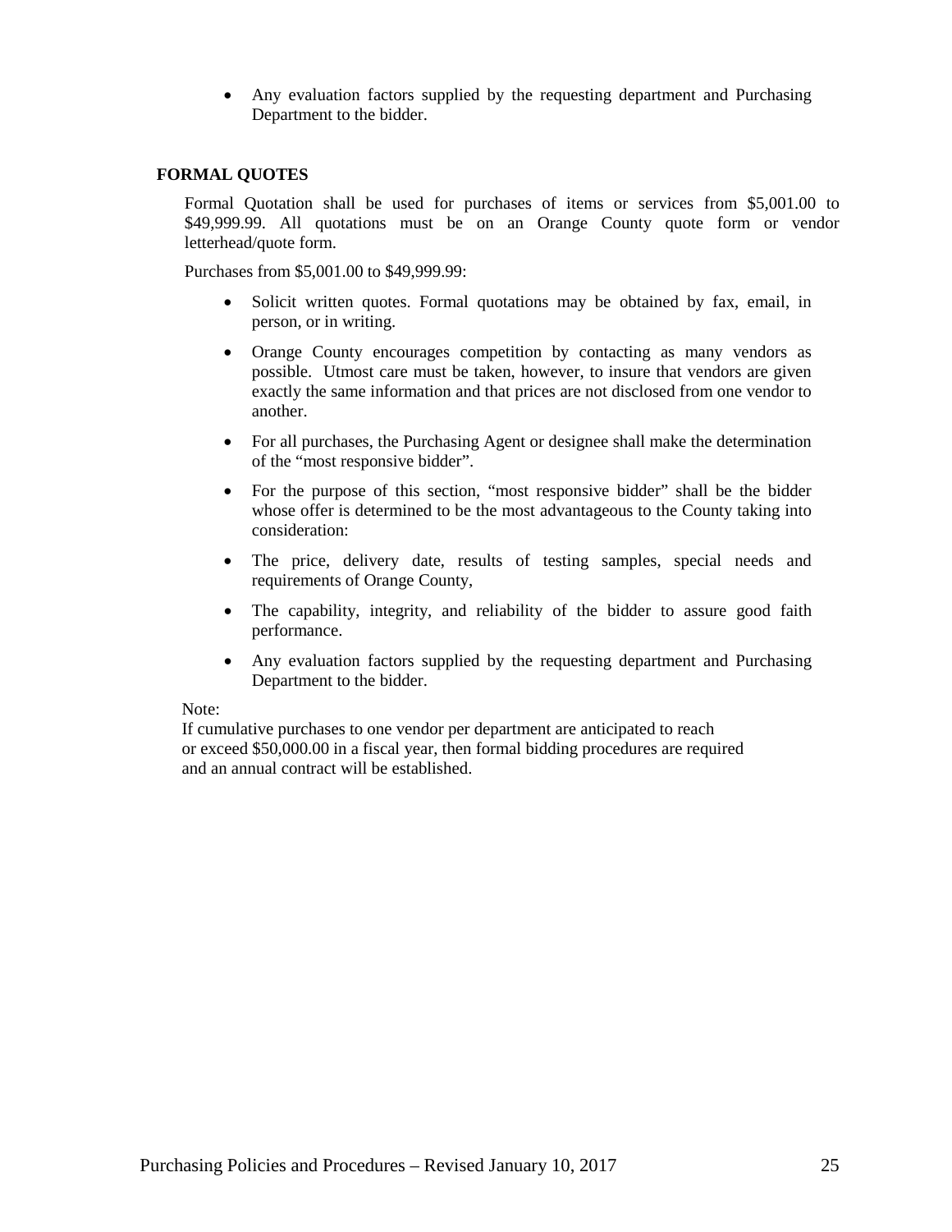- Any evaluation factors supplied by the requesting department and Purchasing Department to the bidder.

## FORMAL QUOTES

Formal Quotation shall be used for purchases of items or services from $5,001.00 to $49,999.99. All quotations must be on an Orange County quote form or vendor letterhead/quote form.

Purchases from $5,001.00 to $49,999.99:

- Solicit written quotes. Formal quotations may be obtained by fax, email, in person, or in writing.
- Orange County encourages competition by contacting as many vendors as possible. Utmost care must be taken, however, to insure that vendors are given exactly the same information and that prices are not disclosed from one vendor to another.
- For all purchases, the Purchasing Agent or designee shall make the determination of the "most responsive bidder".
- For the purpose of this section, "most responsive bidder" shall be the bidder whose offer is determined to be the most advantageous to the County taking into consideration:
- The price, delivery date, results of testing samples, special needs and requirements of Orange County,
- The capability, integrity, and reliability of the bidder to assure good faith performance.
- Any evaluation factors supplied by the requesting department and Purchasing Department to the bidder.

Note:
If cumulative purchases to one vendor per department are anticipated to reach or exceed $50,000.00 in a fiscal year, then formal bidding procedures are required and an annual contract will be established.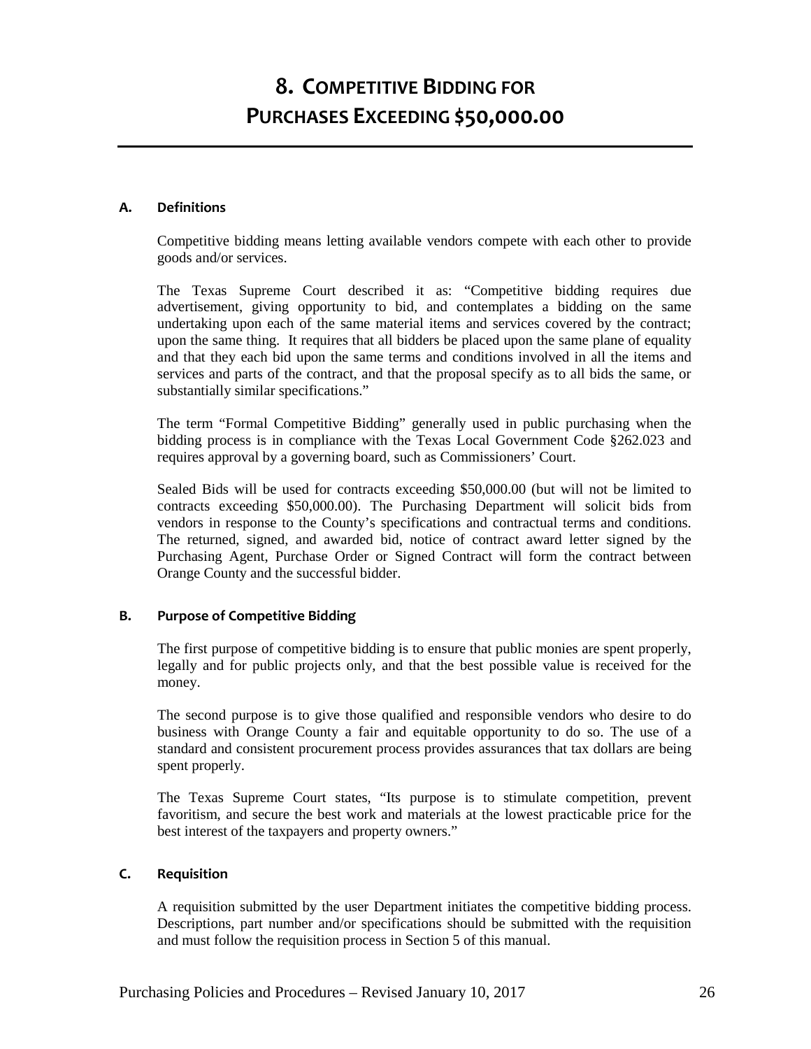# 8. COMPETITIVE BIDDING FOR PURCHASES EXCEEDING $50,000.00

### A. Definitions

Competitive bidding means letting available vendors compete with each other to provide goods and/or services.

The Texas Supreme Court described it as: "Competitive bidding requires due advertisement, giving opportunity to bid, and contemplates a bidding on the same undertaking upon each of the same material items and services covered by the contract; upon the same thing. It requires that all bidders be placed upon the same plane of equality and that they each bid upon the same terms and conditions involved in all the items and services and parts of the contract, and that the proposal specify as to all bids the same, or substantially similar specifications."

The term "Formal Competitive Bidding" generally used in public purchasing when the bidding process is in compliance with the Texas Local Government Code §262.023 and requires approval by a governing board, such as Commissioners' Court.

Sealed Bids will be used for contracts exceeding $50,000.00 (but will not be limited to contracts exceeding $50,000.00). The Purchasing Department will solicit bids from vendors in response to the County's specifications and contractual terms and conditions. The returned, signed, and awarded bid, notice of contract award letter signed by the Purchasing Agent, Purchase Order or Signed Contract will form the contract between Orange County and the successful bidder.

### B. Purpose of Competitive Bidding

The first purpose of competitive bidding is to ensure that public monies are spent properly, legally and for public projects only, and that the best possible value is received for the money.

The second purpose is to give those qualified and responsible vendors who desire to do business with Orange County a fair and equitable opportunity to do so. The use of a standard and consistent procurement process provides assurances that tax dollars are being spent properly.

The Texas Supreme Court states, "Its purpose is to stimulate competition, prevent favoritism, and secure the best work and materials at the lowest practicable price for the best interest of the taxpayers and property owners."

### C. Requisition

A requisition submitted by the user Department initiates the competitive bidding process. Descriptions, part number and/or specifications should be submitted with the requisition and must follow the requisition process in Section 5 of this manual.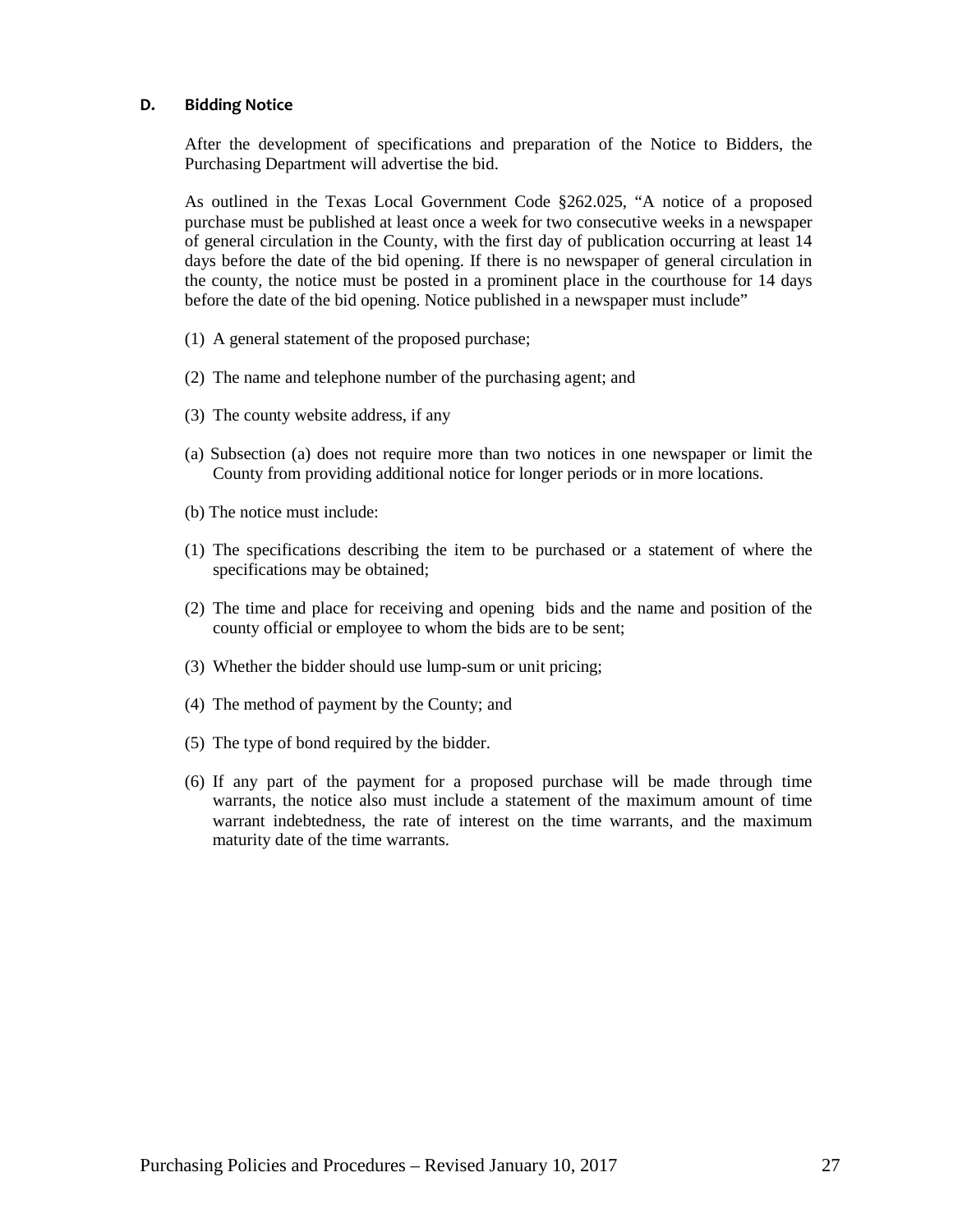#### D. Bidding Notice

After the development of specifications and preparation of the Notice to Bidders, the Purchasing Department will advertise the bid.

As outlined in the Texas Local Government Code §262.025, "A notice of a proposed purchase must be published at least once a week for two consecutive weeks in a newspaper of general circulation in the County, with the first day of publication occurring at least 14 days before the date of the bid opening. If there is no newspaper of general circulation in the county, the notice must be posted in a prominent place in the courthouse for 14 days before the date of the bid opening. Notice published in a newspaper must include"

(1) A general statement of the proposed purchase;

(2) The name and telephone number of the purchasing agent; and

(3) The county website address, if any

(a) Subsection (a) does not require more than two notices in one newspaper or limit the County from providing additional notice for longer periods or in more locations.

(b) The notice must include:

(1) The specifications describing the item to be purchased or a statement of where the specifications may be obtained;

(2) The time and place for receiving and opening bids and the name and position of the county official or employee to whom the bids are to be sent;

(3) Whether the bidder should use lump-sum or unit pricing;

(4) The method of payment by the County; and

(5) The type of bond required by the bidder.

(6) If any part of the payment for a proposed purchase will be made through time warrants, the notice also must include a statement of the maximum amount of time warrant indebtedness, the rate of interest on the time warrants, and the maximum maturity date of the time warrants.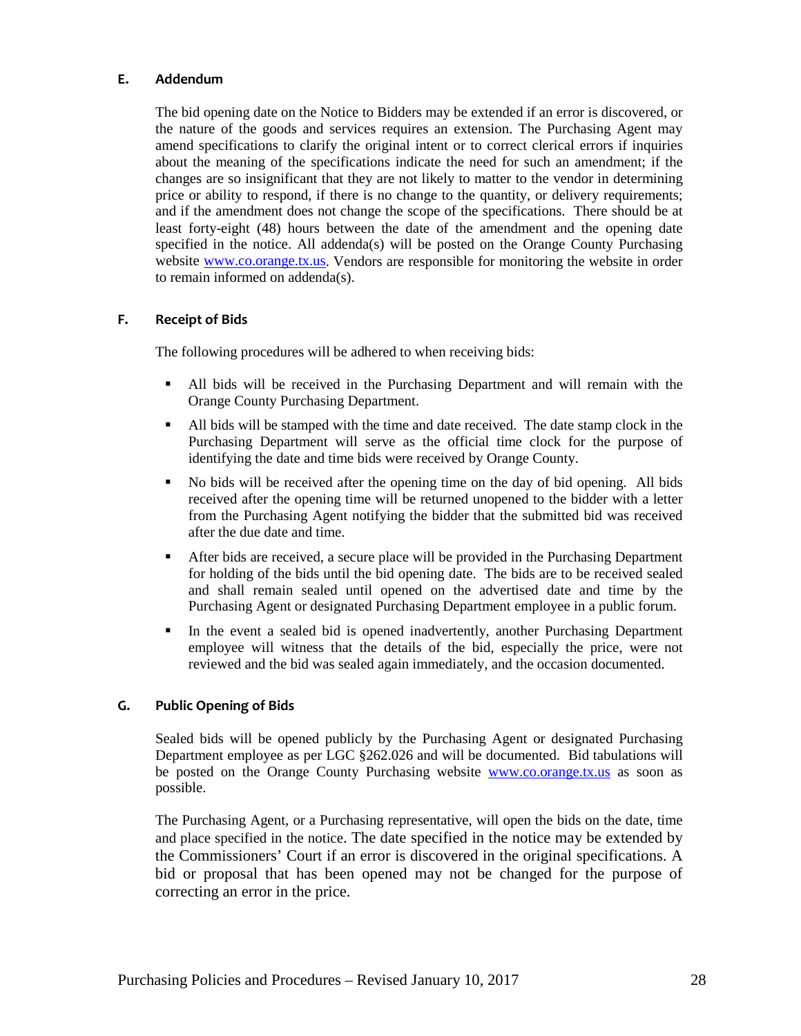### E. Addendum

The bid opening date on the Notice to Bidders may be extended if an error is discovered, or the nature of the goods and services requires an extension. The Purchasing Agent may amend specifications to clarify the original intent or to correct clerical errors if inquiries about the meaning of the specifications indicate the need for such an amendment; if the changes are so insignificant that they are not likely to matter to the vendor in determining price or ability to respond, if there is no change to the quantity, or delivery requirements; and if the amendment does not change the scope of the specifications. There should be at least forty-eight (48) hours between the date of the amendment and the opening date specified in the notice. All addenda(s) will be posted on the Orange County Purchasing website [www.co.orange.tx.us](http://www.co.orange.tx.us). Vendors are responsible for monitoring the website in order to remain informed on addenda(s).

### F. Receipt of Bids

The following procedures will be adhered to when receiving bids:

- All bids will be received in the Purchasing Department and will remain with the Orange County Purchasing Department.
- All bids will be stamped with the time and date received. The date stamp clock in the Purchasing Department will serve as the official time clock for the purpose of identifying the date and time bids were received by Orange County.
- No bids will be received after the opening time on the day of bid opening. All bids received after the opening time will be returned unopened to the bidder with a letter from the Purchasing Agent notifying the bidder that the submitted bid was received after the due date and time.
- After bids are received, a secure place will be provided in the Purchasing Department for holding of the bids until the bid opening date. The bids are to be received sealed and shall remain sealed until opened on the advertised date and time by the Purchasing Agent or designated Purchasing Department employee in a public forum.
- In the event a sealed bid is opened inadvertently, another Purchasing Department employee will witness that the details of the bid, especially the price, were not reviewed and the bid was sealed again immediately, and the occasion documented.

### G. Public Opening of Bids

Sealed bids will be opened publicly by the Purchasing Agent or designated Purchasing Department employee as per LGC §262.026 and will be documented. Bid tabulations will be posted on the Orange County Purchasing website [www.co.orange.tx.us](http://www.co.orange.tx.us) as soon as possible.

The Purchasing Agent, or a Purchasing representative, will open the bids on the date, time and place specified in the notice. The date specified in the notice may be extended by the Commissioners' Court if an error is discovered in the original specifications. A bid or proposal that has been opened may not be changed for the purpose of correcting an error in the price.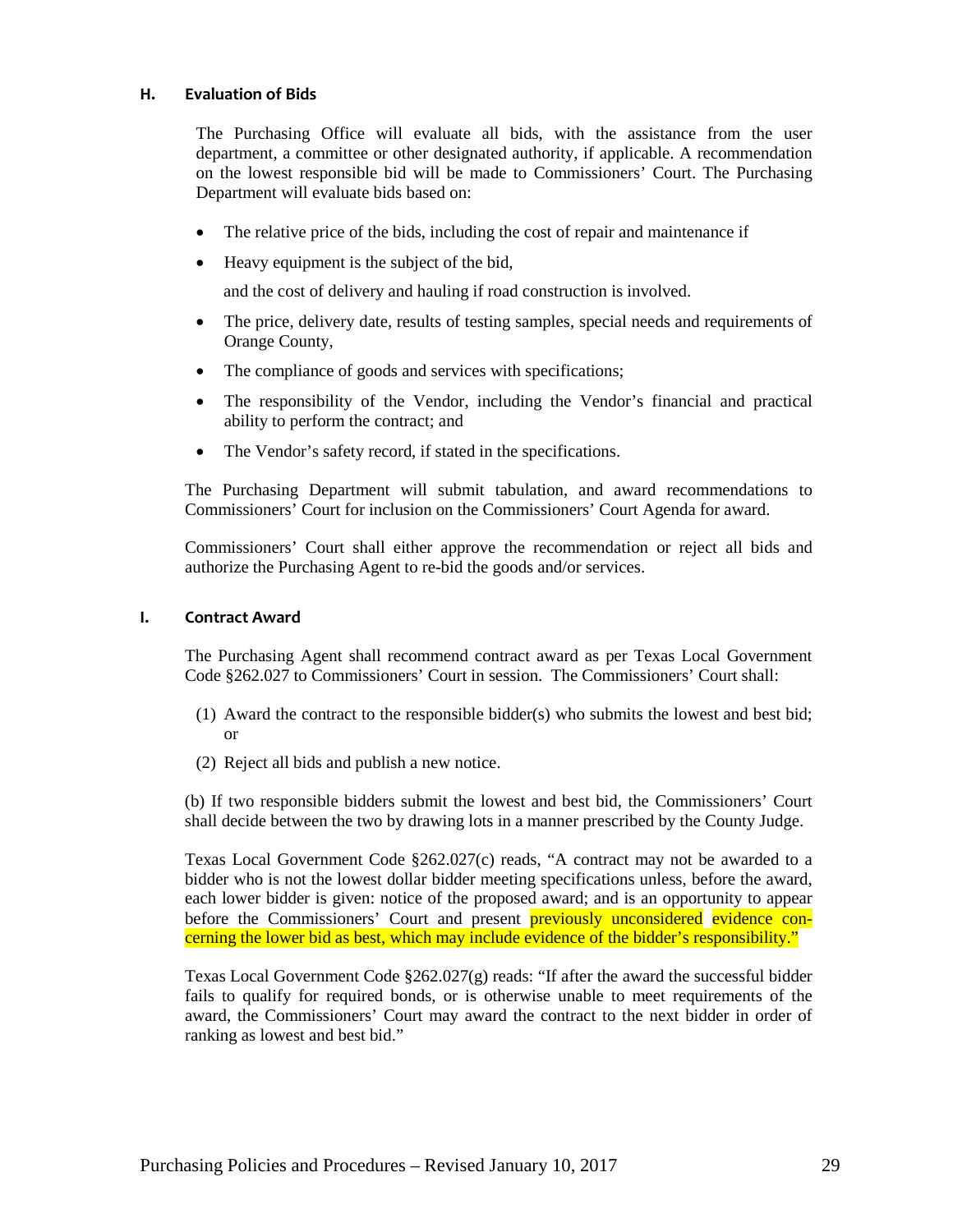### H. Evaluation of Bids

The Purchasing Office will evaluate all bids, with the assistance from the user department, a committee or other designated authority, if applicable. A recommendation on the lowest responsible bid will be made to Commissioners' Court. The Purchasing Department will evaluate bids based on:

- The relative price of the bids, including the cost of repair and maintenance if
- Heavy equipment is the subject of the bid,

  and the cost of delivery and hauling if road construction is involved.
- The price, delivery date, results of testing samples, special needs and requirements of Orange County,
- The compliance of goods and services with specifications;
- The responsibility of the Vendor, including the Vendor's financial and practical ability to perform the contract; and
- The Vendor's safety record, if stated in the specifications.

The Purchasing Department will submit tabulation, and award recommendations to Commissioners' Court for inclusion on the Commissioners' Court Agenda for award.

Commissioners' Court shall either approve the recommendation or reject all bids and authorize the Purchasing Agent to re-bid the goods and/or services.

### I. Contract Award

The Purchasing Agent shall recommend contract award as per Texas Local Government Code §262.027 to Commissioners' Court in session. The Commissioners' Court shall:

(1) Award the contract to the responsible bidder(s) who submits the lowest and best bid; or

(2) Reject all bids and publish a new notice.

(b) If two responsible bidders submit the lowest and best bid, the Commissioners' Court shall decide between the two by drawing lots in a manner prescribed by the County Judge.

Texas Local Government Code §262.027(c) reads, "A contract may not be awarded to a bidder who is not the lowest dollar bidder meeting specifications unless, before the award, each lower bidder is given: notice of the proposed award; and is an opportunity to appear before the Commissioners' Court and present previously unconsidered evidence concerning the lower bid as best, which may include evidence of the bidder's responsibility."

Texas Local Government Code §262.027(g) reads: "If after the award the successful bidder fails to qualify for required bonds, or is otherwise unable to meet requirements of the award, the Commissioners' Court may award the contract to the next bidder in order of ranking as lowest and best bid."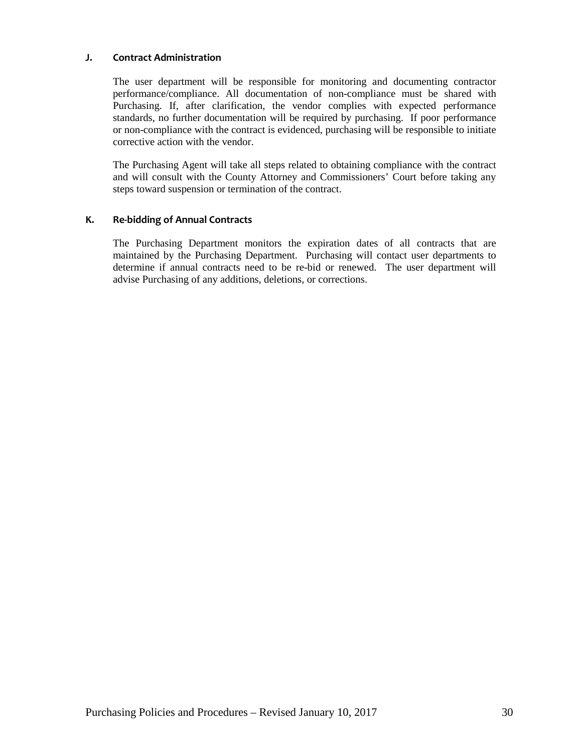### J. Contract Administration

The user department will be responsible for monitoring and documenting contractor performance/compliance. All documentation of non-compliance must be shared with Purchasing. If, after clarification, the vendor complies with expected performance standards, no further documentation will be required by purchasing. If poor performance or non-compliance with the contract is evidenced, purchasing will be responsible to initiate corrective action with the vendor.

The Purchasing Agent will take all steps related to obtaining compliance with the contract and will consult with the County Attorney and Commissioners' Court before taking any steps toward suspension or termination of the contract.

### K. Re-bidding of Annual Contracts

The Purchasing Department monitors the expiration dates of all contracts that are maintained by the Purchasing Department. Purchasing will contact user departments to determine if annual contracts need to be re-bid or renewed. The user department will advise Purchasing of any additions, deletions, or corrections.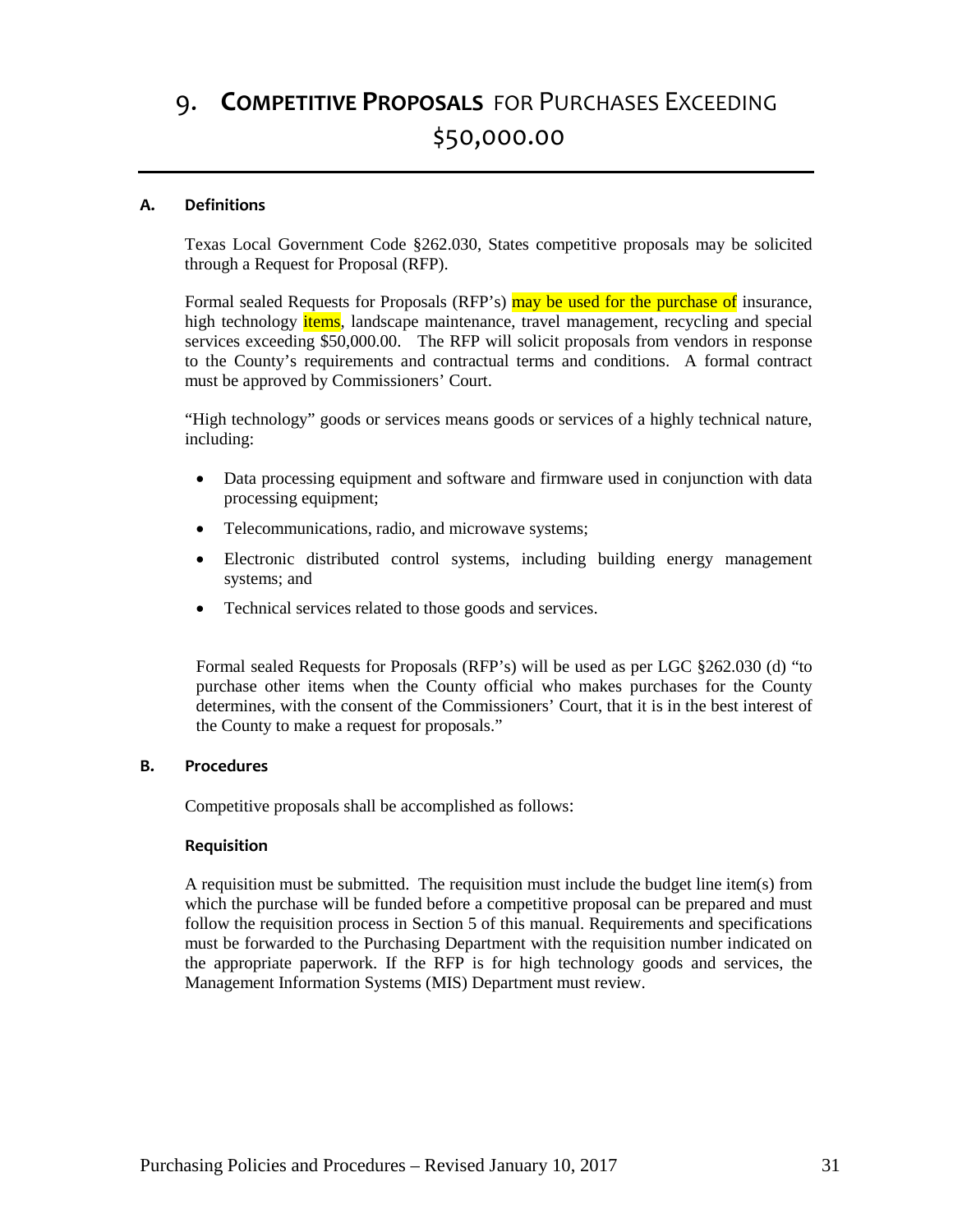# 9. COMPETITIVE PROPOSALS FOR PURCHASES EXCEEDING $50,000.00

## A. Definitions

Texas Local Government Code §262.030, States competitive proposals may be solicited through a Request for Proposal (RFP).

Formal sealed Requests for Proposals (RFP's) may be used for the purchase of insurance, high technology items, landscape maintenance, travel management, recycling and special services exceeding $50,000.00. The RFP will solicit proposals from vendors in response to the County's requirements and contractual terms and conditions. A formal contract must be approved by Commissioners' Court.

"High technology" goods or services means goods or services of a highly technical nature, including:

- Data processing equipment and software and firmware used in conjunction with data processing equipment;
- Telecommunications, radio, and microwave systems;
- Electronic distributed control systems, including building energy management systems; and
- Technical services related to those goods and services.

Formal sealed Requests for Proposals (RFP's) will be used as per LGC §262.030 (d) "to purchase other items when the County official who makes purchases for the County determines, with the consent of the Commissioners' Court, that it is in the best interest of the County to make a request for proposals."

## B. Procedures

Competitive proposals shall be accomplished as follows:

### Requisition

A requisition must be submitted. The requisition must include the budget line item(s) from which the purchase will be funded before a competitive proposal can be prepared and must follow the requisition process in Section 5 of this manual. Requirements and specifications must be forwarded to the Purchasing Department with the requisition number indicated on the appropriate paperwork. If the RFP is for high technology goods and services, the Management Information Systems (MIS) Department must review.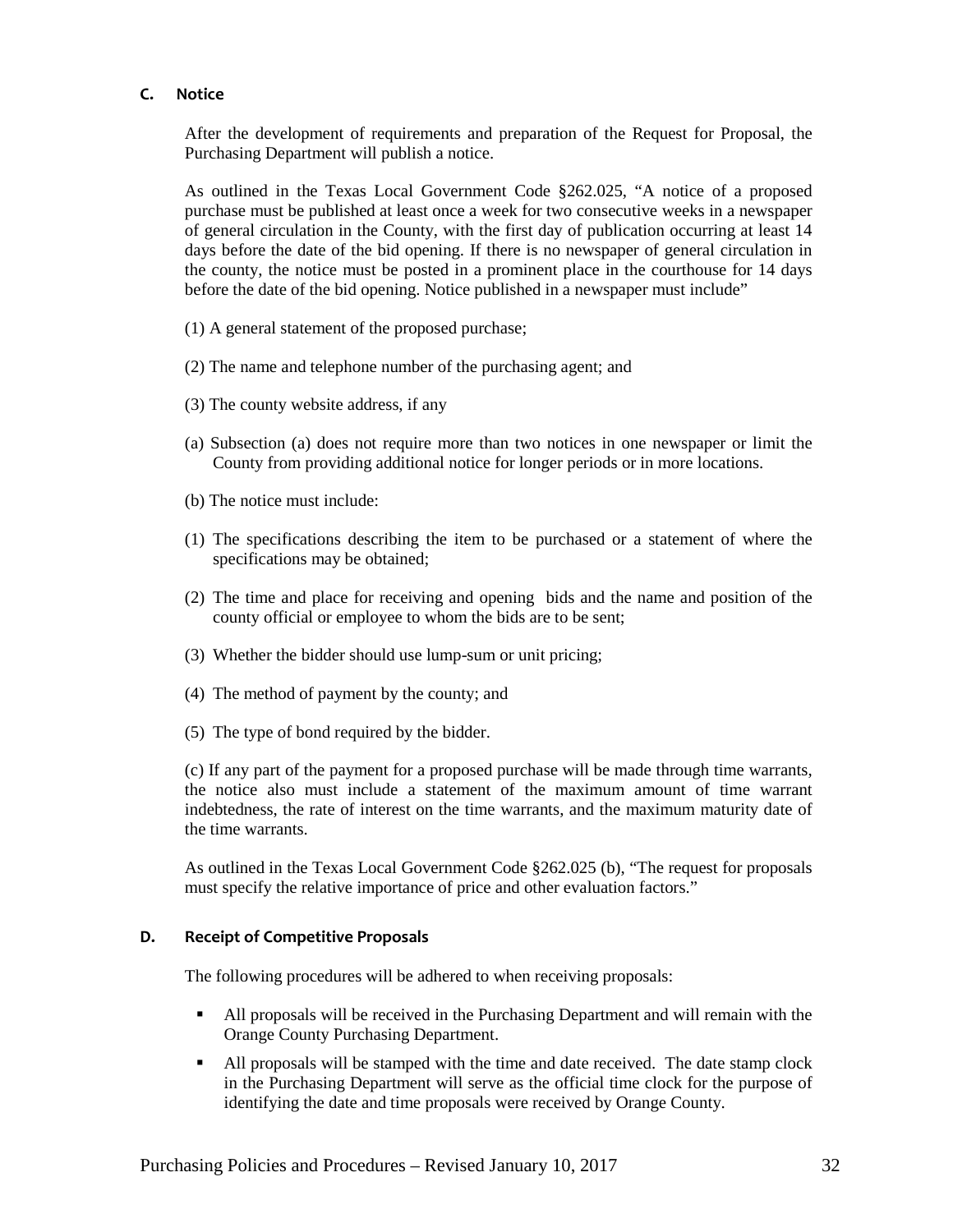### C. Notice

After the development of requirements and preparation of the Request for Proposal, the Purchasing Department will publish a notice.

As outlined in the Texas Local Government Code §262.025, "A notice of a proposed purchase must be published at least once a week for two consecutive weeks in a newspaper of general circulation in the County, with the first day of publication occurring at least 14 days before the date of the bid opening. If there is no newspaper of general circulation in the county, the notice must be posted in a prominent place in the courthouse for 14 days before the date of the bid opening. Notice published in a newspaper must include"

(1) A general statement of the proposed purchase;

(2) The name and telephone number of the purchasing agent; and

(3) The county website address, if any

(a) Subsection (a) does not require more than two notices in one newspaper or limit the County from providing additional notice for longer periods or in more locations.

(b) The notice must include:

(1) The specifications describing the item to be purchased or a statement of where the specifications may be obtained;

(2) The time and place for receiving and opening bids and the name and position of the county official or employee to whom the bids are to be sent;

(3) Whether the bidder should use lump-sum or unit pricing;

(4) The method of payment by the county; and

(5) The type of bond required by the bidder.

(c) If any part of the payment for a proposed purchase will be made through time warrants, the notice also must include a statement of the maximum amount of time warrant indebtedness, the rate of interest on the time warrants, and the maximum maturity date of the time warrants.

As outlined in the Texas Local Government Code §262.025 (b), "The request for proposals must specify the relative importance of price and other evaluation factors."

### D. Receipt of Competitive Proposals

The following procedures will be adhered to when receiving proposals:

- All proposals will be received in the Purchasing Department and will remain with the Orange County Purchasing Department.
- All proposals will be stamped with the time and date received. The date stamp clock in the Purchasing Department will serve as the official time clock for the purpose of identifying the date and time proposals were received by Orange County.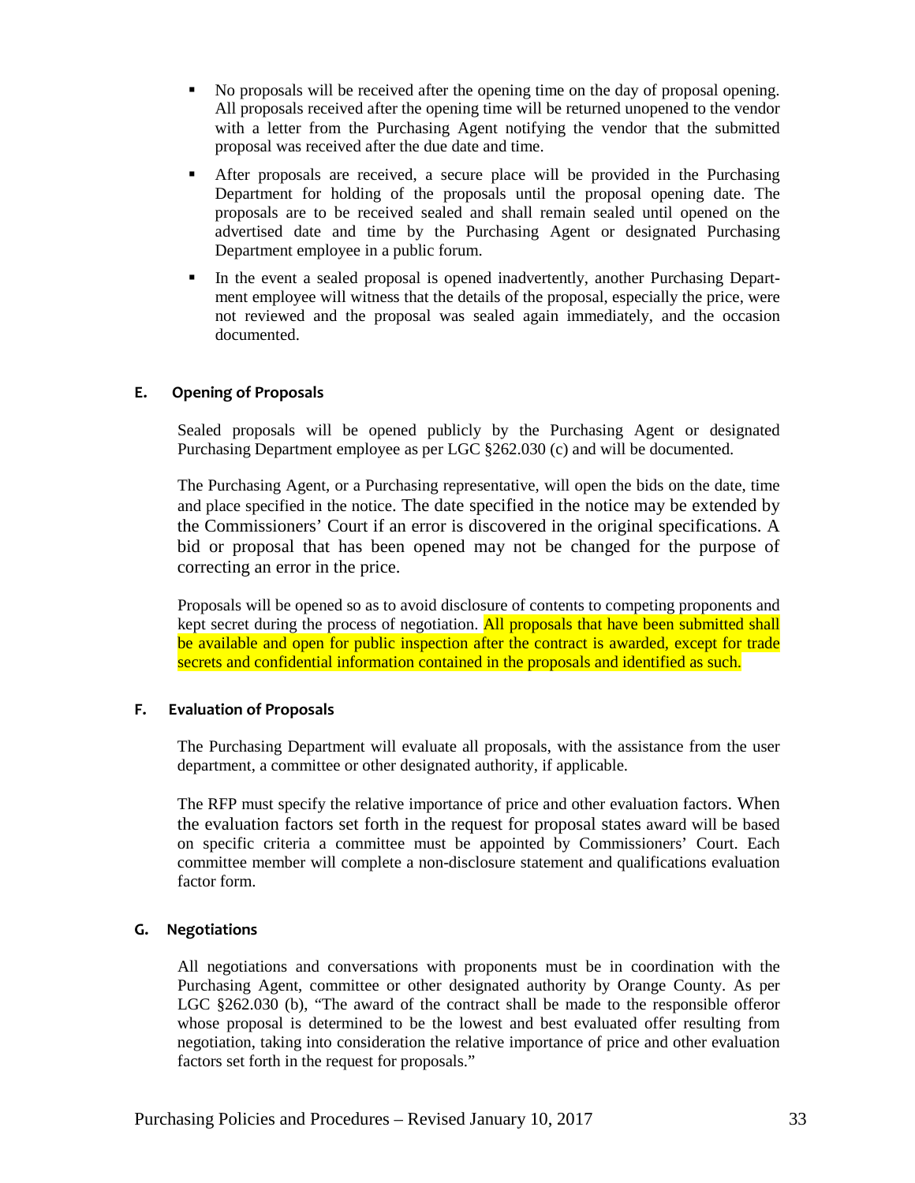- No proposals will be received after the opening time on the day of proposal opening. All proposals received after the opening time will be returned unopened to the vendor with a letter from the Purchasing Agent notifying the vendor that the submitted proposal was received after the due date and time.
- After proposals are received, a secure place will be provided in the Purchasing Department for holding of the proposals until the proposal opening date. The proposals are to be received sealed and shall remain sealed until opened on the advertised date and time by the Purchasing Agent or designated Purchasing Department employee in a public forum.
- In the event a sealed proposal is opened inadvertently, another Purchasing Department employee will witness that the details of the proposal, especially the price, were not reviewed and the proposal was sealed again immediately, and the occasion documented.

### E. Opening of Proposals

Sealed proposals will be opened publicly by the Purchasing Agent or designated Purchasing Department employee as per LGC §262.030 (c) and will be documented.

The Purchasing Agent, or a Purchasing representative, will open the bids on the date, time and place specified in the notice. The date specified in the notice may be extended by the Commissioners' Court if an error is discovered in the original specifications. A bid or proposal that has been opened may not be changed for the purpose of correcting an error in the price.

Proposals will be opened so as to avoid disclosure of contents to competing proponents and kept secret during the process of negotiation. All proposals that have been submitted shall be available and open for public inspection after the contract is awarded, except for trade secrets and confidential information contained in the proposals and identified as such.

### F. Evaluation of Proposals

The Purchasing Department will evaluate all proposals, with the assistance from the user department, a committee or other designated authority, if applicable.

The RFP must specify the relative importance of price and other evaluation factors. When the evaluation factors set forth in the request for proposal states award will be based on specific criteria a committee must be appointed by Commissioners' Court. Each committee member will complete a non-disclosure statement and qualifications evaluation factor form.

### G. Negotiations

All negotiations and conversations with proponents must be in coordination with the Purchasing Agent, committee or other designated authority by Orange County. As per LGC §262.030 (b), "The award of the contract shall be made to the responsible offeror whose proposal is determined to be the lowest and best evaluated offer resulting from negotiation, taking into consideration the relative importance of price and other evaluation factors set forth in the request for proposals."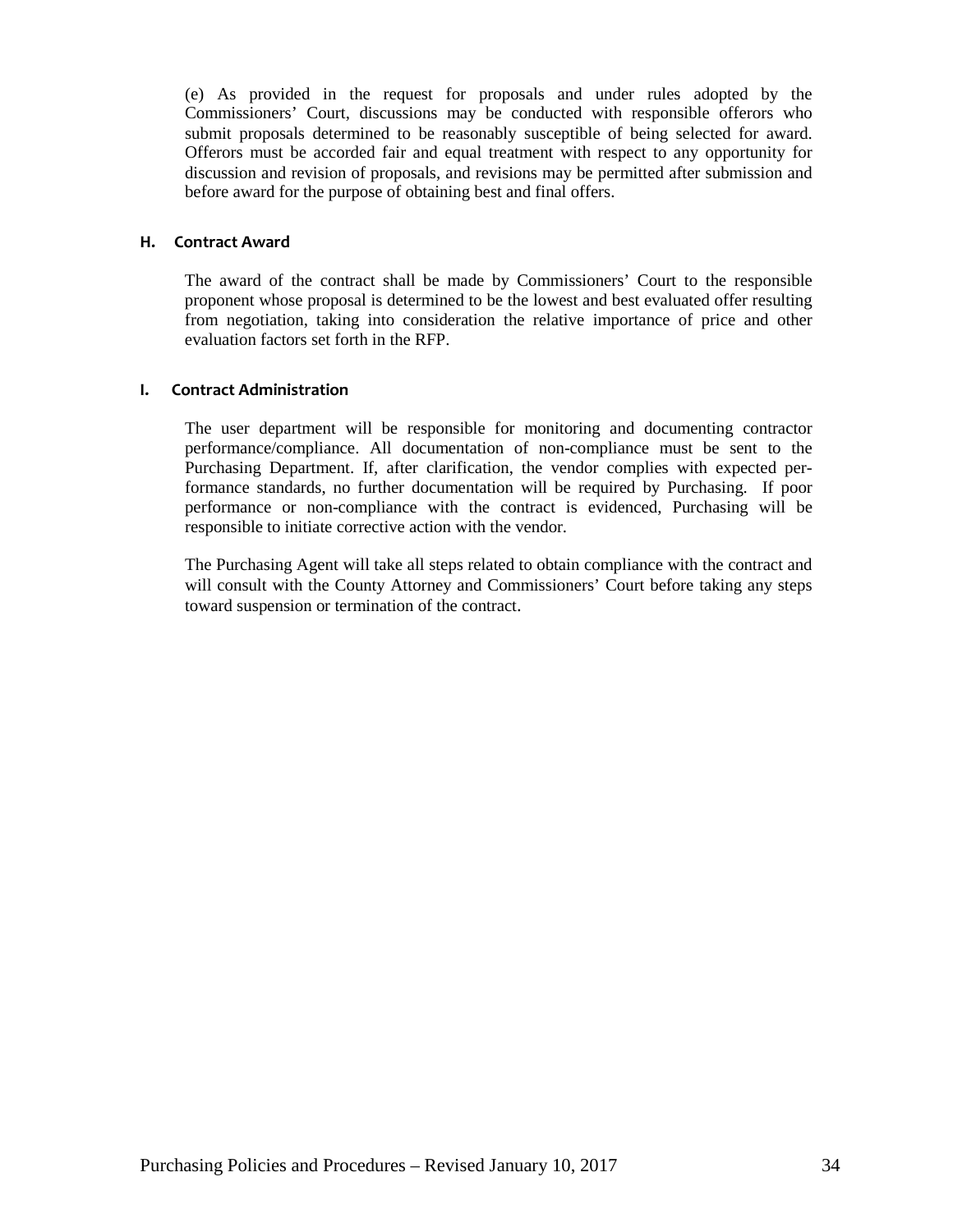(e) As provided in the request for proposals and under rules adopted by the Commissioners' Court, discussions may be conducted with responsible offerors who submit proposals determined to be reasonably susceptible of being selected for award. Offerors must be accorded fair and equal treatment with respect to any opportunity for discussion and revision of proposals, and revisions may be permitted after submission and before award for the purpose of obtaining best and final offers.

### H. Contract Award

The award of the contract shall be made by Commissioners' Court to the responsible proponent whose proposal is determined to be the lowest and best evaluated offer resulting from negotiation, taking into consideration the relative importance of price and other evaluation factors set forth in the RFP.

### I. Contract Administration

The user department will be responsible for monitoring and documenting contractor performance/compliance. All documentation of non-compliance must be sent to the Purchasing Department. If, after clarification, the vendor complies with expected performance standards, no further documentation will be required by Purchasing. If poor performance or non-compliance with the contract is evidenced, Purchasing will be responsible to initiate corrective action with the vendor.

The Purchasing Agent will take all steps related to obtain compliance with the contract and will consult with the County Attorney and Commissioners' Court before taking any steps toward suspension or termination of the contract.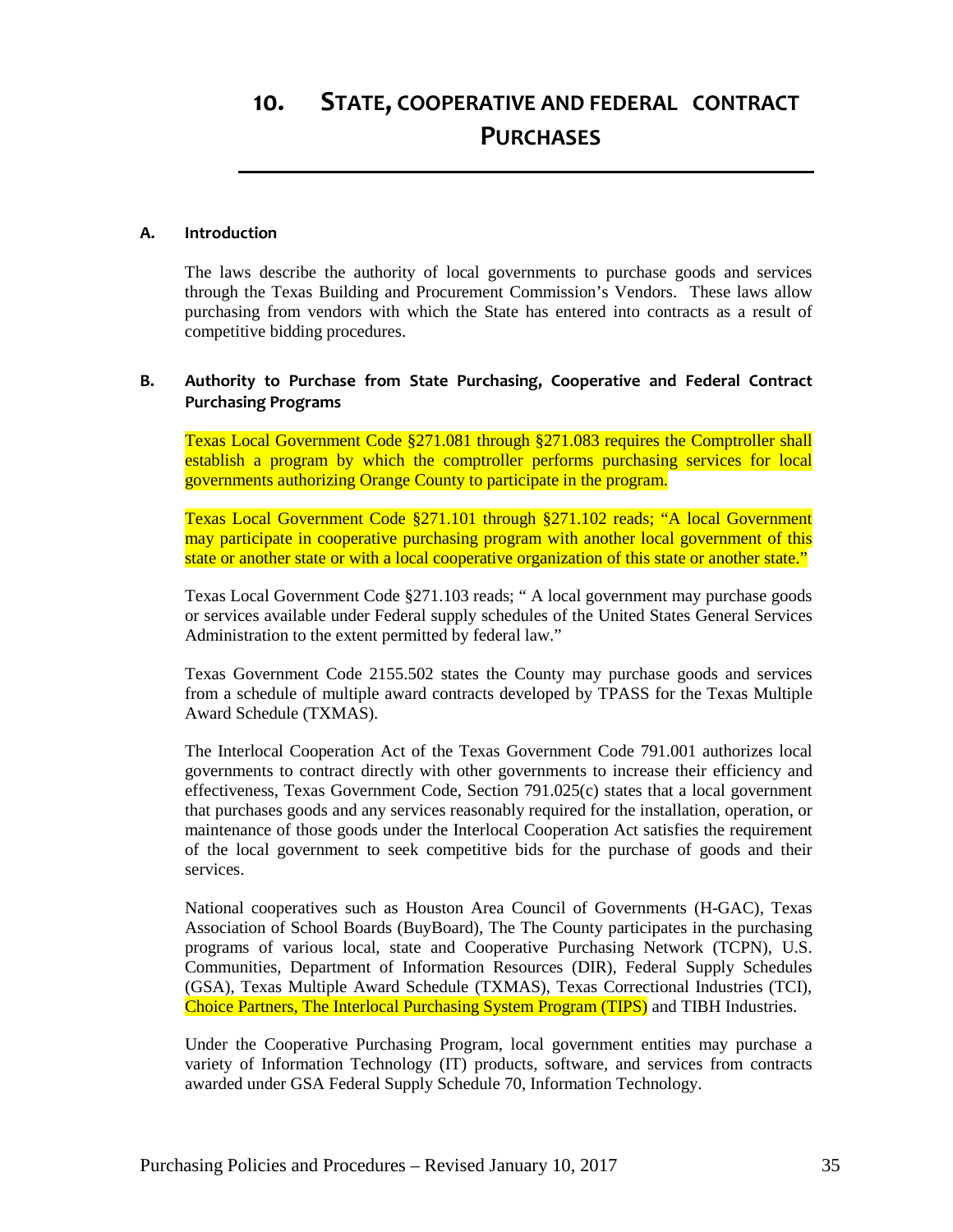# 10. STATE, COOPERATIVE AND FEDERAL CONTRACT PURCHASES

## A. Introduction

The laws describe the authority of local governments to purchase goods and services through the Texas Building and Procurement Commission's Vendors. These laws allow purchasing from vendors with which the State has entered into contracts as a result of competitive bidding procedures.

## B. Authority to Purchase from State Purchasing, Cooperative and Federal Contract Purchasing Programs

Texas Local Government Code §271.081 through §271.083 requires the Comptroller shall establish a program by which the comptroller performs purchasing services for local governments authorizing Orange County to participate in the program.

Texas Local Government Code §271.101 through §271.102 reads; "A local Government may participate in cooperative purchasing program with another local government of this state or another state or with a local cooperative organization of this state or another state."

Texas Local Government Code §271.103 reads; " A local government may purchase goods or services available under Federal supply schedules of the United States General Services Administration to the extent permitted by federal law."

Texas Government Code 2155.502 states the County may purchase goods and services from a schedule of multiple award contracts developed by TPASS for the Texas Multiple Award Schedule (TXMAS).

The Interlocal Cooperation Act of the Texas Government Code 791.001 authorizes local governments to contract directly with other governments to increase their efficiency and effectiveness, Texas Government Code, Section 791.025(c) states that a local government that purchases goods and any services reasonably required for the installation, operation, or maintenance of those goods under the Interlocal Cooperation Act satisfies the requirement of the local government to seek competitive bids for the purchase of goods and their services.

National cooperatives such as Houston Area Council of Governments (H-GAC), Texas Association of School Boards (BuyBoard), The The County participates in the purchasing programs of various local, state and Cooperative Purchasing Network (TCPN), U.S. Communities, Department of Information Resources (DIR), Federal Supply Schedules (GSA), Texas Multiple Award Schedule (TXMAS), Texas Correctional Industries (TCI), Choice Partners, The Interlocal Purchasing System Program (TIPS) and TIBH Industries.

Under the Cooperative Purchasing Program, local government entities may purchase a variety of Information Technology (IT) products, software, and services from contracts awarded under GSA Federal Supply Schedule 70, Information Technology.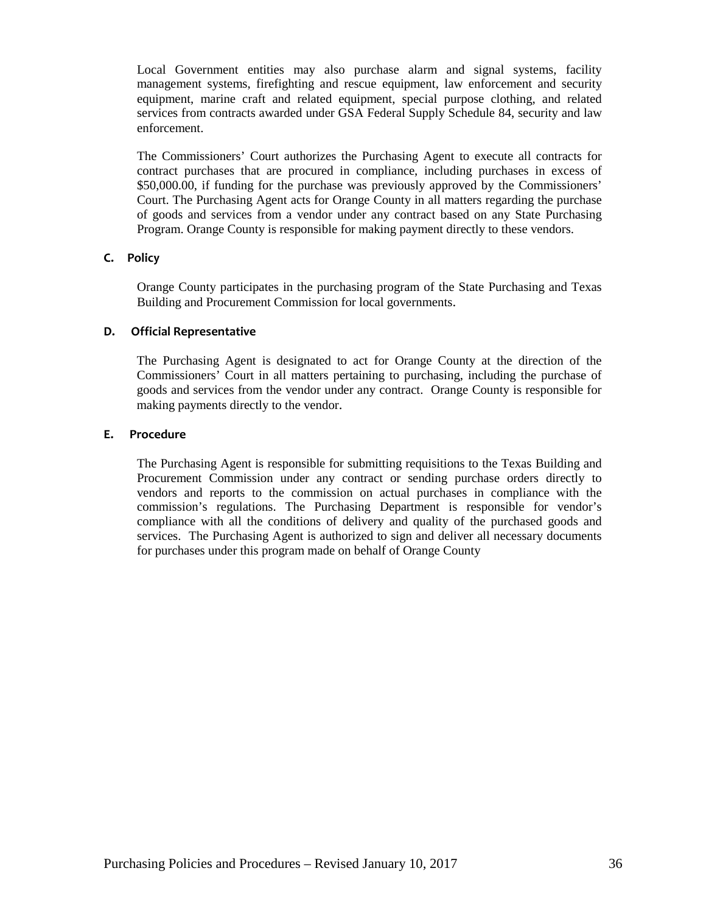Local Government entities may also purchase alarm and signal systems, facility management systems, firefighting and rescue equipment, law enforcement and security equipment, marine craft and related equipment, special purpose clothing, and related services from contracts awarded under GSA Federal Supply Schedule 84, security and law enforcement.

The Commissioners' Court authorizes the Purchasing Agent to execute all contracts for contract purchases that are procured in compliance, including purchases in excess of $50,000.00, if funding for the purchase was previously approved by the Commissioners' Court. The Purchasing Agent acts for Orange County in all matters regarding the purchase of goods and services from a vendor under any contract based on any State Purchasing Program. Orange County is responsible for making payment directly to these vendors.

**C. Policy**

Orange County participates in the purchasing program of the State Purchasing and Texas Building and Procurement Commission for local governments.

**D. Official Representative**

The Purchasing Agent is designated to act for Orange County at the direction of the Commissioners' Court in all matters pertaining to purchasing, including the purchase of goods and services from the vendor under any contract. Orange County is responsible for making payments directly to the vendor.

**E. Procedure**

The Purchasing Agent is responsible for submitting requisitions to the Texas Building and Procurement Commission under any contract or sending purchase orders directly to vendors and reports to the commission on actual purchases in compliance with the commission's regulations. The Purchasing Department is responsible for vendor's compliance with all the conditions of delivery and quality of the purchased goods and services. The Purchasing Agent is authorized to sign and deliver all necessary documents for purchases under this program made on behalf of Orange County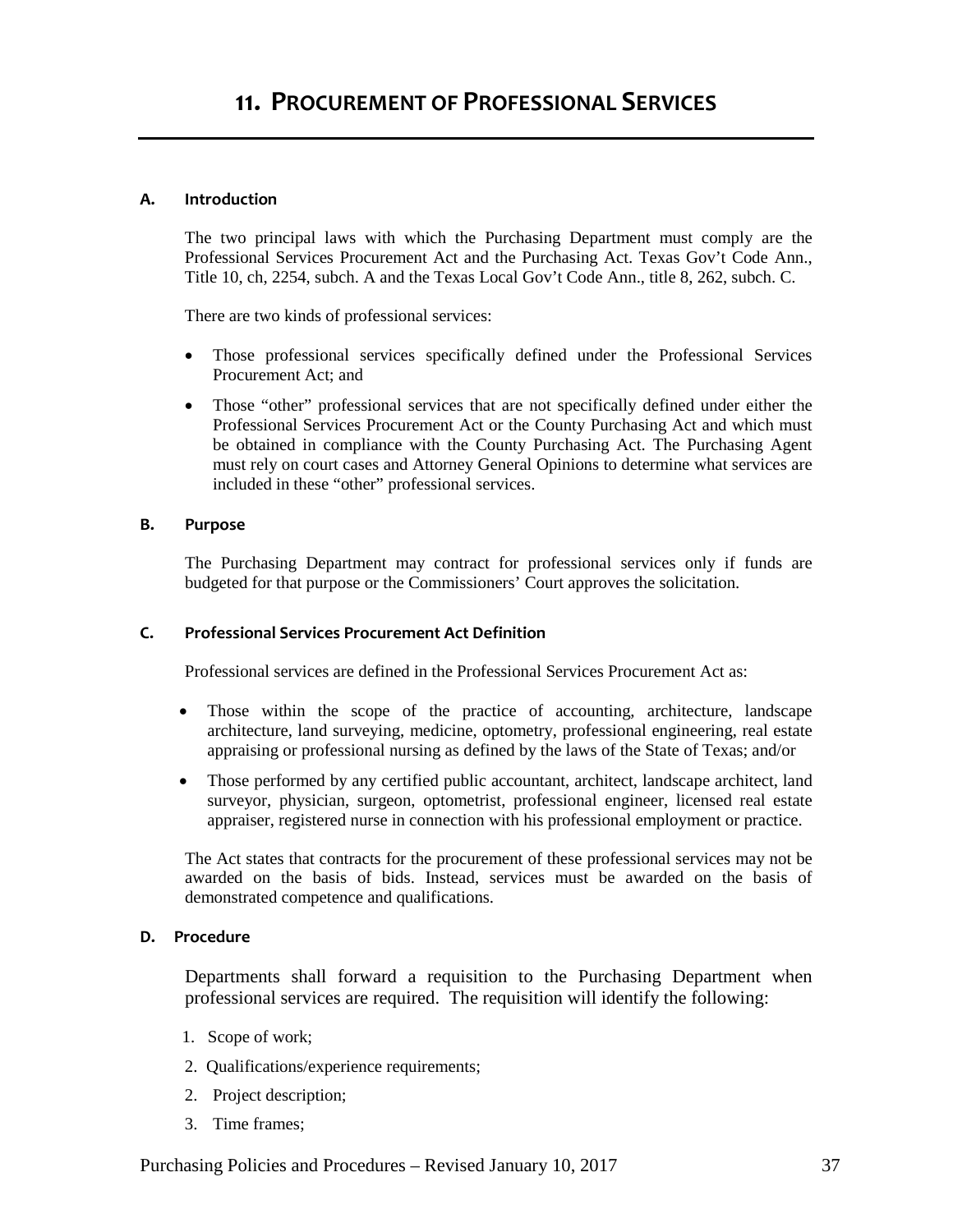# 11. Procurement of Professional Services

### A. Introduction

The two principal laws with which the Purchasing Department must comply are the Professional Services Procurement Act and the Purchasing Act. Texas Gov't Code Ann., Title 10, ch, 2254, subch. A and the Texas Local Gov't Code Ann., title 8, 262, subch. C.

There are two kinds of professional services:

- Those professional services specifically defined under the Professional Services Procurement Act; and
- Those "other" professional services that are not specifically defined under either the Professional Services Procurement Act or the County Purchasing Act and which must be obtained in compliance with the County Purchasing Act. The Purchasing Agent must rely on court cases and Attorney General Opinions to determine what services are included in these "other" professional services.

### B. Purpose

The Purchasing Department may contract for professional services only if funds are budgeted for that purpose or the Commissioners' Court approves the solicitation.

### C. Professional Services Procurement Act Definition

Professional services are defined in the Professional Services Procurement Act as:

- Those within the scope of the practice of accounting, architecture, landscape architecture, land surveying, medicine, optometry, professional engineering, real estate appraising or professional nursing as defined by the laws of the State of Texas; and/or
- Those performed by any certified public accountant, architect, landscape architect, land surveyor, physician, surgeon, optometrist, professional engineer, licensed real estate appraiser, registered nurse in connection with his professional employment or practice.

The Act states that contracts for the procurement of these professional services may not be awarded on the basis of bids. Instead, services must be awarded on the basis of demonstrated competence and qualifications.

### D. Procedure

Departments shall forward a requisition to the Purchasing Department when professional services are required. The requisition will identify the following:

1. Scope of work;
2. Qualifications/experience requirements;
2. Project description;
3. Time frames;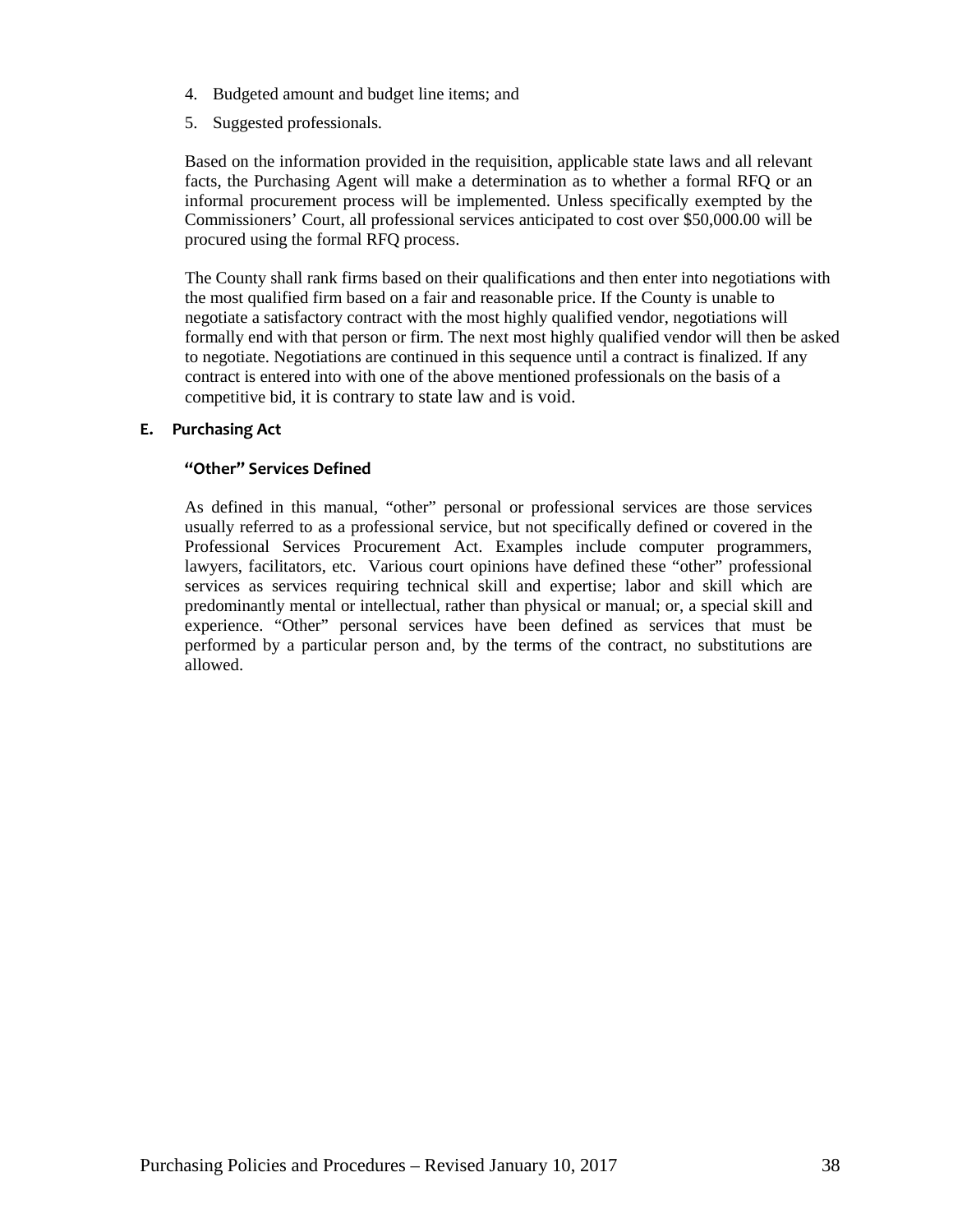4. Budgeted amount and budget line items; and
5. Suggested professionals.

Based on the information provided in the requisition, applicable state laws and all relevant facts, the Purchasing Agent will make a determination as to whether a formal RFQ or an informal procurement process will be implemented. Unless specifically exempted by the Commissioners' Court, all professional services anticipated to cost over $50,000.00 will be procured using the formal RFQ process.

The County shall rank firms based on their qualifications and then enter into negotiations with the most qualified firm based on a fair and reasonable price. If the County is unable to negotiate a satisfactory contract with the most highly qualified vendor, negotiations will formally end with that person or firm. The next most highly qualified vendor will then be asked to negotiate. Negotiations are continued in this sequence until a contract is finalized. If any contract is entered into with one of the above mentioned professionals on the basis of a competitive bid, it is contrary to state law and is void.

## E. Purchasing Act

### "Other" Services Defined

As defined in this manual, "other" personal or professional services are those services usually referred to as a professional service, but not specifically defined or covered in the Professional Services Procurement Act. Examples include computer programmers, lawyers, facilitators, etc. Various court opinions have defined these "other" professional services as services requiring technical skill and expertise; labor and skill which are predominantly mental or intellectual, rather than physical or manual; or, a special skill and experience. "Other" personal services have been defined as services that must be performed by a particular person and, by the terms of the contract, no substitutions are allowed.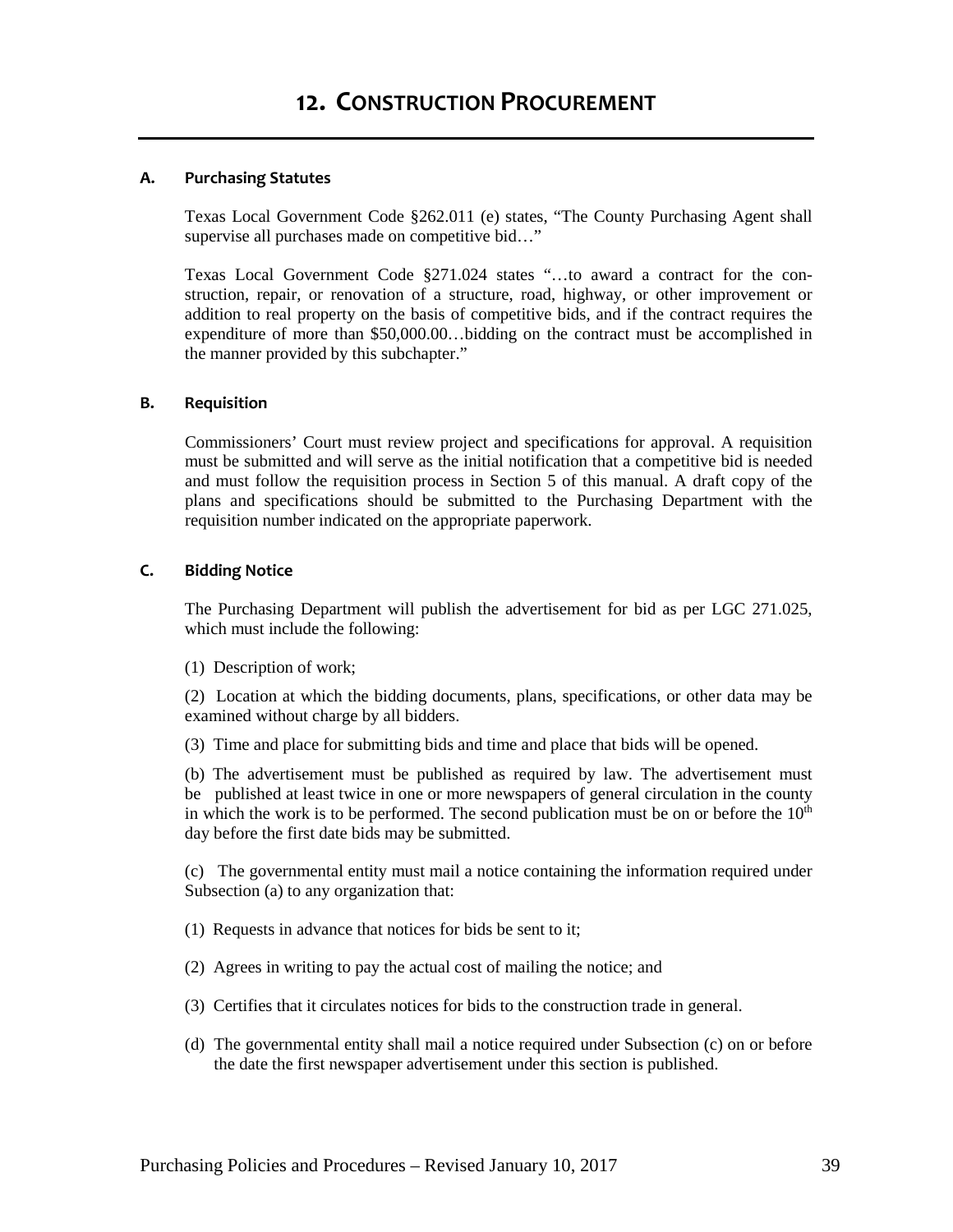# 12. CONSTRUCTION PROCUREMENT

### A. Purchasing Statutes

Texas Local Government Code §262.011 (e) states, "The County Purchasing Agent shall supervise all purchases made on competitive bid…"

Texas Local Government Code §271.024 states "…to award a contract for the construction, repair, or renovation of a structure, road, highway, or other improvement or addition to real property on the basis of competitive bids, and if the contract requires the expenditure of more than $50,000.00…bidding on the contract must be accomplished in the manner provided by this subchapter."

### B. Requisition

Commissioners' Court must review project and specifications for approval. A requisition must be submitted and will serve as the initial notification that a competitive bid is needed and must follow the requisition process in Section 5 of this manual. A draft copy of the plans and specifications should be submitted to the Purchasing Department with the requisition number indicated on the appropriate paperwork.

### C. Bidding Notice

The Purchasing Department will publish the advertisement for bid as per LGC 271.025, which must include the following:

(1) Description of work;

(2) Location at which the bidding documents, plans, specifications, or other data may be examined without charge by all bidders.

(3) Time and place for submitting bids and time and place that bids will be opened.

(b) The advertisement must be published as required by law. The advertisement must be published at least twice in one or more newspapers of general circulation in the county in which the work is to be performed. The second publication must be on or before the 10th day before the first date bids may be submitted.

(c) The governmental entity must mail a notice containing the information required under Subsection (a) to any organization that:

(1) Requests in advance that notices for bids be sent to it;

(2) Agrees in writing to pay the actual cost of mailing the notice; and

(3) Certifies that it circulates notices for bids to the construction trade in general.

(d) The governmental entity shall mail a notice required under Subsection (c) on or before the date the first newspaper advertisement under this section is published.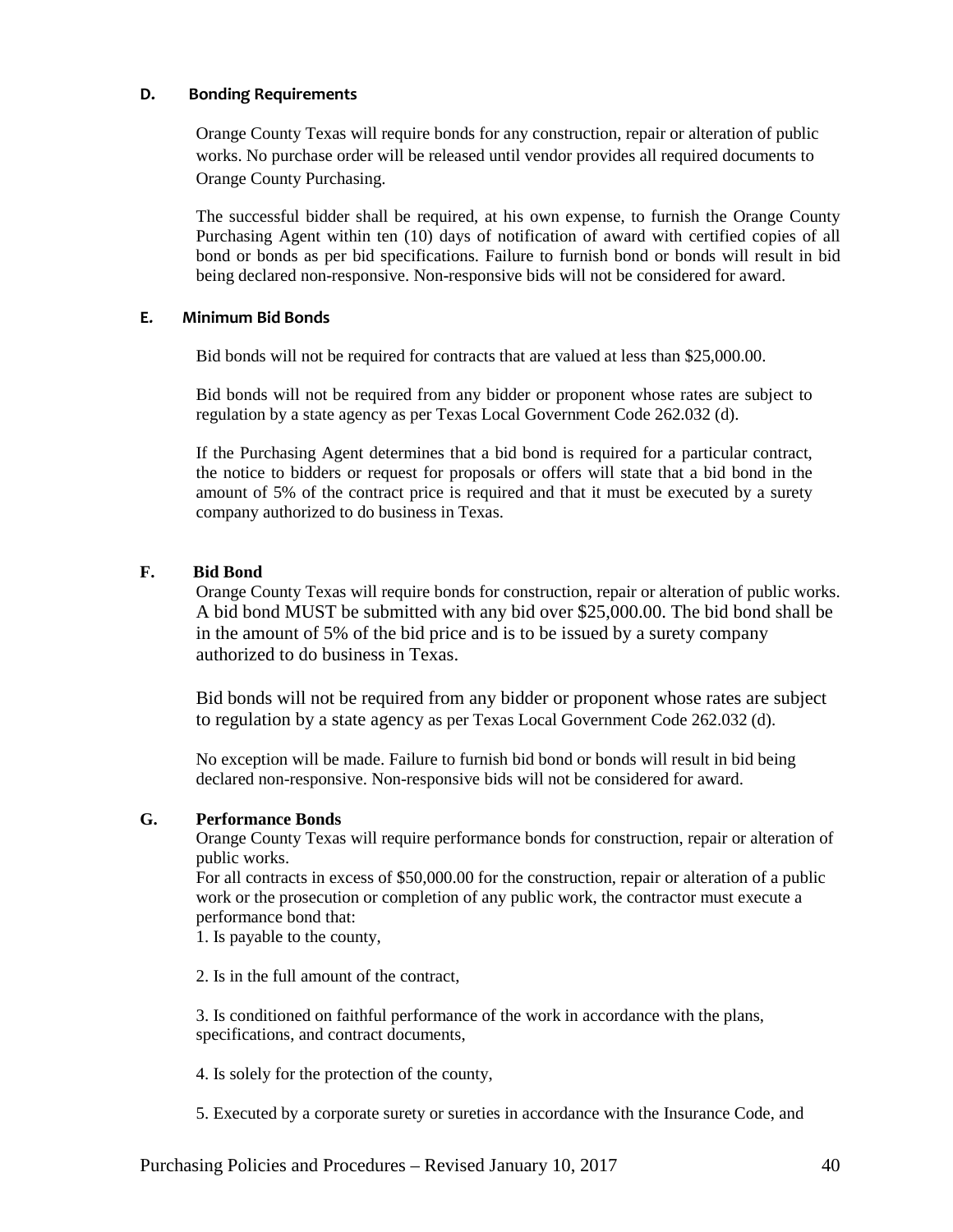### D. Bonding Requirements

Orange County Texas will require bonds for any construction, repair or alteration of public works. No purchase order will be released until vendor provides all required documents to Orange County Purchasing.

The successful bidder shall be required, at his own expense, to furnish the Orange County Purchasing Agent within ten (10) days of notification of award with certified copies of all bond or bonds as per bid specifications. Failure to furnish bond or bonds will result in bid being declared non-responsive. Non-responsive bids will not be considered for award.

### E. Minimum Bid Bonds

Bid bonds will not be required for contracts that are valued at less than $25,000.00.

Bid bonds will not be required from any bidder or proponent whose rates are subject to regulation by a state agency as per Texas Local Government Code 262.032 (d).

If the Purchasing Agent determines that a bid bond is required for a particular contract, the notice to bidders or request for proposals or offers will state that a bid bond in the amount of 5% of the contract price is required and that it must be executed by a surety company authorized to do business in Texas.

### F. Bid Bond

Orange County Texas will require bonds for construction, repair or alteration of public works. A bid bond MUST be submitted with any bid over $25,000.00. The bid bond shall be in the amount of 5% of the bid price and is to be issued by a surety company authorized to do business in Texas.

Bid bonds will not be required from any bidder or proponent whose rates are subject to regulation by a state agency as per Texas Local Government Code 262.032 (d).

No exception will be made. Failure to furnish bid bond or bonds will result in bid being declared non-responsive. Non-responsive bids will not be considered for award.

### G. Performance Bonds

Orange County Texas will require performance bonds for construction, repair or alteration of public works.

For all contracts in excess of $50,000.00 for the construction, repair or alteration of a public work or the prosecution or completion of any public work, the contractor must execute a performance bond that:

1. Is payable to the county,

2. Is in the full amount of the contract,

3. Is conditioned on faithful performance of the work in accordance with the plans, specifications, and contract documents,

4. Is solely for the protection of the county,

5. Executed by a corporate surety or sureties in accordance with the Insurance Code, and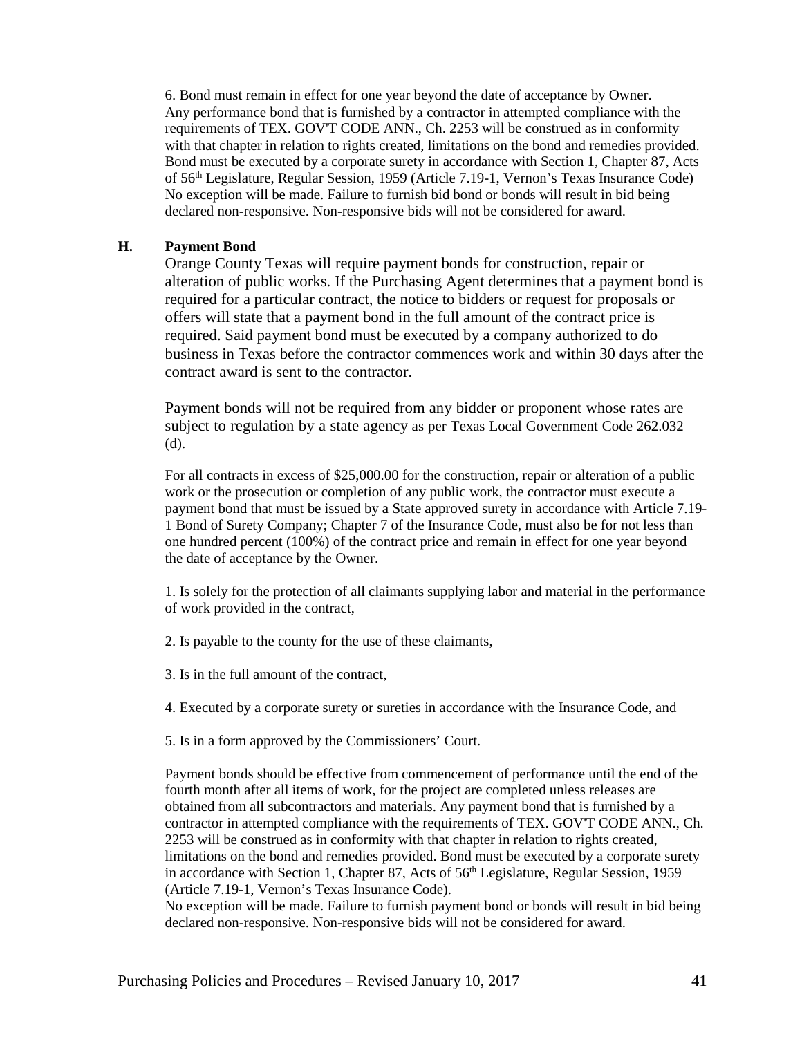6. Bond must remain in effect for one year beyond the date of acceptance by Owner. Any performance bond that is furnished by a contractor in attempted compliance with the requirements of TEX. GOV'T CODE ANN., Ch. 2253 will be construed as in conformity with that chapter in relation to rights created, limitations on the bond and remedies provided. Bond must be executed by a corporate surety in accordance with Section 1, Chapter 87, Acts of 56th Legislature, Regular Session, 1959 (Article 7.19-1, Vernon's Texas Insurance Code) No exception will be made. Failure to furnish bid bond or bonds will result in bid being declared non-responsive. Non-responsive bids will not be considered for award.

### H. Payment Bond

Orange County Texas will require payment bonds for construction, repair or alteration of public works. If the Purchasing Agent determines that a payment bond is required for a particular contract, the notice to bidders or request for proposals or offers will state that a payment bond in the full amount of the contract price is required. Said payment bond must be executed by a company authorized to do business in Texas before the contractor commences work and within 30 days after the contract award is sent to the contractor.

Payment bonds will not be required from any bidder or proponent whose rates are subject to regulation by a state agency as per Texas Local Government Code 262.032 (d).

For all contracts in excess of $25,000.00 for the construction, repair or alteration of a public work or the prosecution or completion of any public work, the contractor must execute a payment bond that must be issued by a State approved surety in accordance with Article 7.19-1 Bond of Surety Company; Chapter 7 of the Insurance Code, must also be for not less than one hundred percent (100%) of the contract price and remain in effect for one year beyond the date of acceptance by the Owner.

1. Is solely for the protection of all claimants supplying labor and material in the performance of work provided in the contract,

2. Is payable to the county for the use of these claimants,

3. Is in the full amount of the contract,

4. Executed by a corporate surety or sureties in accordance with the Insurance Code, and

5. Is in a form approved by the Commissioners' Court.

Payment bonds should be effective from commencement of performance until the end of the fourth month after all items of work, for the project are completed unless releases are obtained from all subcontractors and materials. Any payment bond that is furnished by a contractor in attempted compliance with the requirements of TEX. GOV'T CODE ANN., Ch. 2253 will be construed as in conformity with that chapter in relation to rights created, limitations on the bond and remedies provided. Bond must be executed by a corporate surety in accordance with Section 1, Chapter 87, Acts of 56th Legislature, Regular Session, 1959 (Article 7.19-1, Vernon's Texas Insurance Code).
No exception will be made. Failure to furnish payment bond or bonds will result in bid being declared non-responsive. Non-responsive bids will not be considered for award.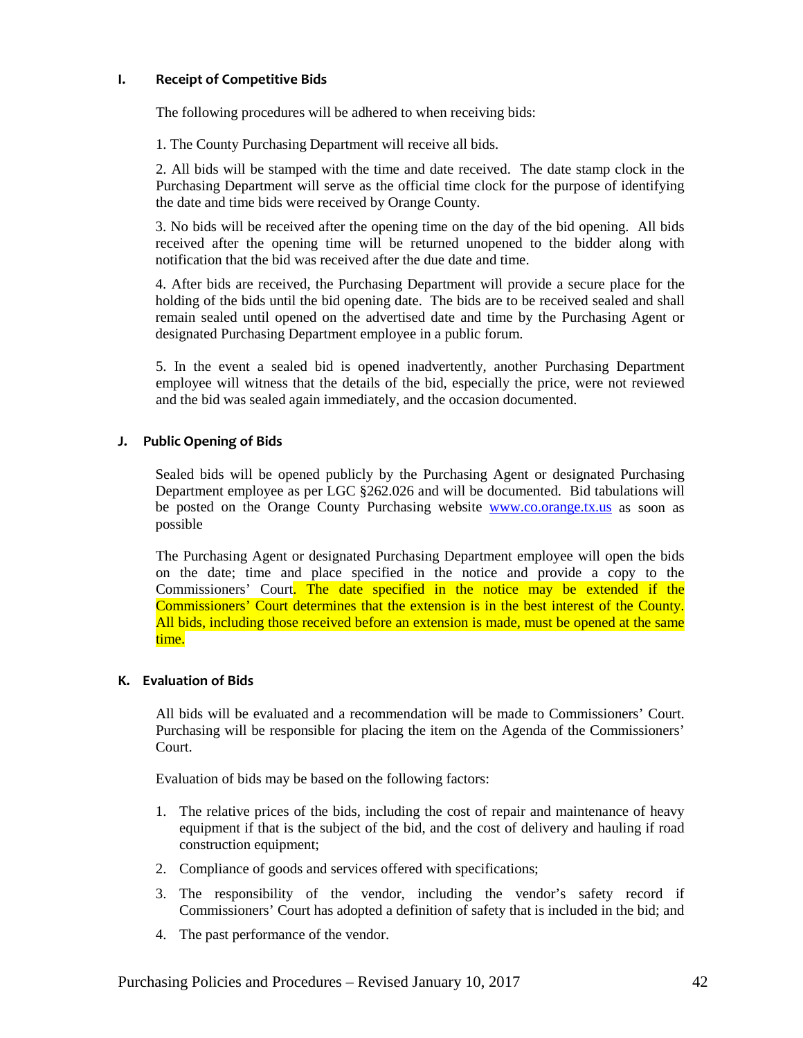### I. Receipt of Competitive Bids

The following procedures will be adhered to when receiving bids:

1. The County Purchasing Department will receive all bids.

2. All bids will be stamped with the time and date received. The date stamp clock in the Purchasing Department will serve as the official time clock for the purpose of identifying the date and time bids were received by Orange County.

3. No bids will be received after the opening time on the day of the bid opening. All bids received after the opening time will be returned unopened to the bidder along with notification that the bid was received after the due date and time.

4. After bids are received, the Purchasing Department will provide a secure place for the holding of the bids until the bid opening date. The bids are to be received sealed and shall remain sealed until opened on the advertised date and time by the Purchasing Agent or designated Purchasing Department employee in a public forum.

5. In the event a sealed bid is opened inadvertently, another Purchasing Department employee will witness that the details of the bid, especially the price, were not reviewed and the bid was sealed again immediately, and the occasion documented.

### J. Public Opening of Bids

Sealed bids will be opened publicly by the Purchasing Agent or designated Purchasing Department employee as per LGC §262.026 and will be documented. Bid tabulations will be posted on the Orange County Purchasing website www.co.orange.tx.us as soon as possible

The Purchasing Agent or designated Purchasing Department employee will open the bids on the date; time and place specified in the notice and provide a copy to the Commissioners' Court. The date specified in the notice may be extended if the Commissioners' Court determines that the extension is in the best interest of the County. All bids, including those received before an extension is made, must be opened at the same time.

### K. Evaluation of Bids

All bids will be evaluated and a recommendation will be made to Commissioners' Court. Purchasing will be responsible for placing the item on the Agenda of the Commissioners' Court.

Evaluation of bids may be based on the following factors:

1. The relative prices of the bids, including the cost of repair and maintenance of heavy equipment if that is the subject of the bid, and the cost of delivery and hauling if road construction equipment;
2. Compliance of goods and services offered with specifications;
3. The responsibility of the vendor, including the vendor's safety record if Commissioners' Court has adopted a definition of safety that is included in the bid; and
4. The past performance of the vendor.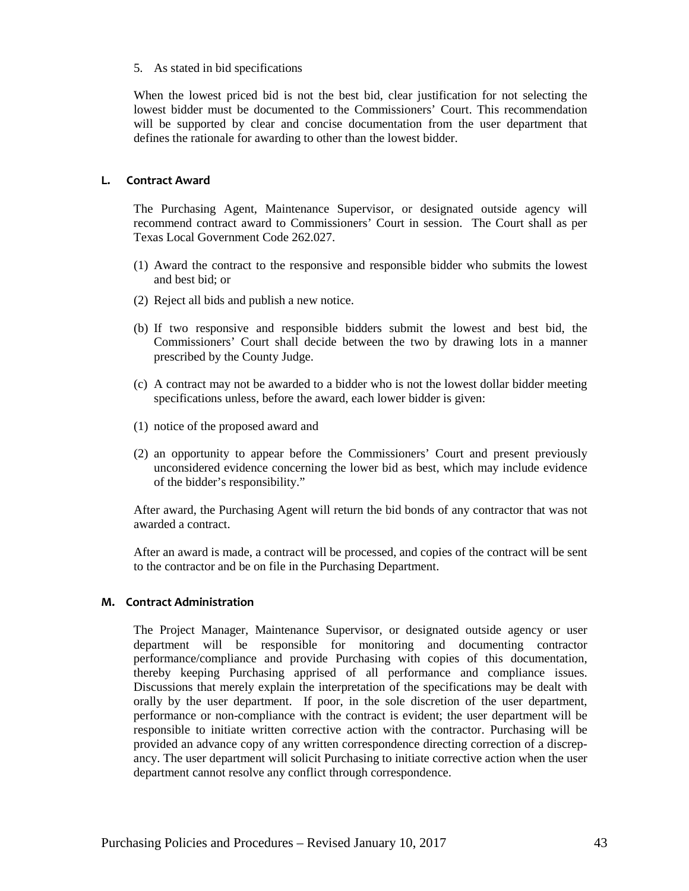5. As stated in bid specifications

When the lowest priced bid is not the best bid, clear justification for not selecting the lowest bidder must be documented to the Commissioners' Court. This recommendation will be supported by clear and concise documentation from the user department that defines the rationale for awarding to other than the lowest bidder.

#### L. Contract Award

The Purchasing Agent, Maintenance Supervisor, or designated outside agency will recommend contract award to Commissioners' Court in session. The Court shall as per Texas Local Government Code 262.027.

(1) Award the contract to the responsive and responsible bidder who submits the lowest and best bid; or

(2) Reject all bids and publish a new notice.

(b) If two responsive and responsible bidders submit the lowest and best bid, the Commissioners' Court shall decide between the two by drawing lots in a manner prescribed by the County Judge.

(c) A contract may not be awarded to a bidder who is not the lowest dollar bidder meeting specifications unless, before the award, each lower bidder is given:

(1) notice of the proposed award and

(2) an opportunity to appear before the Commissioners' Court and present previously unconsidered evidence concerning the lower bid as best, which may include evidence of the bidder's responsibility."

After award, the Purchasing Agent will return the bid bonds of any contractor that was not awarded a contract.

After an award is made, a contract will be processed, and copies of the contract will be sent to the contractor and be on file in the Purchasing Department.

#### M. Contract Administration

The Project Manager, Maintenance Supervisor, or designated outside agency or user department will be responsible for monitoring and documenting contractor performance/compliance and provide Purchasing with copies of this documentation, thereby keeping Purchasing apprised of all performance and compliance issues. Discussions that merely explain the interpretation of the specifications may be dealt with orally by the user department. If poor, in the sole discretion of the user department, performance or non-compliance with the contract is evident; the user department will be responsible to initiate written corrective action with the contractor. Purchasing will be provided an advance copy of any written correspondence directing correction of a discrepancy. The user department will solicit Purchasing to initiate corrective action when the user department cannot resolve any conflict through correspondence.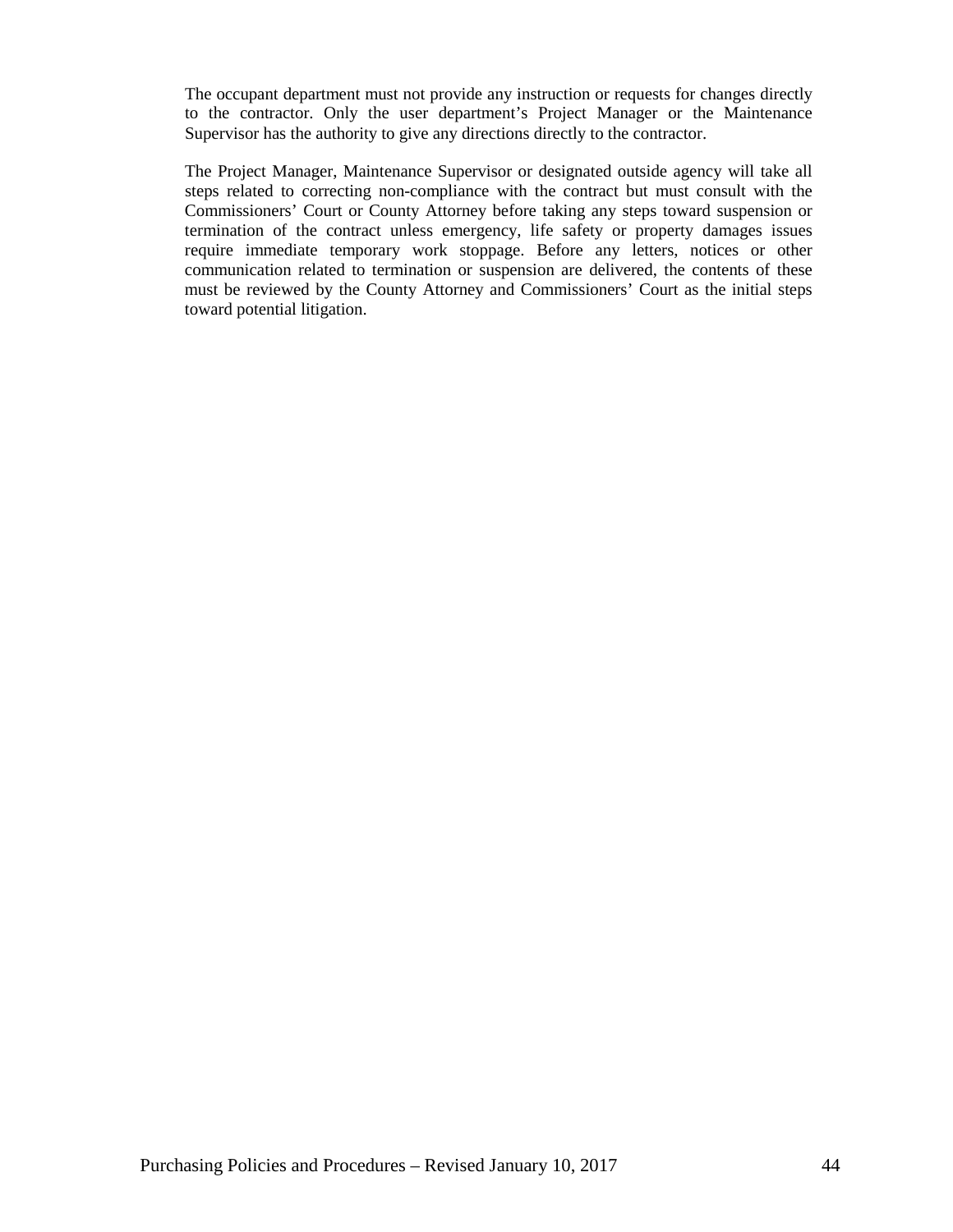The occupant department must not provide any instruction or requests for changes directly to the contractor. Only the user department's Project Manager or the Maintenance Supervisor has the authority to give any directions directly to the contractor.

The Project Manager, Maintenance Supervisor or designated outside agency will take all steps related to correcting non-compliance with the contract but must consult with the Commissioners' Court or County Attorney before taking any steps toward suspension or termination of the contract unless emergency, life safety or property damages issues require immediate temporary work stoppage. Before any letters, notices or other communication related to termination or suspension are delivered, the contents of these must be reviewed by the County Attorney and Commissioners' Court as the initial steps toward potential litigation.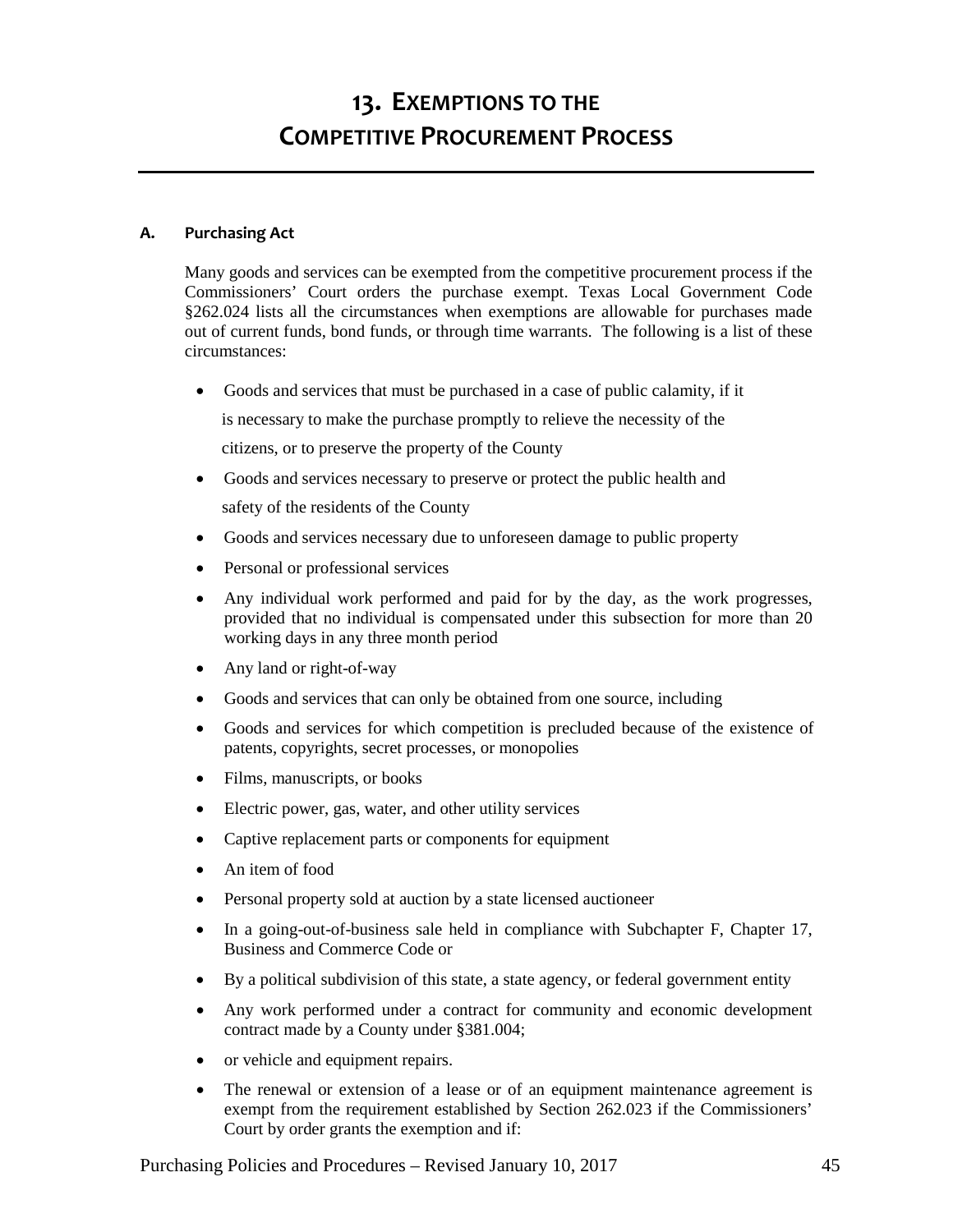# 13. Exemptions to the Competitive Procurement Process

### A. Purchasing Act

Many goods and services can be exempted from the competitive procurement process if the Commissioners' Court orders the purchase exempt. Texas Local Government Code §262.024 lists all the circumstances when exemptions are allowable for purchases made out of current funds, bond funds, or through time warrants. The following is a list of these circumstances:

- Goods and services that must be purchased in a case of public calamity, if it is necessary to make the purchase promptly to relieve the necessity of the citizens, or to preserve the property of the County
- Goods and services necessary to preserve or protect the public health and safety of the residents of the County
- Goods and services necessary due to unforeseen damage to public property
- Personal or professional services
- Any individual work performed and paid for by the day, as the work progresses, provided that no individual is compensated under this subsection for more than 20 working days in any three month period
- Any land or right-of-way
- Goods and services that can only be obtained from one source, including
- Goods and services for which competition is precluded because of the existence of patents, copyrights, secret processes, or monopolies
- Films, manuscripts, or books
- Electric power, gas, water, and other utility services
- Captive replacement parts or components for equipment
- An item of food
- Personal property sold at auction by a state licensed auctioneer
- In a going-out-of-business sale held in compliance with Subchapter F, Chapter 17, Business and Commerce Code or
- By a political subdivision of this state, a state agency, or federal government entity
- Any work performed under a contract for community and economic development contract made by a County under §381.004;
- or vehicle and equipment repairs.
- The renewal or extension of a lease or of an equipment maintenance agreement is exempt from the requirement established by Section 262.023 if the Commissioners' Court by order grants the exemption and if: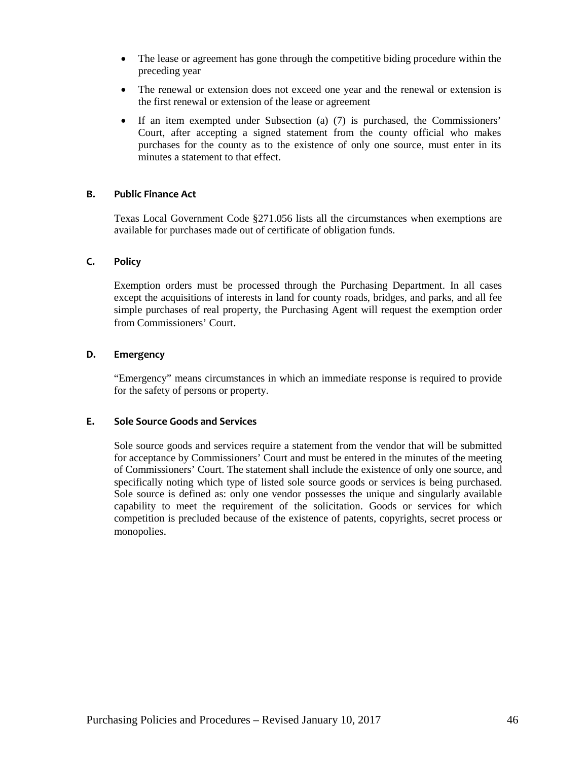- The lease or agreement has gone through the competitive biding procedure within the preceding year
- The renewal or extension does not exceed one year and the renewal or extension is the first renewal or extension of the lease or agreement
- If an item exempted under Subsection (a) (7) is purchased, the Commissioners' Court, after accepting a signed statement from the county official who makes purchases for the county as to the existence of only one source, must enter in its minutes a statement to that effect.

### B. Public Finance Act

Texas Local Government Code §271.056 lists all the circumstances when exemptions are available for purchases made out of certificate of obligation funds.

### C. Policy

Exemption orders must be processed through the Purchasing Department. In all cases except the acquisitions of interests in land for county roads, bridges, and parks, and all fee simple purchases of real property, the Purchasing Agent will request the exemption order from Commissioners' Court.

### D. Emergency

"Emergency" means circumstances in which an immediate response is required to provide for the safety of persons or property.

### E. Sole Source Goods and Services

Sole source goods and services require a statement from the vendor that will be submitted for acceptance by Commissioners' Court and must be entered in the minutes of the meeting of Commissioners' Court. The statement shall include the existence of only one source, and specifically noting which type of listed sole source goods or services is being purchased. Sole source is defined as: only one vendor possesses the unique and singularly available capability to meet the requirement of the solicitation. Goods or services for which competition is precluded because of the existence of patents, copyrights, secret process or monopolies.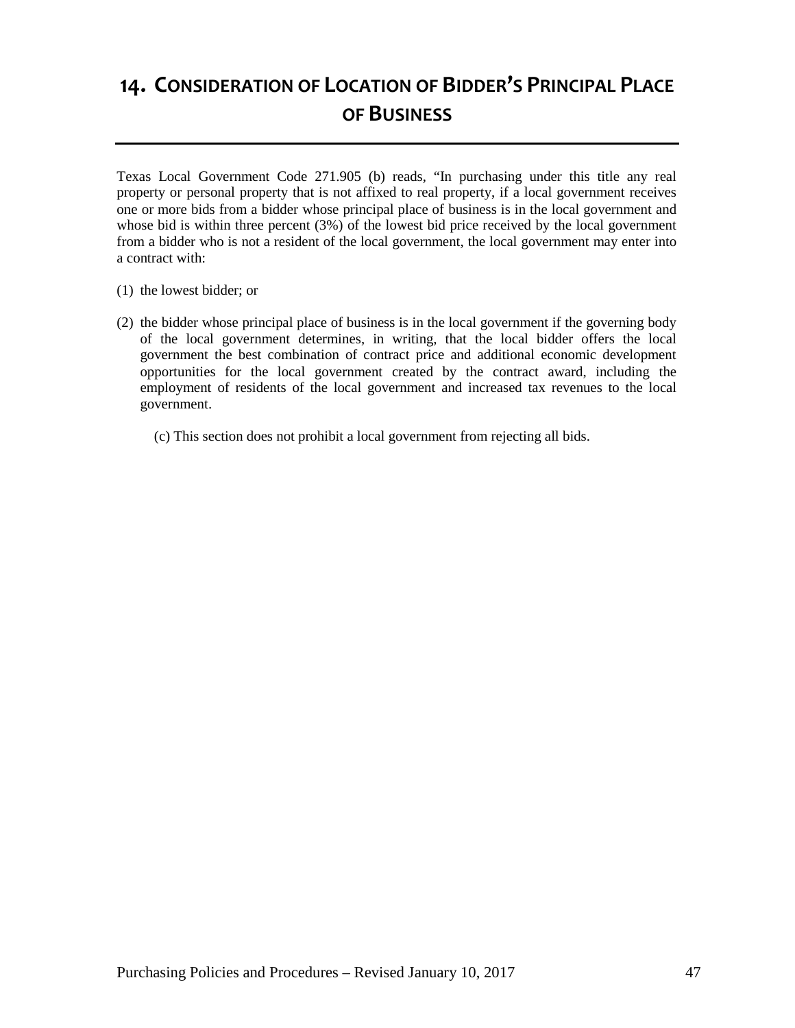# 14. CONSIDERATION OF LOCATION OF BIDDER'S PRINCIPAL PLACE OF BUSINESS

Texas Local Government Code 271.905 (b) reads, "In purchasing under this title any real property or personal property that is not affixed to real property, if a local government receives one or more bids from a bidder whose principal place of business is in the local government and whose bid is within three percent (3%) of the lowest bid price received by the local government from a bidder who is not a resident of the local government, the local government may enter into a contract with:

(1) the lowest bidder; or

(2) the bidder whose principal place of business is in the local government if the governing body of the local government determines, in writing, that the local bidder offers the local government the best combination of contract price and additional economic development opportunities for the local government created by the contract award, including the employment of residents of the local government and increased tax revenues to the local government.

(c) This section does not prohibit a local government from rejecting all bids.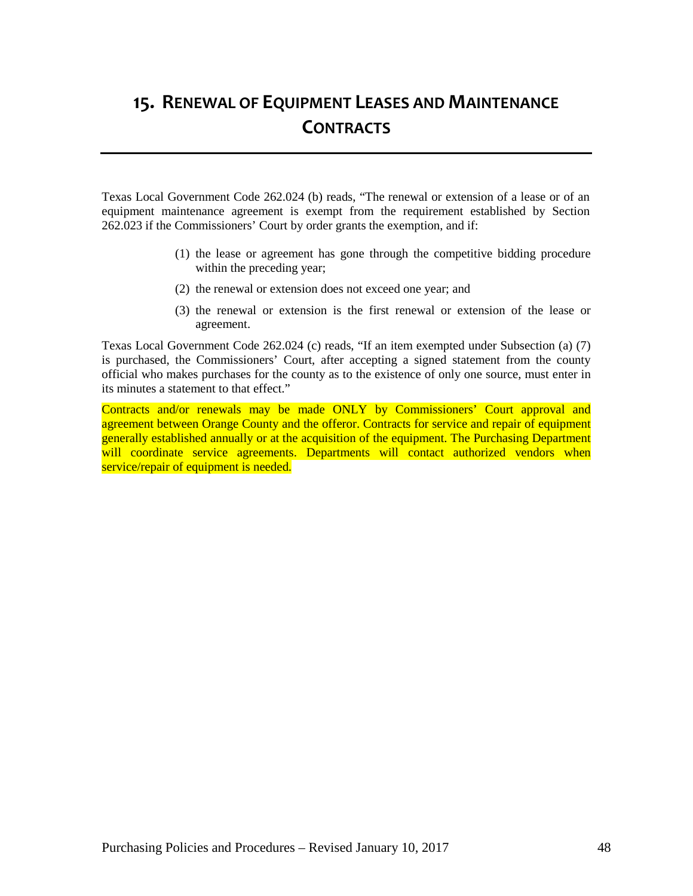# 15. RENEWAL OF EQUIPMENT LEASES AND MAINTENANCE CONTRACTS

Texas Local Government Code 262.024 (b) reads, "The renewal or extension of a lease or of an equipment maintenance agreement is exempt from the requirement established by Section 262.023 if the Commissioners' Court by order grants the exemption, and if:

(1) the lease or agreement has gone through the competitive bidding procedure within the preceding year;

(2) the renewal or extension does not exceed one year; and

(3) the renewal or extension is the first renewal or extension of the lease or agreement.

Texas Local Government Code 262.024 (c) reads, "If an item exempted under Subsection (a) (7) is purchased, the Commissioners' Court, after accepting a signed statement from the county official who makes purchases for the county as to the existence of only one source, must enter in its minutes a statement to that effect."

Contracts and/or renewals may be made ONLY by Commissioners' Court approval and agreement between Orange County and the offeror. Contracts for service and repair of equipment generally established annually or at the acquisition of the equipment. The Purchasing Department will coordinate service agreements. Departments will contact authorized vendors when service/repair of equipment is needed.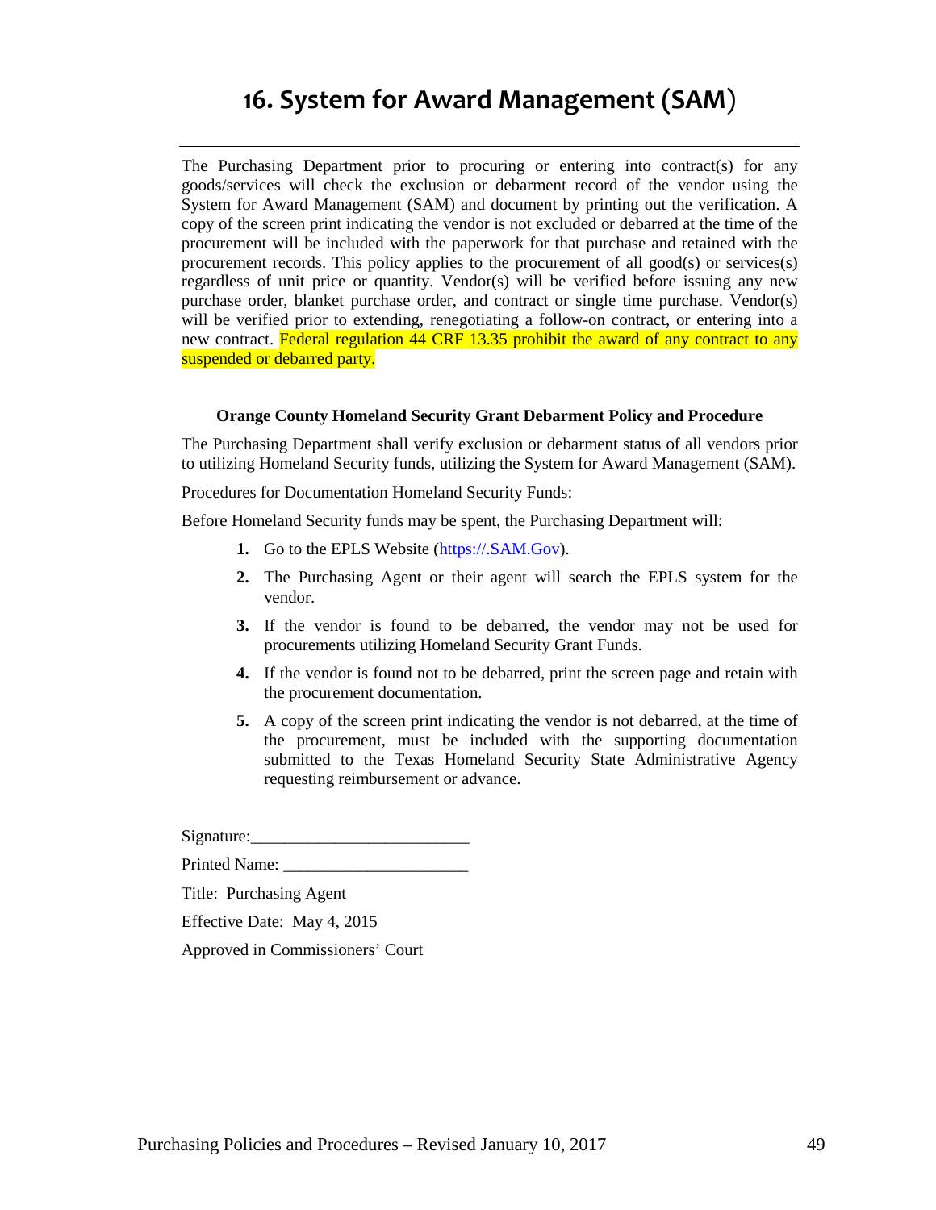# 16. System for Award Management (SAM)

The Purchasing Department prior to procuring or entering into contract(s) for any goods/services will check the exclusion or debarment record of the vendor using the System for Award Management (SAM) and document by printing out the verification. A copy of the screen print indicating the vendor is not excluded or debarred at the time of the procurement will be included with the paperwork for that purchase and retained with the procurement records. This policy applies to the procurement of all good(s) or services(s) regardless of unit price or quantity. Vendor(s) will be verified before issuing any new purchase order, blanket purchase order, and contract or single time purchase. Vendor(s) will be verified prior to extending, renegotiating a follow-on contract, or entering into a new contract. Federal regulation 44 CRF 13.35 prohibit the award of any contract to any suspended or debarred party.

**Orange County Homeland Security Grant Debarment Policy and Procedure**

The Purchasing Department shall verify exclusion or debarment status of all vendors prior to utilizing Homeland Security funds, utilizing the System for Award Management (SAM).

Procedures for Documentation Homeland Security Funds:

Before Homeland Security funds may be spent, the Purchasing Department will:

1. Go to the EPLS Website (https://.SAM.Gov).
2. The Purchasing Agent or their agent will search the EPLS system for the vendor.
3. If the vendor is found to be debarred, the vendor may not be used for procurements utilizing Homeland Security Grant Funds.
4. If the vendor is found not to be debarred, print the screen page and retain with the procurement documentation.
5. A copy of the screen print indicating the vendor is not debarred, at the time of the procurement, must be included with the supporting documentation submitted to the Texas Homeland Security State Administrative Agency requesting reimbursement or advance.

Signature:_________________________

Printed Name: _____________________

Title: Purchasing Agent

Effective Date: May 4, 2015

Approved in Commissioners' Court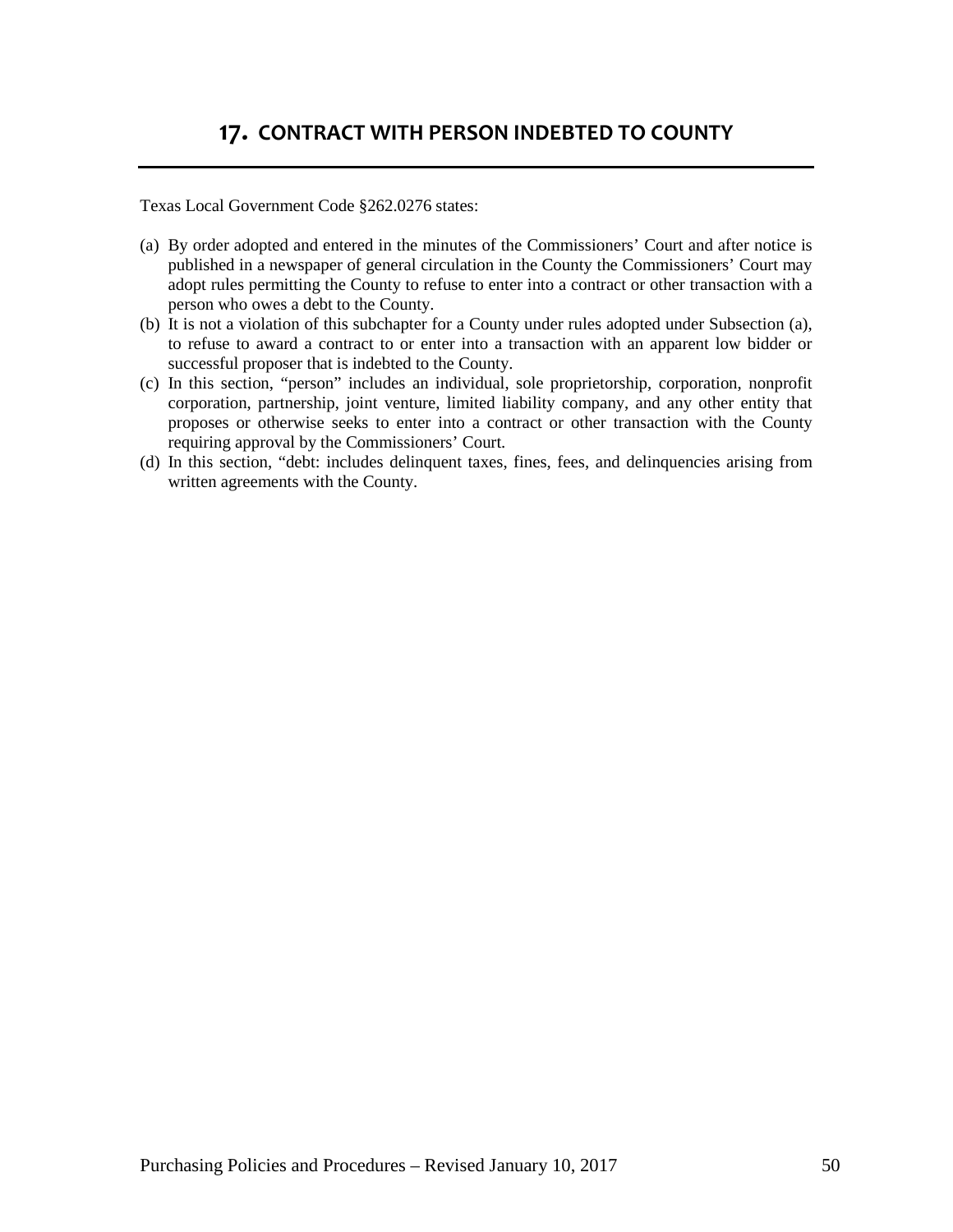## 17. CONTRACT WITH PERSON INDEBTED TO COUNTY

Texas Local Government Code §262.0276 states:

(a) By order adopted and entered in the minutes of the Commissioners' Court and after notice is published in a newspaper of general circulation in the County the Commissioners' Court may adopt rules permitting the County to refuse to enter into a contract or other transaction with a person who owes a debt to the County.

(b) It is not a violation of this subchapter for a County under rules adopted under Subsection (a), to refuse to award a contract to or enter into a transaction with an apparent low bidder or successful proposer that is indebted to the County.

(c) In this section, "person" includes an individual, sole proprietorship, corporation, nonprofit corporation, partnership, joint venture, limited liability company, and any other entity that proposes or otherwise seeks to enter into a contract or other transaction with the County requiring approval by the Commissioners' Court.

(d) In this section, "debt: includes delinquent taxes, fines, fees, and delinquencies arising from written agreements with the County.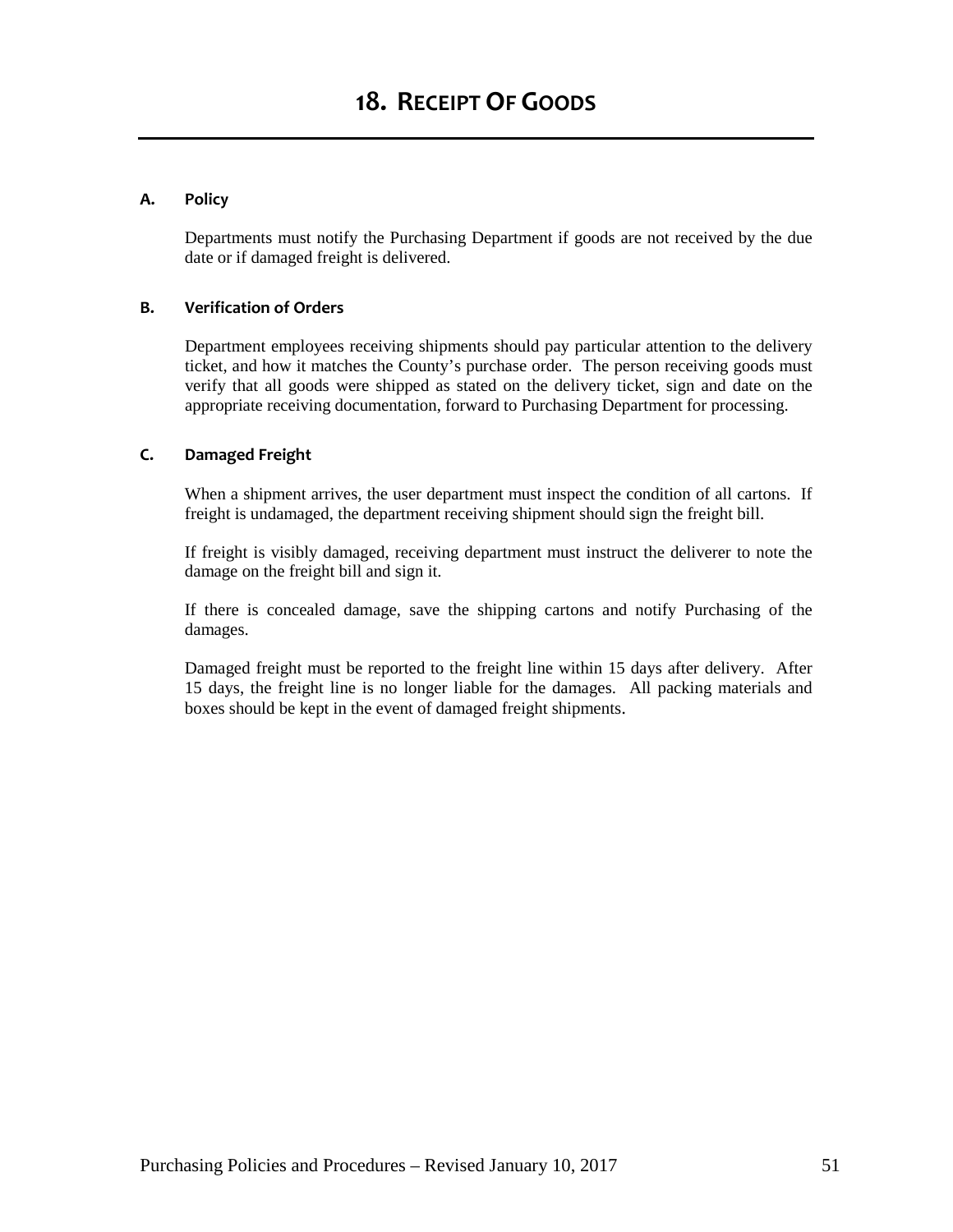# 18. RECEIPT OF GOODS

### A. Policy

Departments must notify the Purchasing Department if goods are not received by the due date or if damaged freight is delivered.

### B. Verification of Orders

Department employees receiving shipments should pay particular attention to the delivery ticket, and how it matches the County's purchase order. The person receiving goods must verify that all goods were shipped as stated on the delivery ticket, sign and date on the appropriate receiving documentation, forward to Purchasing Department for processing.

### C. Damaged Freight

When a shipment arrives, the user department must inspect the condition of all cartons. If freight is undamaged, the department receiving shipment should sign the freight bill.

If freight is visibly damaged, receiving department must instruct the deliverer to note the damage on the freight bill and sign it.

If there is concealed damage, save the shipping cartons and notify Purchasing of the damages.

Damaged freight must be reported to the freight line within 15 days after delivery. After 15 days, the freight line is no longer liable for the damages. All packing materials and boxes should be kept in the event of damaged freight shipments.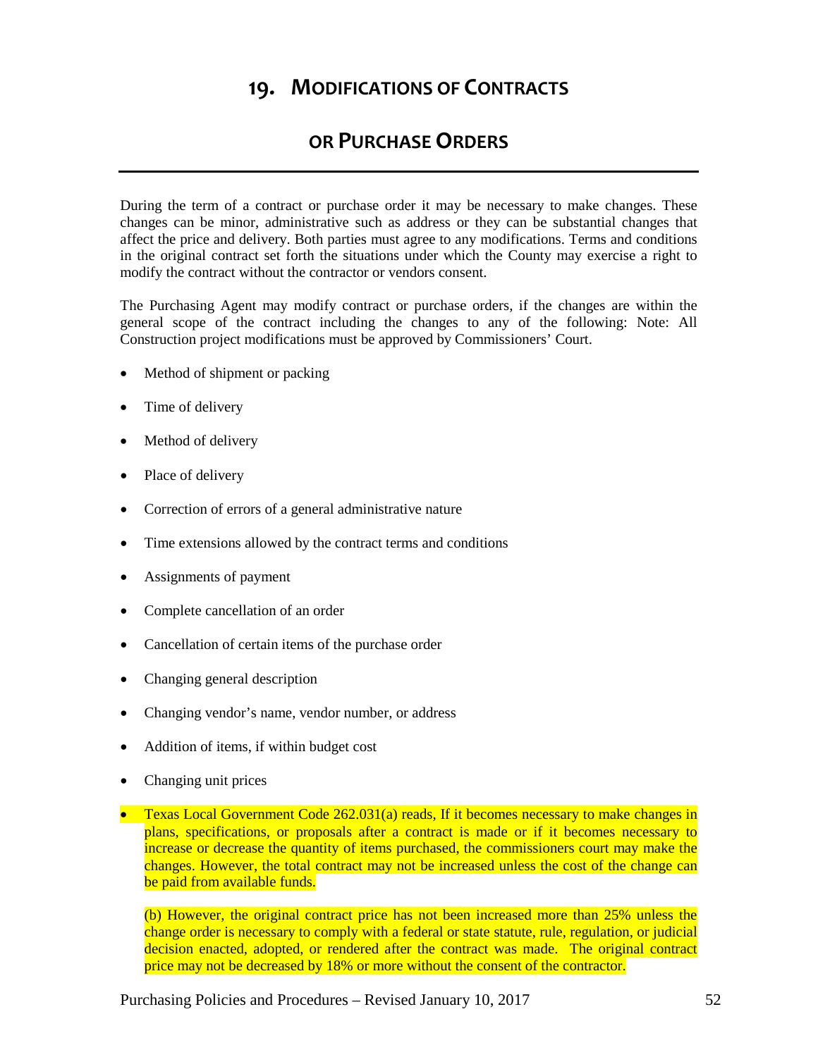# 19. MODIFICATIONS OF CONTRACTS OR PURCHASE ORDERS

During the term of a contract or purchase order it may be necessary to make changes. These changes can be minor, administrative such as address or they can be substantial changes that affect the price and delivery. Both parties must agree to any modifications. Terms and conditions in the original contract set forth the situations under which the County may exercise a right to modify the contract without the contractor or vendors consent.

The Purchasing Agent may modify contract or purchase orders, if the changes are within the general scope of the contract including the changes to any of the following: Note: All Construction project modifications must be approved by Commissioners' Court.

- Method of shipment or packing
- Time of delivery
- Method of delivery
- Place of delivery
- Correction of errors of a general administrative nature
- Time extensions allowed by the contract terms and conditions
- Assignments of payment
- Complete cancellation of an order
- Cancellation of certain items of the purchase order
- Changing general description
- Changing vendor's name, vendor number, or address
- Addition of items, if within budget cost
- Changing unit prices
- Texas Local Government Code 262.031(a) reads, If it becomes necessary to make changes in plans, specifications, or proposals after a contract is made or if it becomes necessary to increase or decrease the quantity of items purchased, the commissioners court may make the changes. However, the total contract may not be increased unless the cost of the change can be paid from available funds.

  (b) However, the original contract price has not been increased more than 25% unless the change order is necessary to comply with a federal or state statute, rule, regulation, or judicial decision enacted, adopted, or rendered after the contract was made. The original contract price may not be decreased by 18% or more without the consent of the contractor.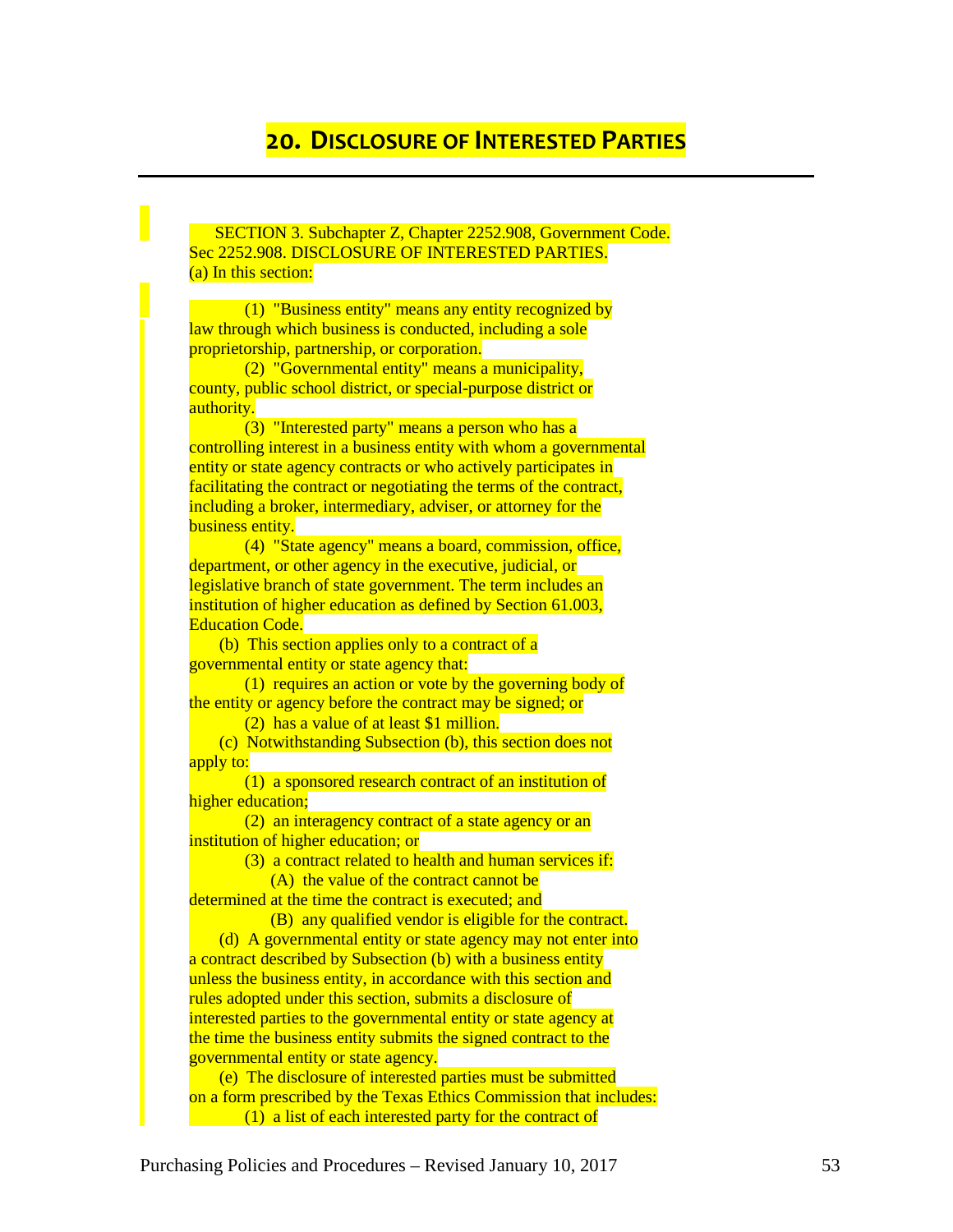# 20. Disclosure of Interested Parties

SECTION 3. Subchapter Z, Chapter 2252.908, Government Code.
Sec 2252.908. DISCLOSURE OF INTERESTED PARTIES.
(a) In this section:

(1) "Business entity" means any entity recognized by law through which business is conducted, including a sole proprietorship, partnership, or corporation.

(2) "Governmental entity" means a municipality, county, public school district, or special-purpose district or authority.

(3) "Interested party" means a person who has a controlling interest in a business entity with whom a governmental entity or state agency contracts or who actively participates in facilitating the contract or negotiating the terms of the contract, including a broker, intermediary, adviser, or attorney for the business entity.

(4) "State agency" means a board, commission, office, department, or other agency in the executive, judicial, or legislative branch of state government. The term includes an institution of higher education as defined by Section 61.003, Education Code.

(b) This section applies only to a contract of a governmental entity or state agency that:

(1) requires an action or vote by the governing body of the entity or agency before the contract may be signed; or

(2) has a value of at least $1 million.

(c) Notwithstanding Subsection (b), this section does not apply to:

(1) a sponsored research contract of an institution of higher education;

(2) an interagency contract of a state agency or an institution of higher education; or

(3) a contract related to health and human services if:

(A) the value of the contract cannot be determined at the time the contract is executed; and

(B) any qualified vendor is eligible for the contract.

(d) A governmental entity or state agency may not enter into a contract described by Subsection (b) with a business entity unless the business entity, in accordance with this section and rules adopted under this section, submits a disclosure of interested parties to the governmental entity or state agency at the time the business entity submits the signed contract to the governmental entity or state agency.

(e) The disclosure of interested parties must be submitted on a form prescribed by the Texas Ethics Commission that includes:

(1) a list of each interested party for the contract of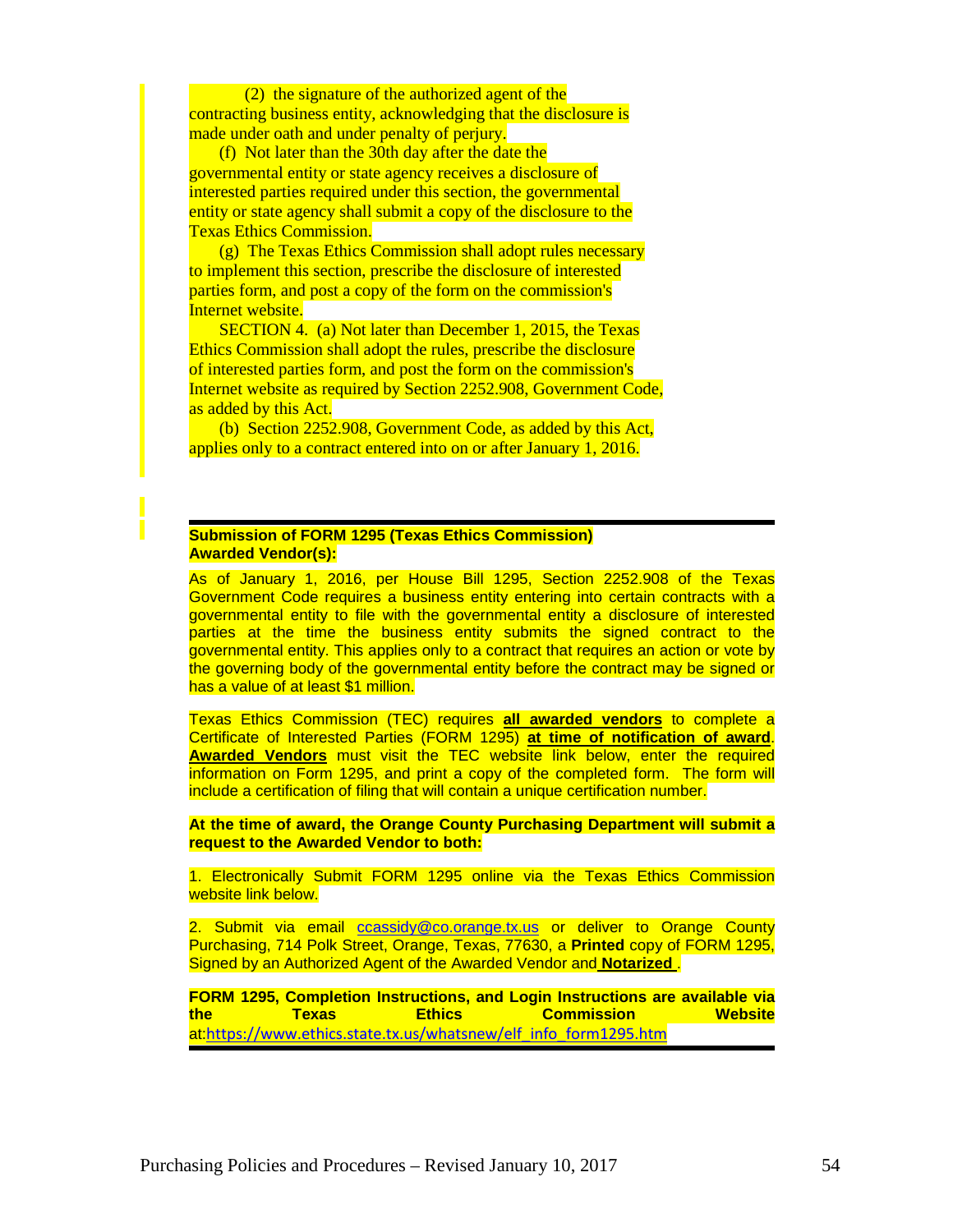(2) the signature of the authorized agent of the contracting business entity, acknowledging that the disclosure is made under oath and under penalty of perjury.

(f) Not later than the 30th day after the date the governmental entity or state agency receives a disclosure of interested parties required under this section, the governmental entity or state agency shall submit a copy of the disclosure to the Texas Ethics Commission.

(g) The Texas Ethics Commission shall adopt rules necessary to implement this section, prescribe the disclosure of interested parties form, and post a copy of the form on the commission's Internet website.

SECTION 4. (a) Not later than December 1, 2015, the Texas Ethics Commission shall adopt the rules, prescribe the disclosure of interested parties form, and post the form on the commission's Internet website as required by Section 2252.908, Government Code, as added by this Act.

(b) Section 2252.908, Government Code, as added by this Act, applies only to a contract entered into on or after January 1, 2016.

---

**Submission of FORM 1295 (Texas Ethics Commission)**
**Awarded Vendor(s):**

As of January 1, 2016, per House Bill 1295, Section 2252.908 of the Texas Government Code requires a business entity entering into certain contracts with a governmental entity to file with the governmental entity a disclosure of interested parties at the time the business entity submits the signed contract to the governmental entity. This applies only to a contract that requires an action or vote by the governing body of the governmental entity before the contract may be signed or has a value of at least $1 million.

Texas Ethics Commission (TEC) requires **all awarded vendors** to complete a Certificate of Interested Parties (FORM 1295) **at time of notification of award**. **Awarded Vendors** must visit the TEC website link below, enter the required information on Form 1295, and print a copy of the completed form. The form will include a certification of filing that will contain a unique certification number.

**At the time of award, the Orange County Purchasing Department will submit a request to the Awarded Vendor to both:**

1. Electronically Submit FORM 1295 online via the Texas Ethics Commission website link below.

2. Submit via email ccassidy@co.orange.tx.us or deliver to Orange County Purchasing, 714 Polk Street, Orange, Texas, 77630, a **Printed** copy of FORM 1295, Signed by an Authorized Agent of the Awarded Vendor and **Notarized**.

**FORM 1295, Completion Instructions, and Login Instructions are available via the Texas Ethics Commission Website** at:https://www.ethics.state.tx.us/whatsnew/elf_info_form1295.htm

---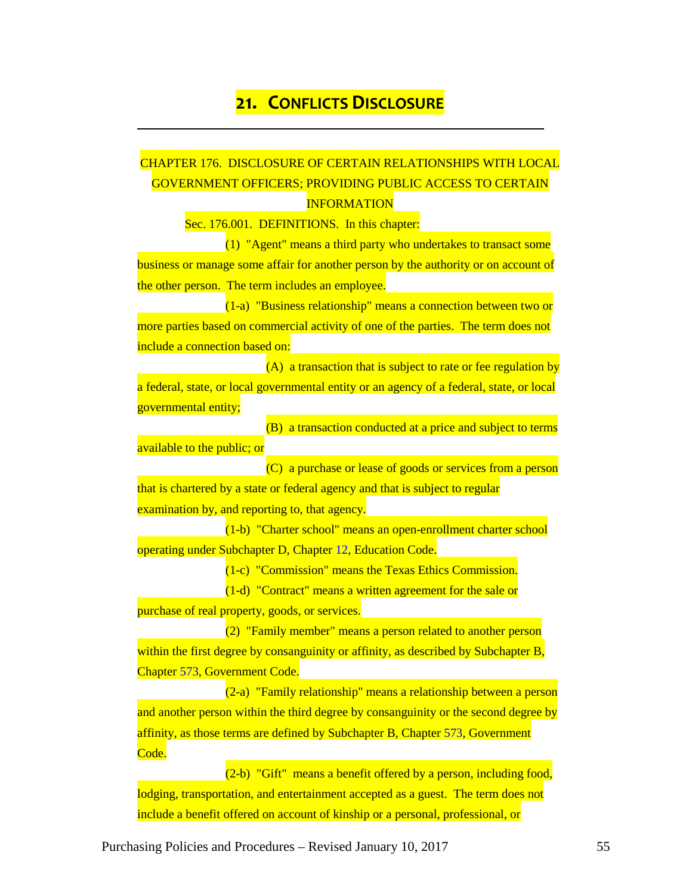# 21. Conflicts Disclosure

CHAPTER 176. DISCLOSURE OF CERTAIN RELATIONSHIPS WITH LOCAL GOVERNMENT OFFICERS; PROVIDING PUBLIC ACCESS TO CERTAIN INFORMATION

Sec. 176.001. DEFINITIONS. In this chapter:

(1) "Agent" means a third party who undertakes to transact some business or manage some affair for another person by the authority or on account of the other person. The term includes an employee.

(1-a) "Business relationship" means a connection between two or more parties based on commercial activity of one of the parties. The term does not include a connection based on:

(A) a transaction that is subject to rate or fee regulation by a federal, state, or local governmental entity or an agency of a federal, state, or local governmental entity;

(B) a transaction conducted at a price and subject to terms available to the public; or

(C) a purchase or lease of goods or services from a person that is chartered by a state or federal agency and that is subject to regular examination by, and reporting to, that agency.

(1-b) "Charter school" means an open-enrollment charter school operating under Subchapter D, Chapter 12, Education Code.

(1-c) "Commission" means the Texas Ethics Commission.

(1-d) "Contract" means a written agreement for the sale or purchase of real property, goods, or services.

(2) "Family member" means a person related to another person within the first degree by consanguinity or affinity, as described by Subchapter B, Chapter 573, Government Code.

(2-a) "Family relationship" means a relationship between a person and another person within the third degree by consanguinity or the second degree by affinity, as those terms are defined by Subchapter B, Chapter 573, Government Code.

(2-b) "Gift" means a benefit offered by a person, including food, lodging, transportation, and entertainment accepted as a guest. The term does not include a benefit offered on account of kinship or a personal, professional, or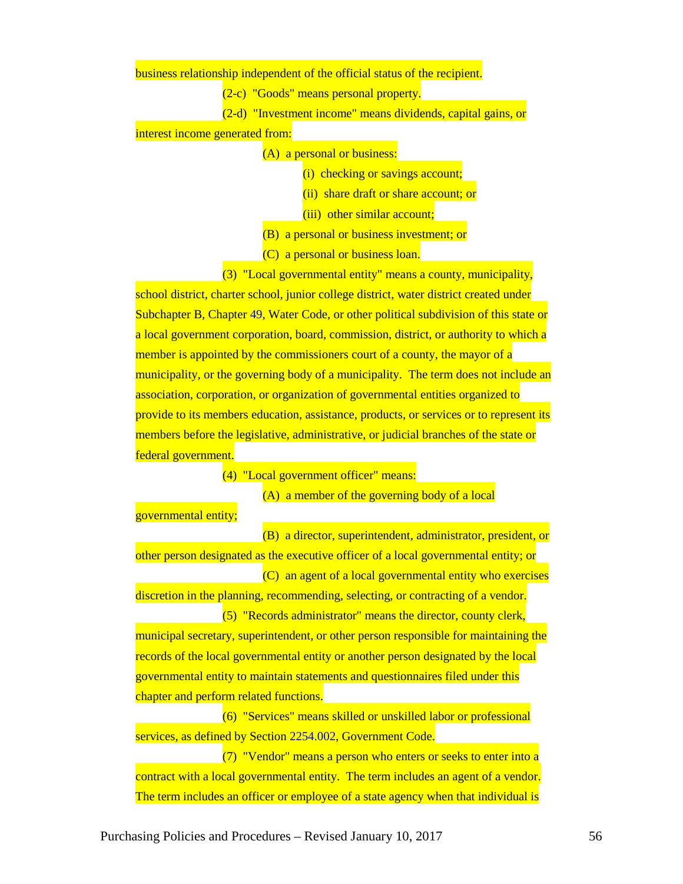business relationship independent of the official status of the recipient.

(2-c) "Goods" means personal property.

(2-d) "Investment income" means dividends, capital gains, or interest income generated from:

(A) a personal or business:

(i) checking or savings account;

(ii) share draft or share account; or

(iii) other similar account;

(B) a personal or business investment; or

(C) a personal or business loan.

(3) "Local governmental entity" means a county, municipality, school district, charter school, junior college district, water district created under Subchapter B, Chapter 49, Water Code, or other political subdivision of this state or a local government corporation, board, commission, district, or authority to which a member is appointed by the commissioners court of a county, the mayor of a municipality, or the governing body of a municipality. The term does not include an association, corporation, or organization of governmental entities organized to provide to its members education, assistance, products, or services or to represent its members before the legislative, administrative, or judicial branches of the state or federal government.

(4) "Local government officer" means:

(A) a member of the governing body of a local governmental entity;

(B) a director, superintendent, administrator, president, or other person designated as the executive officer of a local governmental entity; or

(C) an agent of a local governmental entity who exercises discretion in the planning, recommending, selecting, or contracting of a vendor.

(5) "Records administrator" means the director, county clerk, municipal secretary, superintendent, or other person responsible for maintaining the records of the local governmental entity or another person designated by the local governmental entity to maintain statements and questionnaires filed under this chapter and perform related functions.

(6) "Services" means skilled or unskilled labor or professional services, as defined by Section 2254.002, Government Code.

(7) "Vendor" means a person who enters or seeks to enter into a contract with a local governmental entity. The term includes an agent of a vendor. The term includes an officer or employee of a state agency when that individual is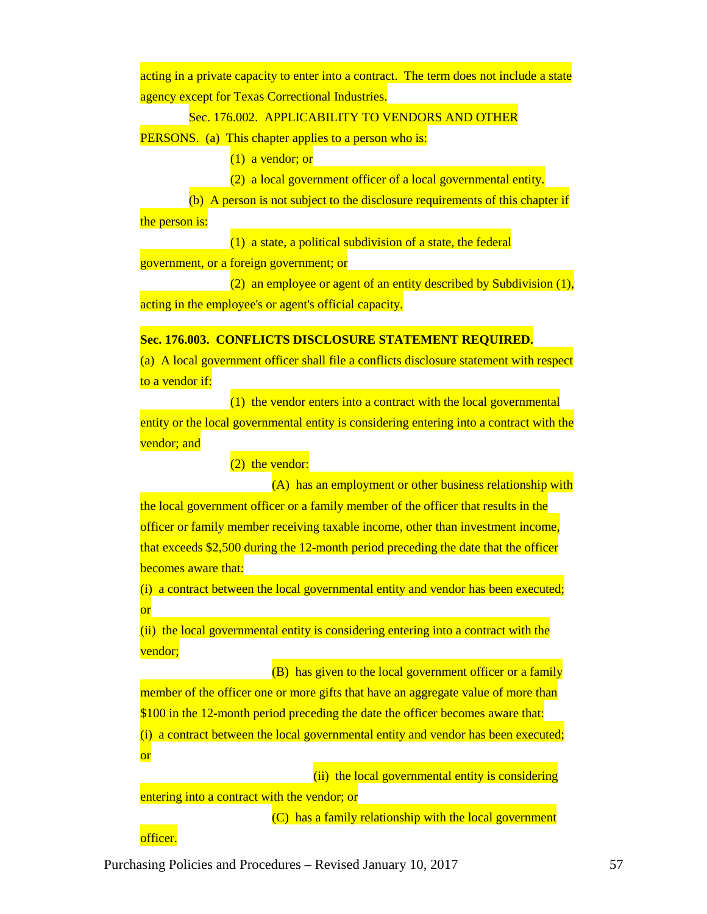acting in a private capacity to enter into a contract. The term does not include a state agency except for Texas Correctional Industries.

Sec. 176.002. APPLICABILITY TO VENDORS AND OTHER PERSONS. (a) This chapter applies to a person who is:

(1) a vendor; or

(2) a local government officer of a local governmental entity.

(b) A person is not subject to the disclosure requirements of this chapter if the person is:

(1) a state, a political subdivision of a state, the federal government, or a foreign government; or

(2) an employee or agent of an entity described by Subdivision (1), acting in the employee's or agent's official capacity.

**Sec. 176.003. CONFLICTS DISCLOSURE STATEMENT REQUIRED.**

(a) A local government officer shall file a conflicts disclosure statement with respect to a vendor if:

(1) the vendor enters into a contract with the local governmental entity or the local governmental entity is considering entering into a contract with the vendor; and

(2) the vendor:

(A) has an employment or other business relationship with the local government officer or a family member of the officer that results in the officer or family member receiving taxable income, other than investment income, that exceeds $2,500 during the 12-month period preceding the date that the officer becomes aware that:

(i) a contract between the local governmental entity and vendor has been executed; or

(ii) the local governmental entity is considering entering into a contract with the vendor;

(B) has given to the local government officer or a family member of the officer one or more gifts that have an aggregate value of more than $100 in the 12-month period preceding the date the officer becomes aware that:

(i) a contract between the local governmental entity and vendor has been executed; or

(ii) the local governmental entity is considering entering into a contract with the vendor; or

(C) has a family relationship with the local government officer.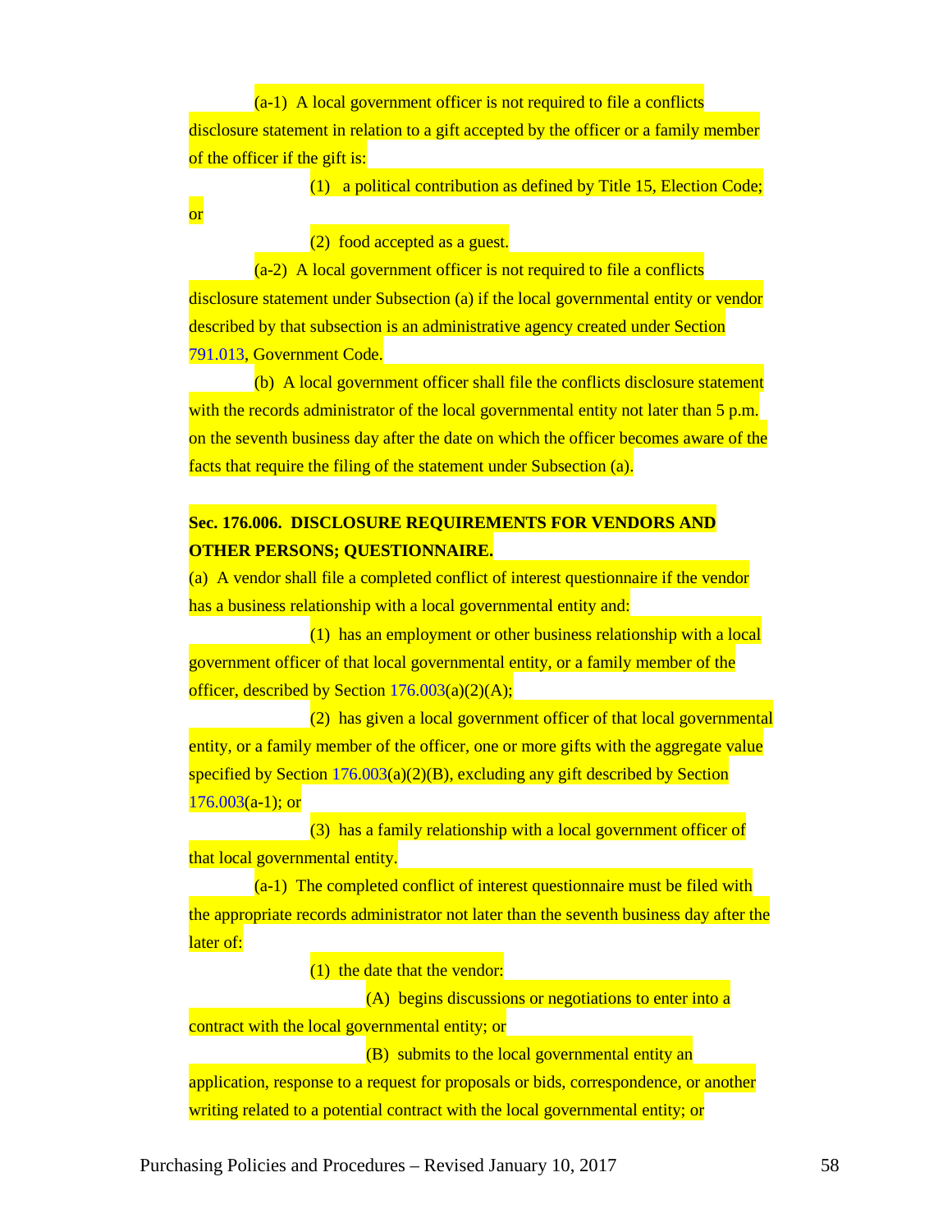(a-1) A local government officer is not required to file a conflicts disclosure statement in relation to a gift accepted by the officer or a family member of the officer if the gift is:

(1) a political contribution as defined by Title 15, Election Code; or

(2) food accepted as a guest.

(a-2) A local government officer is not required to file a conflicts disclosure statement under Subsection (a) if the local governmental entity or vendor described by that subsection is an administrative agency created under Section 791.013, Government Code.

(b) A local government officer shall file the conflicts disclosure statement with the records administrator of the local governmental entity not later than 5 p.m. on the seventh business day after the date on which the officer becomes aware of the facts that require the filing of the statement under Subsection (a).

**Sec. 176.006. DISCLOSURE REQUIREMENTS FOR VENDORS AND OTHER PERSONS; QUESTIONNAIRE.**

(a) A vendor shall file a completed conflict of interest questionnaire if the vendor has a business relationship with a local governmental entity and:

(1) has an employment or other business relationship with a local government officer of that local governmental entity, or a family member of the officer, described by Section 176.003(a)(2)(A);

(2) has given a local government officer of that local governmental entity, or a family member of the officer, one or more gifts with the aggregate value specified by Section 176.003(a)(2)(B), excluding any gift described by Section 176.003(a-1); or

(3) has a family relationship with a local government officer of that local governmental entity.

(a-1) The completed conflict of interest questionnaire must be filed with the appropriate records administrator not later than the seventh business day after the later of:

(1) the date that the vendor:

(A) begins discussions or negotiations to enter into a contract with the local governmental entity; or

(B) submits to the local governmental entity an application, response to a request for proposals or bids, correspondence, or another writing related to a potential contract with the local governmental entity; or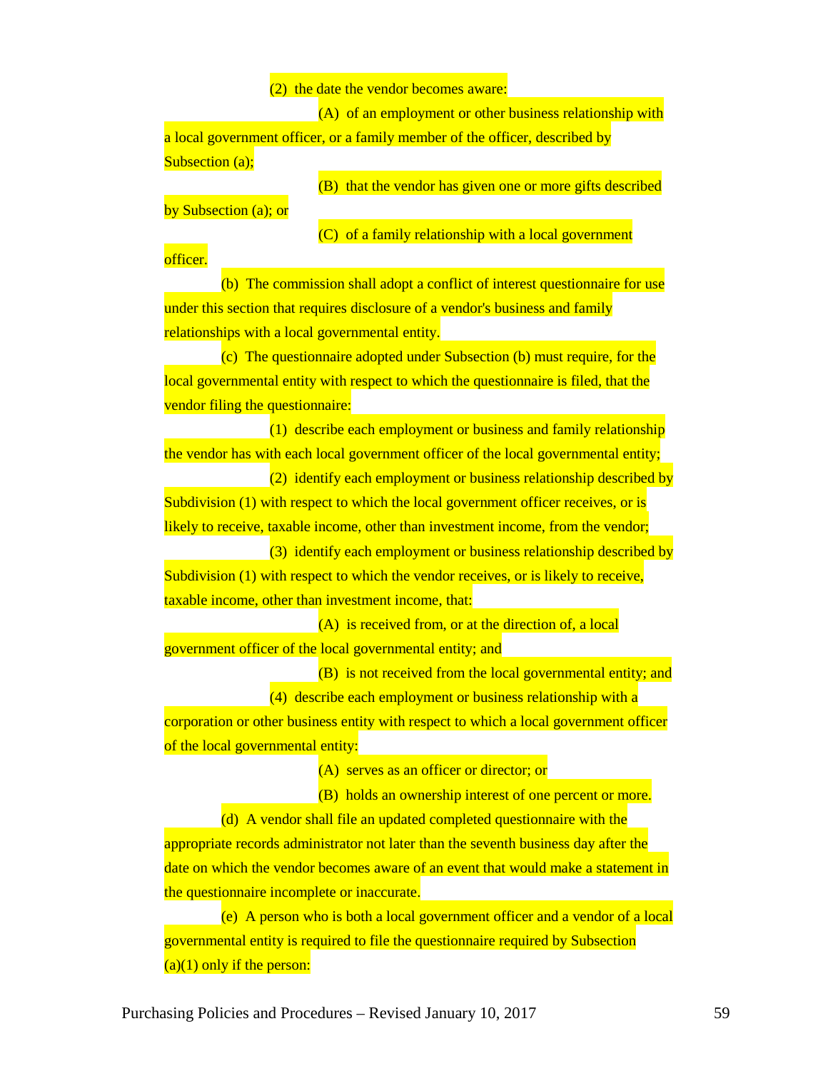(2) the date the vendor becomes aware:

(A) of an employment or other business relationship with a local government officer, or a family member of the officer, described by Subsection (a);

(B) that the vendor has given one or more gifts described by Subsection (a); or

(C) of a family relationship with a local government officer.

(b) The commission shall adopt a conflict of interest questionnaire for use under this section that requires disclosure of a vendor's business and family relationships with a local governmental entity.

(c) The questionnaire adopted under Subsection (b) must require, for the local governmental entity with respect to which the questionnaire is filed, that the vendor filing the questionnaire:

(1) describe each employment or business and family relationship the vendor has with each local government officer of the local governmental entity;

(2) identify each employment or business relationship described by Subdivision (1) with respect to which the local government officer receives, or is likely to receive, taxable income, other than investment income, from the vendor;

(3) identify each employment or business relationship described by Subdivision (1) with respect to which the vendor receives, or is likely to receive, taxable income, other than investment income, that:

(A) is received from, or at the direction of, a local government officer of the local governmental entity; and

(B) is not received from the local governmental entity; and

(4) describe each employment or business relationship with a corporation or other business entity with respect to which a local government officer of the local governmental entity:

(A) serves as an officer or director; or

(B) holds an ownership interest of one percent or more.

(d) A vendor shall file an updated completed questionnaire with the appropriate records administrator not later than the seventh business day after the date on which the vendor becomes aware of an event that would make a statement in the questionnaire incomplete or inaccurate.

(e) A person who is both a local government officer and a vendor of a local governmental entity is required to file the questionnaire required by Subsection (a)(1) only if the person: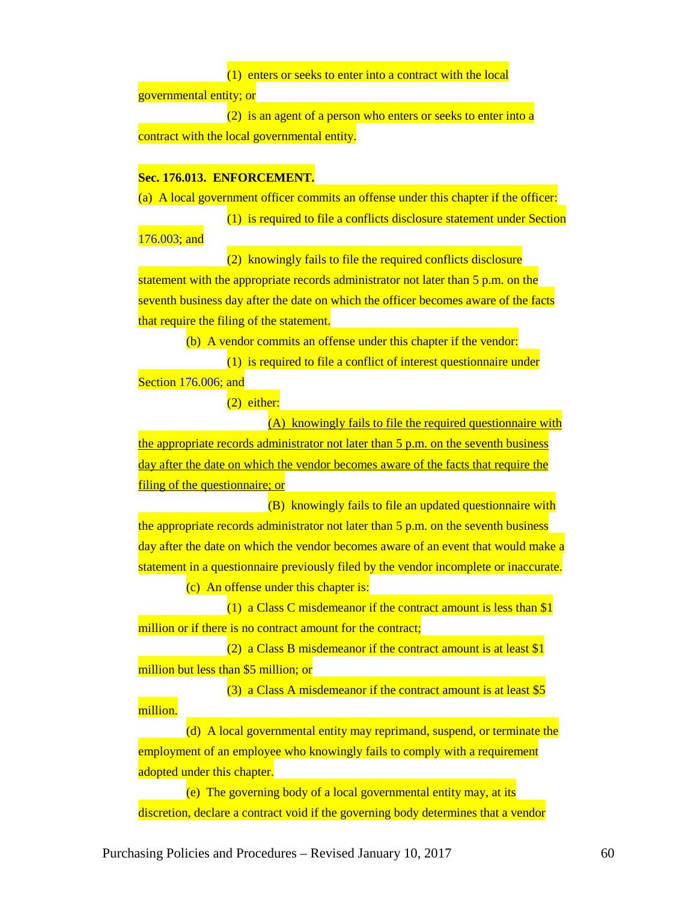(1) enters or seeks to enter into a contract with the local governmental entity; or

(2) is an agent of a person who enters or seeks to enter into a contract with the local governmental entity.

**Sec. 176.013. ENFORCEMENT.**

(a) A local government officer commits an offense under this chapter if the officer:

(1) is required to file a conflicts disclosure statement under Section 176.003; and

(2) knowingly fails to file the required conflicts disclosure statement with the appropriate records administrator not later than 5 p.m. on the seventh business day after the date on which the officer becomes aware of the facts that require the filing of the statement.

(b) A vendor commits an offense under this chapter if the vendor:

(1) is required to file a conflict of interest questionnaire under Section 176.006; and

(2) either:

(A) knowingly fails to file the required questionnaire with the appropriate records administrator not later than 5 p.m. on the seventh business day after the date on which the vendor becomes aware of the facts that require the filing of the questionnaire; or

(B) knowingly fails to file an updated questionnaire with the appropriate records administrator not later than 5 p.m. on the seventh business day after the date on which the vendor becomes aware of an event that would make a statement in a questionnaire previously filed by the vendor incomplete or inaccurate.

(c) An offense under this chapter is:

(1) a Class C misdemeanor if the contract amount is less than $1 million or if there is no contract amount for the contract;

(2) a Class B misdemeanor if the contract amount is at least $1 million but less than $5 million; or

(3) a Class A misdemeanor if the contract amount is at least $5 million.

(d) A local governmental entity may reprimand, suspend, or terminate the employment of an employee who knowingly fails to comply with a requirement adopted under this chapter.

(e) The governing body of a local governmental entity may, at its discretion, declare a contract void if the governing body determines that a vendor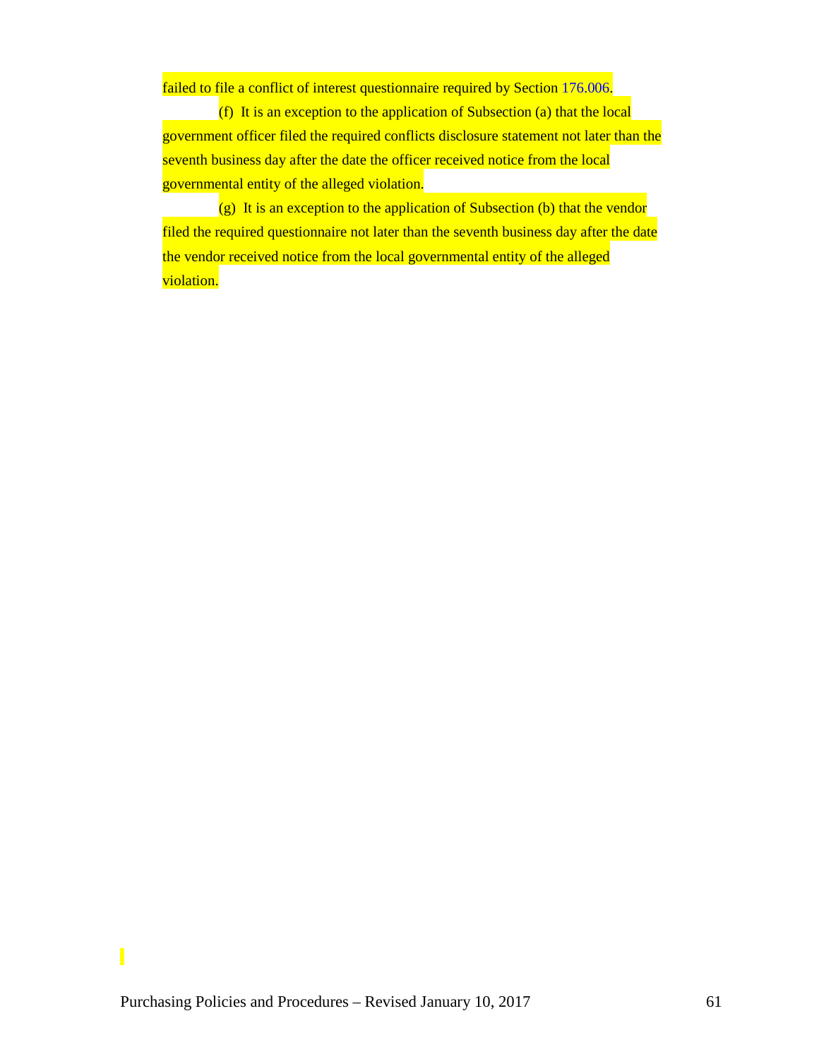failed to file a conflict of interest questionnaire required by Section 176.006.

(f) It is an exception to the application of Subsection (a) that the local government officer filed the required conflicts disclosure statement not later than the seventh business day after the date the officer received notice from the local governmental entity of the alleged violation.

(g) It is an exception to the application of Subsection (b) that the vendor filed the required questionnaire not later than the seventh business day after the date the vendor received notice from the local governmental entity of the alleged violation.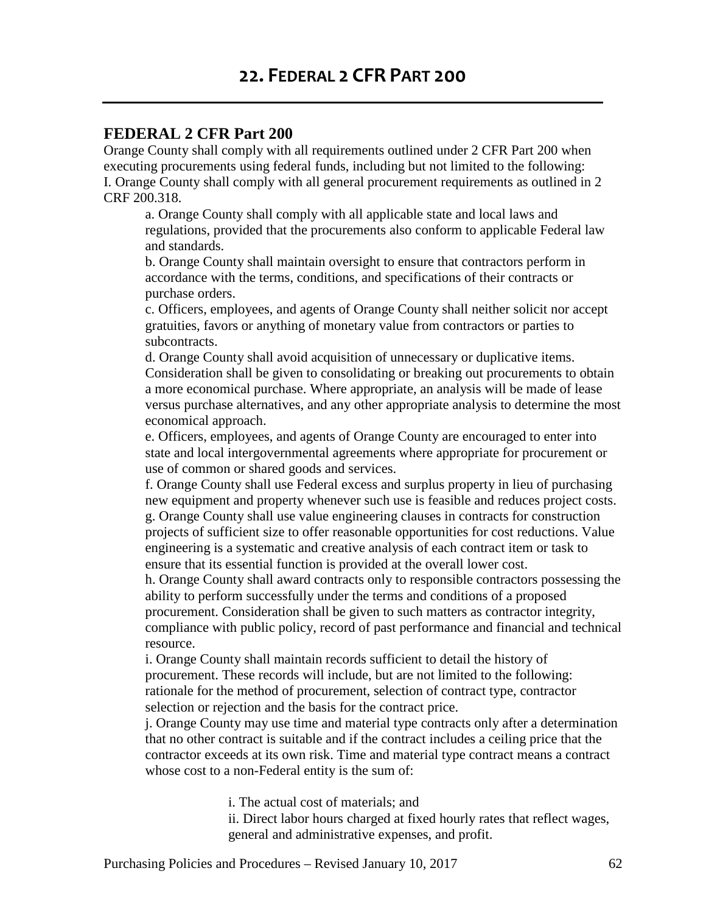# 22. FEDERAL 2 CFR PART 200

## FEDERAL 2 CFR Part 200

Orange County shall comply with all requirements outlined under 2 CFR Part 200 when executing procurements using federal funds, including but not limited to the following:

I. Orange County shall comply with all general procurement requirements as outlined in 2 CRF 200.318.

a. Orange County shall comply with all applicable state and local laws and regulations, provided that the procurements also conform to applicable Federal law and standards.

b. Orange County shall maintain oversight to ensure that contractors perform in accordance with the terms, conditions, and specifications of their contracts or purchase orders.

c. Officers, employees, and agents of Orange County shall neither solicit nor accept gratuities, favors or anything of monetary value from contractors or parties to subcontracts.

d. Orange County shall avoid acquisition of unnecessary or duplicative items. Consideration shall be given to consolidating or breaking out procurements to obtain a more economical purchase. Where appropriate, an analysis will be made of lease versus purchase alternatives, and any other appropriate analysis to determine the most economical approach.

e. Officers, employees, and agents of Orange County are encouraged to enter into state and local intergovernmental agreements where appropriate for procurement or use of common or shared goods and services.

f. Orange County shall use Federal excess and surplus property in lieu of purchasing new equipment and property whenever such use is feasible and reduces project costs.

g. Orange County shall use value engineering clauses in contracts for construction projects of sufficient size to offer reasonable opportunities for cost reductions. Value engineering is a systematic and creative analysis of each contract item or task to ensure that its essential function is provided at the overall lower cost.

h. Orange County shall award contracts only to responsible contractors possessing the ability to perform successfully under the terms and conditions of a proposed procurement. Consideration shall be given to such matters as contractor integrity, compliance with public policy, record of past performance and financial and technical resource.

i. Orange County shall maintain records sufficient to detail the history of procurement. These records will include, but are not limited to the following: rationale for the method of procurement, selection of contract type, contractor selection or rejection and the basis for the contract price.

j. Orange County may use time and material type contracts only after a determination that no other contract is suitable and if the contract includes a ceiling price that the contractor exceeds at its own risk. Time and material type contract means a contract whose cost to a non-Federal entity is the sum of:

i. The actual cost of materials; and

ii. Direct labor hours charged at fixed hourly rates that reflect wages, general and administrative expenses, and profit.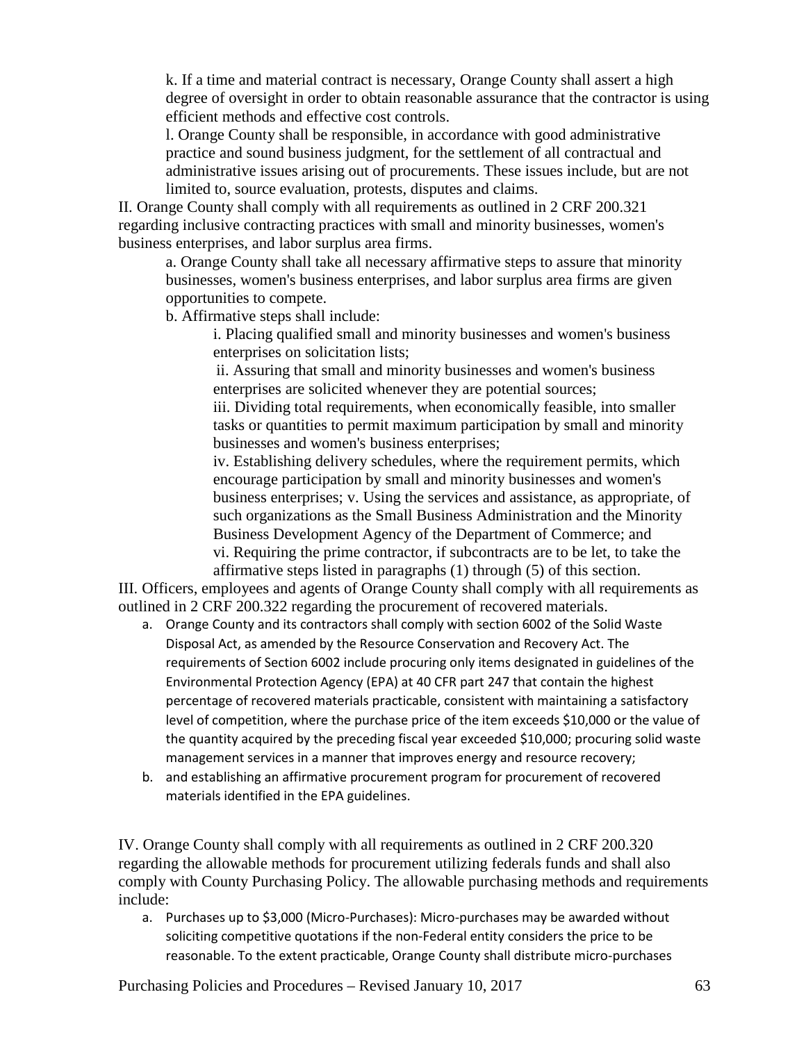k. If a time and material contract is necessary, Orange County shall assert a high degree of oversight in order to obtain reasonable assurance that the contractor is using efficient methods and effective cost controls.

l. Orange County shall be responsible, in accordance with good administrative practice and sound business judgment, for the settlement of all contractual and administrative issues arising out of procurements. These issues include, but are not limited to, source evaluation, protests, disputes and claims.

II. Orange County shall comply with all requirements as outlined in 2 CRF 200.321 regarding inclusive contracting practices with small and minority businesses, women's business enterprises, and labor surplus area firms.

a. Orange County shall take all necessary affirmative steps to assure that minority businesses, women's business enterprises, and labor surplus area firms are given opportunities to compete.

b. Affirmative steps shall include:

i. Placing qualified small and minority businesses and women's business enterprises on solicitation lists;

ii. Assuring that small and minority businesses and women's business enterprises are solicited whenever they are potential sources;

iii. Dividing total requirements, when economically feasible, into smaller tasks or quantities to permit maximum participation by small and minority businesses and women's business enterprises;

iv. Establishing delivery schedules, where the requirement permits, which encourage participation by small and minority businesses and women's business enterprises; v. Using the services and assistance, as appropriate, of such organizations as the Small Business Administration and the Minority Business Development Agency of the Department of Commerce; and

vi. Requiring the prime contractor, if subcontracts are to be let, to take the affirmative steps listed in paragraphs (1) through (5) of this section.

III. Officers, employees and agents of Orange County shall comply with all requirements as outlined in 2 CRF 200.322 regarding the procurement of recovered materials.

a. Orange County and its contractors shall comply with section 6002 of the Solid Waste Disposal Act, as amended by the Resource Conservation and Recovery Act. The requirements of Section 6002 include procuring only items designated in guidelines of the Environmental Protection Agency (EPA) at 40 CFR part 247 that contain the highest percentage of recovered materials practicable, consistent with maintaining a satisfactory level of competition, where the purchase price of the item exceeds $10,000 or the value of the quantity acquired by the preceding fiscal year exceeded $10,000; procuring solid waste management services in a manner that improves energy and resource recovery;

b. and establishing an affirmative procurement program for procurement of recovered materials identified in the EPA guidelines.

IV. Orange County shall comply with all requirements as outlined in 2 CRF 200.320 regarding the allowable methods for procurement utilizing federals funds and shall also comply with County Purchasing Policy. The allowable purchasing methods and requirements include:

a. Purchases up to $3,000 (Micro-Purchases): Micro-purchases may be awarded without soliciting competitive quotations if the non-Federal entity considers the price to be reasonable. To the extent practicable, Orange County shall distribute micro-purchases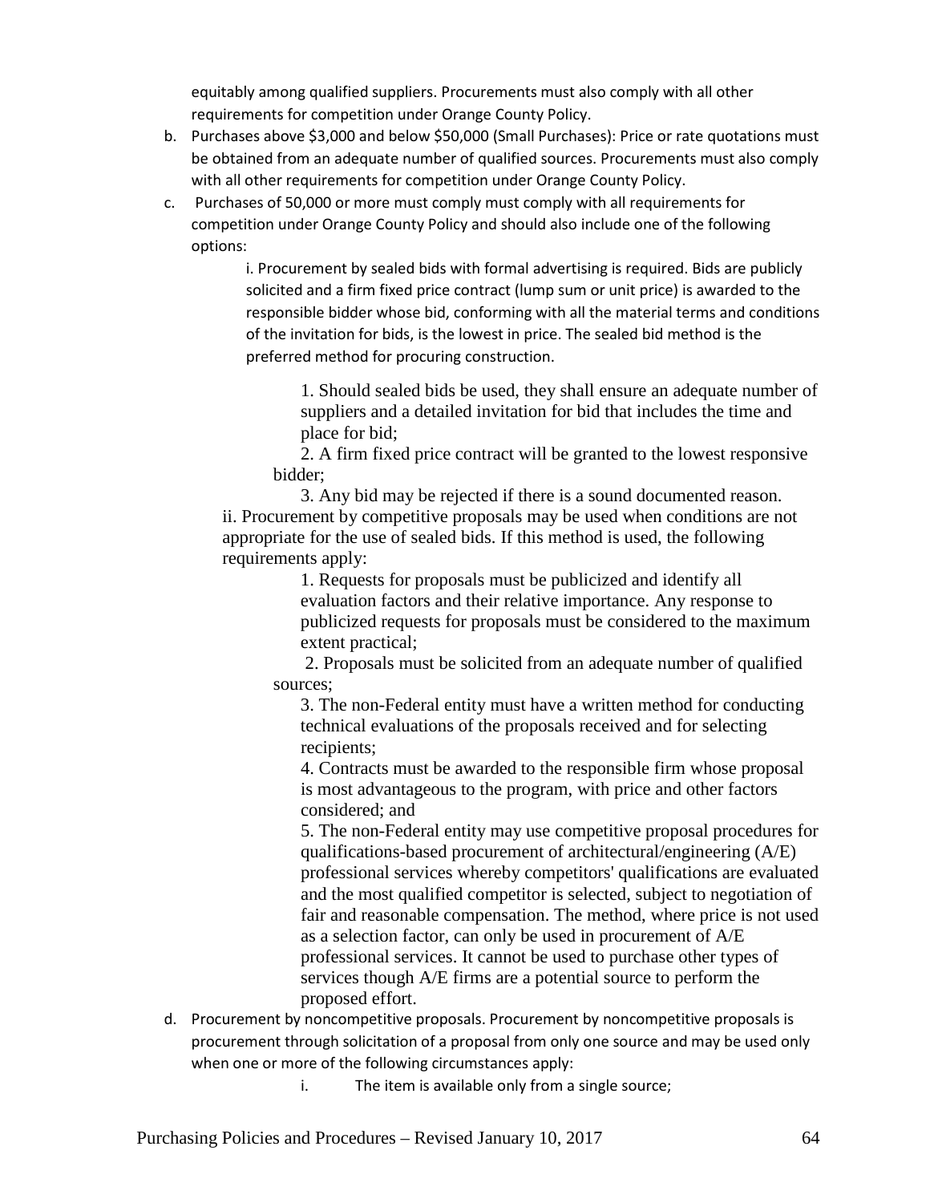equitably among qualified suppliers. Procurements must also comply with all other requirements for competition under Orange County Policy.

b. Purchases above $3,000 and below $50,000 (Small Purchases): Price or rate quotations must be obtained from an adequate number of qualified sources. Procurements must also comply with all other requirements for competition under Orange County Policy.

c. Purchases of 50,000 or more must comply must comply with all requirements for competition under Orange County Policy and should also include one of the following options:

   i. Procurement by sealed bids with formal advertising is required. Bids are publicly solicited and a firm fixed price contract (lump sum or unit price) is awarded to the responsible bidder whose bid, conforming with all the material terms and conditions of the invitation for bids, is the lowest in price. The sealed bid method is the preferred method for procuring construction.

      1. Should sealed bids be used, they shall ensure an adequate number of suppliers and a detailed invitation for bid that includes the time and place for bid;
      2. A firm fixed price contract will be granted to the lowest responsive bidder;
      3. Any bid may be rejected if there is a sound documented reason.

   ii. Procurement by competitive proposals may be used when conditions are not appropriate for the use of sealed bids. If this method is used, the following requirements apply:

      1. Requests for proposals must be publicized and identify all evaluation factors and their relative importance. Any response to publicized requests for proposals must be considered to the maximum extent practical;
      2. Proposals must be solicited from an adequate number of qualified sources;
      3. The non-Federal entity must have a written method for conducting technical evaluations of the proposals received and for selecting recipients;
      4. Contracts must be awarded to the responsible firm whose proposal is most advantageous to the program, with price and other factors considered; and
      5. The non-Federal entity may use competitive proposal procedures for qualifications-based procurement of architectural/engineering (A/E) professional services whereby competitors' qualifications are evaluated and the most qualified competitor is selected, subject to negotiation of fair and reasonable compensation. The method, where price is not used as a selection factor, can only be used in procurement of A/E professional services. It cannot be used to purchase other types of services though A/E firms are a potential source to perform the proposed effort.

d. Procurement by noncompetitive proposals. Procurement by noncompetitive proposals is procurement through solicitation of a proposal from only one source and may be used only when one or more of the following circumstances apply:

   i. The item is available only from a single source;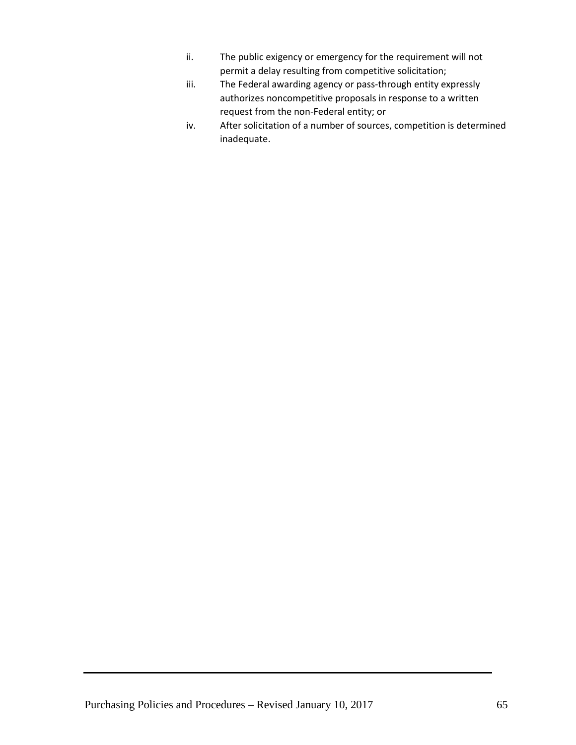ii. The public exigency or emergency for the requirement will not permit a delay resulting from competitive solicitation;

iii. The Federal awarding agency or pass-through entity expressly authorizes noncompetitive proposals in response to a written request from the non-Federal entity; or

iv. After solicitation of a number of sources, competition is determined inadequate.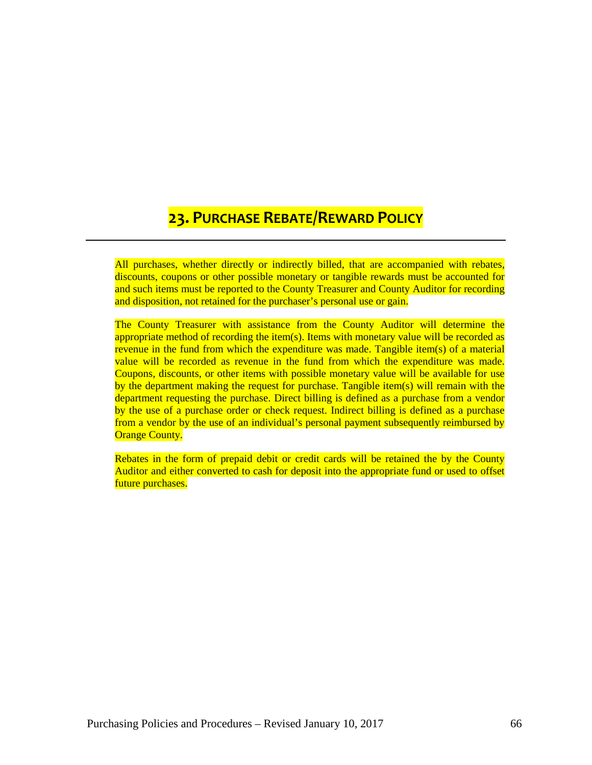# 23. Purchase Rebate/Reward Policy

All purchases, whether directly or indirectly billed, that are accompanied with rebates, discounts, coupons or other possible monetary or tangible rewards must be accounted for and such items must be reported to the County Treasurer and County Auditor for recording and disposition, not retained for the purchaser's personal use or gain.

The County Treasurer with assistance from the County Auditor will determine the appropriate method of recording the item(s). Items with monetary value will be recorded as revenue in the fund from which the expenditure was made. Tangible item(s) of a material value will be recorded as revenue in the fund from which the expenditure was made. Coupons, discounts, or other items with possible monetary value will be available for use by the department making the request for purchase. Tangible item(s) will remain with the department requesting the purchase. Direct billing is defined as a purchase from a vendor by the use of a purchase order or check request. Indirect billing is defined as a purchase from a vendor by the use of an individual's personal payment subsequently reimbursed by Orange County.

Rebates in the form of prepaid debit or credit cards will be retained the by the County Auditor and either converted to cash for deposit into the appropriate fund or used to offset future purchases.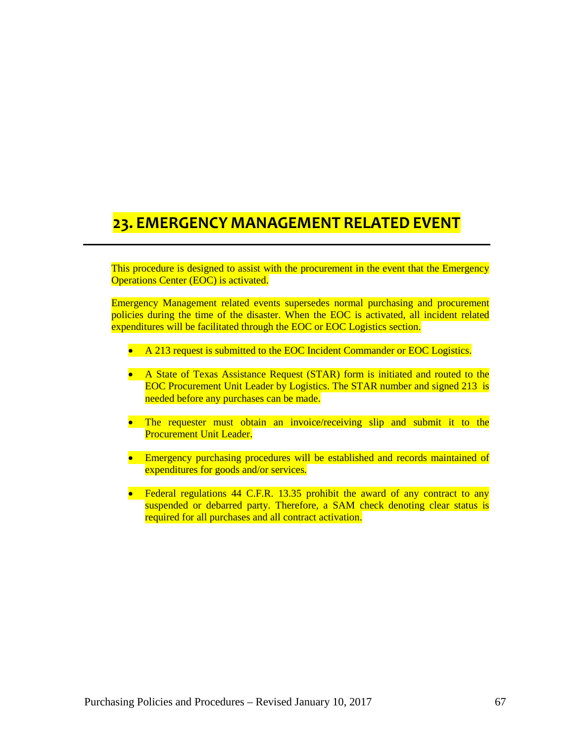# 23. EMERGENCY MANAGEMENT RELATED EVENT

This procedure is designed to assist with the procurement in the event that the Emergency Operations Center (EOC) is activated.

Emergency Management related events supersedes normal purchasing and procurement policies during the time of the disaster. When the EOC is activated, all incident related expenditures will be facilitated through the EOC or EOC Logistics section.

- A 213 request is submitted to the EOC Incident Commander or EOC Logistics.
- A State of Texas Assistance Request (STAR) form is initiated and routed to the EOC Procurement Unit Leader by Logistics. The STAR number and signed 213 is needed before any purchases can be made.
- The requester must obtain an invoice/receiving slip and submit it to the Procurement Unit Leader.
- Emergency purchasing procedures will be established and records maintained of expenditures for goods and/or services.
- Federal regulations 44 C.F.R. 13.35 prohibit the award of any contract to any suspended or debarred party. Therefore, a SAM check denoting clear status is required for all purchases and all contract activation.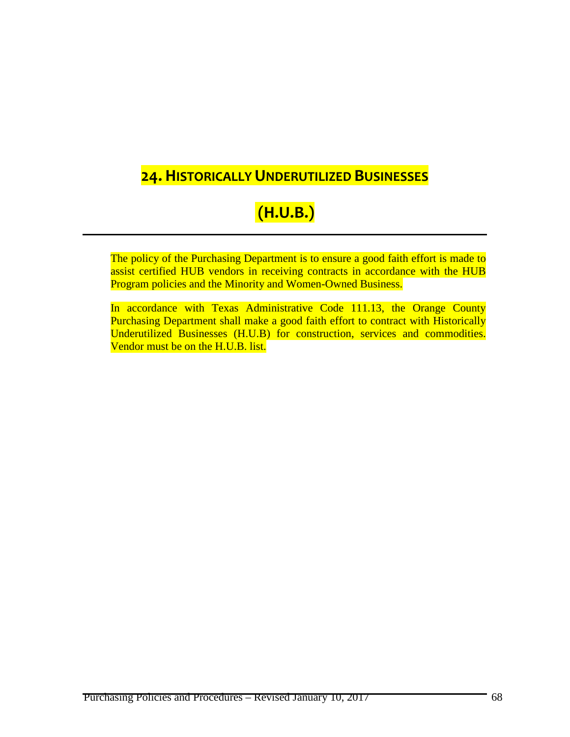# 24. HISTORICALLY UNDERUTILIZED BUSINESSES (H.U.B.)

The policy of the Purchasing Department is to ensure a good faith effort is made to assist certified HUB vendors in receiving contracts in accordance with the HUB Program policies and the Minority and Women-Owned Business.

In accordance with Texas Administrative Code 111.13, the Orange County Purchasing Department shall make a good faith effort to contract with Historically Underutilized Businesses (H.U.B) for construction, services and commodities. Vendor must be on the H.U.B. list.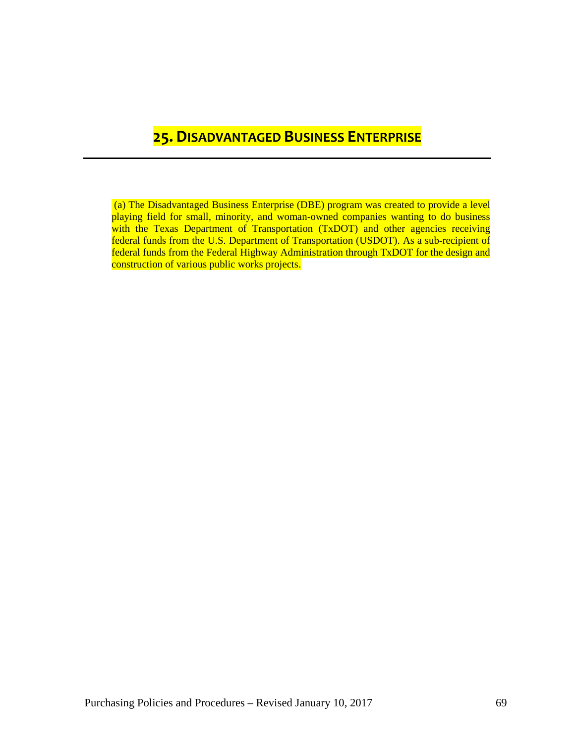# 25. DISADVANTAGED BUSINESS ENTERPRISE

(a) The Disadvantaged Business Enterprise (DBE) program was created to provide a level playing field for small, minority, and woman-owned companies wanting to do business with the Texas Department of Transportation (TxDOT) and other agencies receiving federal funds from the U.S. Department of Transportation (USDOT). As a sub-recipient of federal funds from the Federal Highway Administration through TxDOT for the design and construction of various public works projects.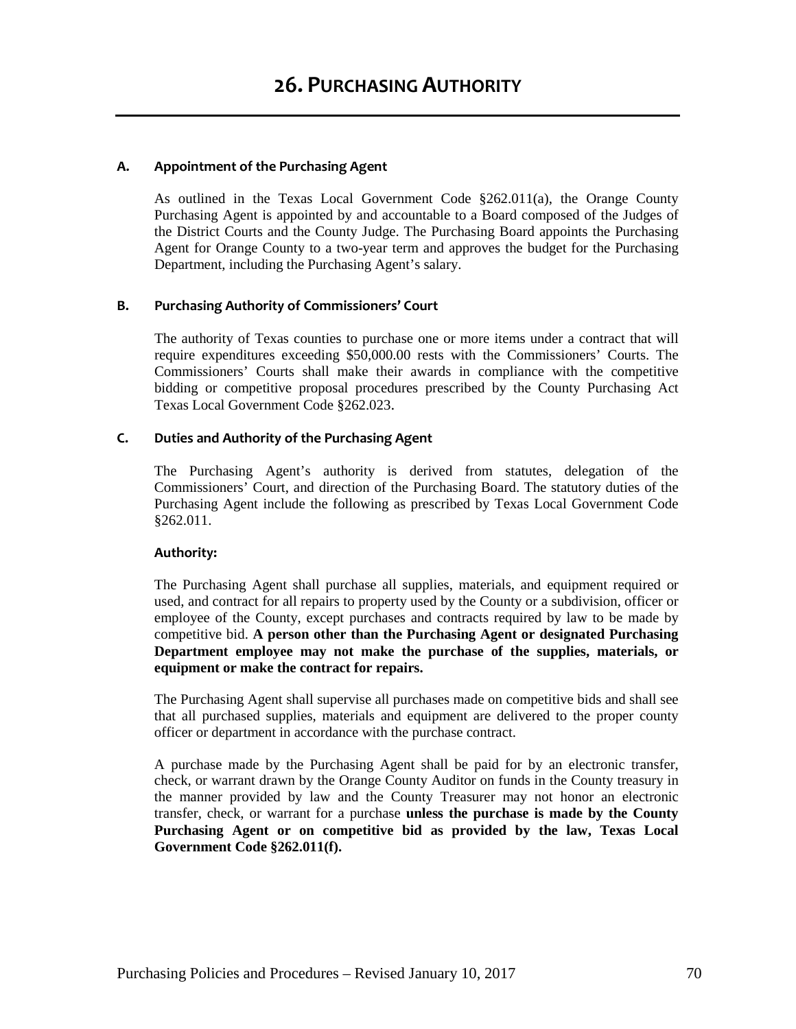# 26. Purchasing Authority

### A. Appointment of the Purchasing Agent

As outlined in the Texas Local Government Code §262.011(a), the Orange County Purchasing Agent is appointed by and accountable to a Board composed of the Judges of the District Courts and the County Judge. The Purchasing Board appoints the Purchasing Agent for Orange County to a two-year term and approves the budget for the Purchasing Department, including the Purchasing Agent's salary.

### B. Purchasing Authority of Commissioners' Court

The authority of Texas counties to purchase one or more items under a contract that will require expenditures exceeding $50,000.00 rests with the Commissioners' Courts. The Commissioners' Courts shall make their awards in compliance with the competitive bidding or competitive proposal procedures prescribed by the County Purchasing Act Texas Local Government Code §262.023.

### C. Duties and Authority of the Purchasing Agent

The Purchasing Agent's authority is derived from statutes, delegation of the Commissioners' Court, and direction of the Purchasing Board. The statutory duties of the Purchasing Agent include the following as prescribed by Texas Local Government Code §262.011.

**Authority:**

The Purchasing Agent shall purchase all supplies, materials, and equipment required or used, and contract for all repairs to property used by the County or a subdivision, officer or employee of the County, except purchases and contracts required by law to be made by competitive bid. **A person other than the Purchasing Agent or designated Purchasing Department employee may not make the purchase of the supplies, materials, or equipment or make the contract for repairs.**

The Purchasing Agent shall supervise all purchases made on competitive bids and shall see that all purchased supplies, materials and equipment are delivered to the proper county officer or department in accordance with the purchase contract.

A purchase made by the Purchasing Agent shall be paid for by an electronic transfer, check, or warrant drawn by the Orange County Auditor on funds in the County treasury in the manner provided by law and the County Treasurer may not honor an electronic transfer, check, or warrant for a purchase **unless the purchase is made by the County Purchasing Agent or on competitive bid as provided by the law, Texas Local Government Code §262.011(f).**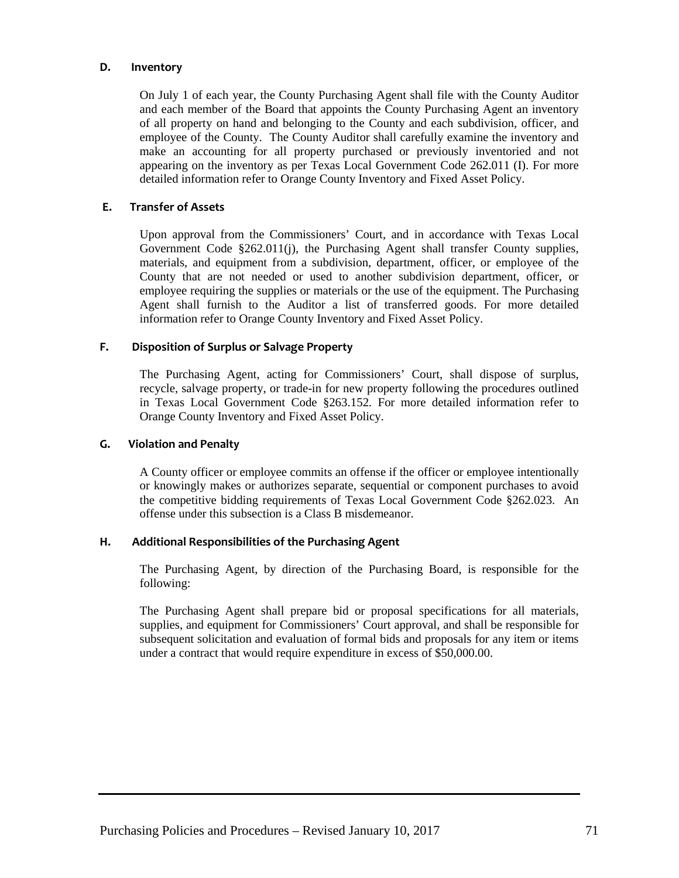### D. Inventory

On July 1 of each year, the County Purchasing Agent shall file with the County Auditor and each member of the Board that appoints the County Purchasing Agent an inventory of all property on hand and belonging to the County and each subdivision, officer, and employee of the County. The County Auditor shall carefully examine the inventory and make an accounting for all property purchased or previously inventoried and not appearing on the inventory as per Texas Local Government Code 262.011 (I). For more detailed information refer to Orange County Inventory and Fixed Asset Policy.

### E. Transfer of Assets

Upon approval from the Commissioners' Court, and in accordance with Texas Local Government Code §262.011(j), the Purchasing Agent shall transfer County supplies, materials, and equipment from a subdivision, department, officer, or employee of the County that are not needed or used to another subdivision department, officer, or employee requiring the supplies or materials or the use of the equipment. The Purchasing Agent shall furnish to the Auditor a list of transferred goods. For more detailed information refer to Orange County Inventory and Fixed Asset Policy.

### F. Disposition of Surplus or Salvage Property

The Purchasing Agent, acting for Commissioners' Court, shall dispose of surplus, recycle, salvage property, or trade-in for new property following the procedures outlined in Texas Local Government Code §263.152. For more detailed information refer to Orange County Inventory and Fixed Asset Policy.

### G. Violation and Penalty

A County officer or employee commits an offense if the officer or employee intentionally or knowingly makes or authorizes separate, sequential or component purchases to avoid the competitive bidding requirements of Texas Local Government Code §262.023. An offense under this subsection is a Class B misdemeanor.

### H. Additional Responsibilities of the Purchasing Agent

The Purchasing Agent, by direction of the Purchasing Board, is responsible for the following:

The Purchasing Agent shall prepare bid or proposal specifications for all materials, supplies, and equipment for Commissioners' Court approval, and shall be responsible for subsequent solicitation and evaluation of formal bids and proposals for any item or items under a contract that would require expenditure in excess of $50,000.00.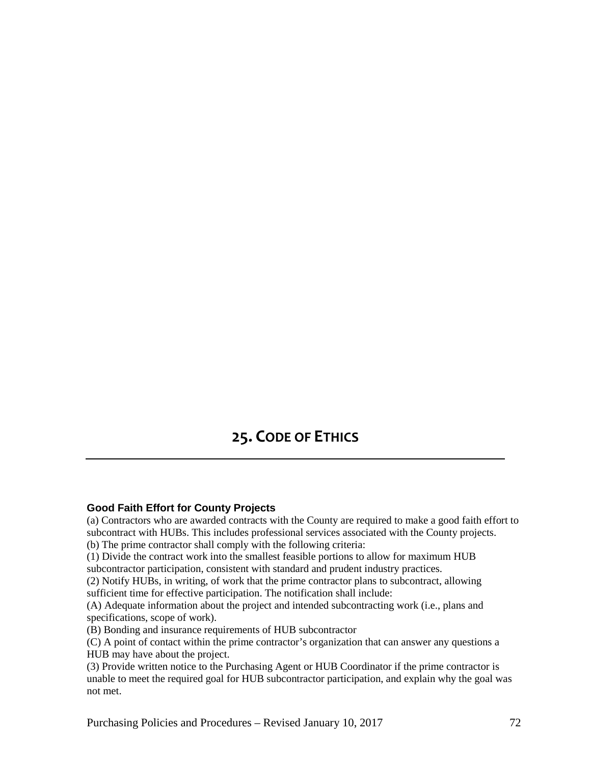# 25. Code of Ethics

---

**Good Faith Effort for County Projects**

(a) Contractors who are awarded contracts with the County are required to make a good faith effort to subcontract with HUBs. This includes professional services associated with the County projects.
(b) The prime contractor shall comply with the following criteria:
(1) Divide the contract work into the smallest feasible portions to allow for maximum HUB subcontractor participation, consistent with standard and prudent industry practices.
(2) Notify HUBs, in writing, of work that the prime contractor plans to subcontract, allowing sufficient time for effective participation. The notification shall include:
(A) Adequate information about the project and intended subcontracting work (i.e., plans and specifications, scope of work).
(B) Bonding and insurance requirements of HUB subcontractor
(C) A point of contact within the prime contractor's organization that can answer any questions a HUB may have about the project.
(3) Provide written notice to the Purchasing Agent or HUB Coordinator if the prime contractor is unable to meet the required goal for HUB subcontractor participation, and explain why the goal was not met.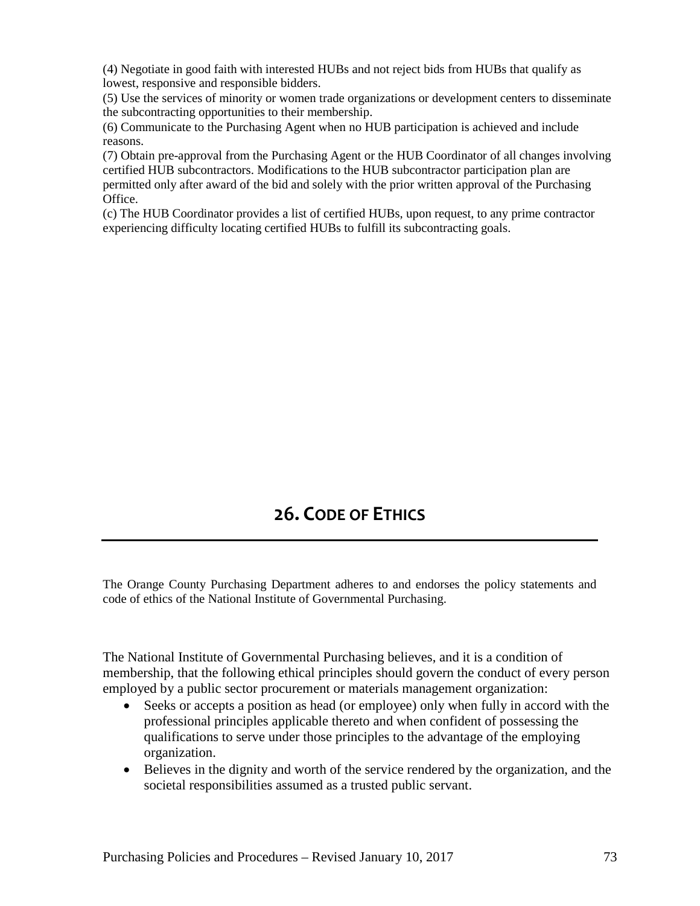(4) Negotiate in good faith with interested HUBs and not reject bids from HUBs that qualify as lowest, responsive and responsible bidders.
(5) Use the services of minority or women trade organizations or development centers to disseminate the subcontracting opportunities to their membership.
(6) Communicate to the Purchasing Agent when no HUB participation is achieved and include reasons.
(7) Obtain pre-approval from the Purchasing Agent or the HUB Coordinator of all changes involving certified HUB subcontractors. Modifications to the HUB subcontractor participation plan are permitted only after award of the bid and solely with the prior written approval of the Purchasing Office.
(c) The HUB Coordinator provides a list of certified HUBs, upon request, to any prime contractor experiencing difficulty locating certified HUBs to fulfill its subcontracting goals.

# 26. CODE OF ETHICS

The Orange County Purchasing Department adheres to and endorses the policy statements and code of ethics of the National Institute of Governmental Purchasing.

The National Institute of Governmental Purchasing believes, and it is a condition of membership, that the following ethical principles should govern the conduct of every person employed by a public sector procurement or materials management organization:

- Seeks or accepts a position as head (or employee) only when fully in accord with the professional principles applicable thereto and when confident of possessing the qualifications to serve under those principles to the advantage of the employing organization.
- Believes in the dignity and worth of the service rendered by the organization, and the societal responsibilities assumed as a trusted public servant.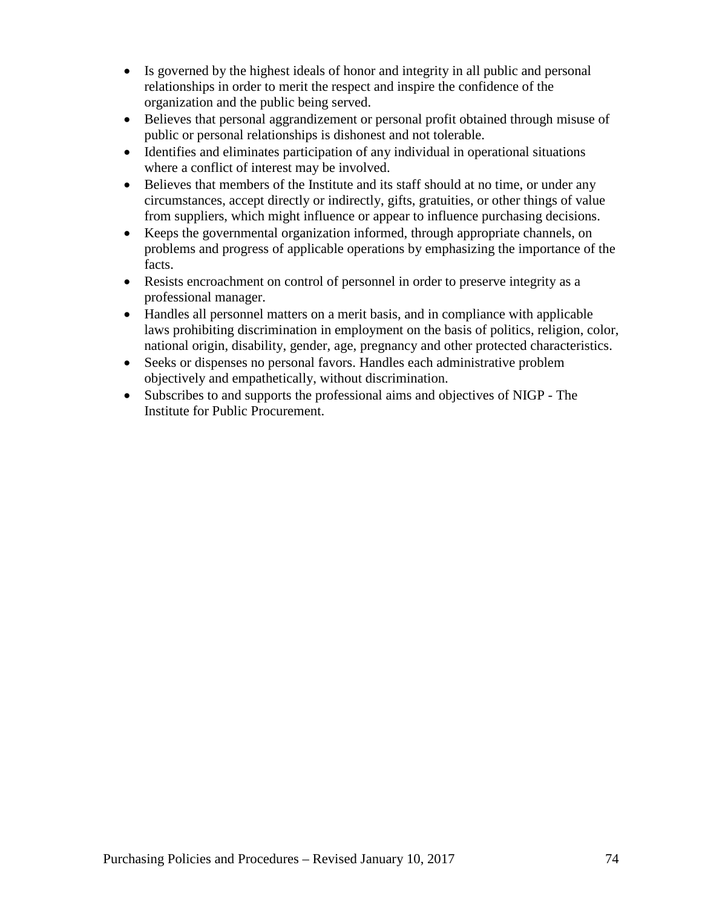- Is governed by the highest ideals of honor and integrity in all public and personal relationships in order to merit the respect and inspire the confidence of the organization and the public being served.
- Believes that personal aggrandizement or personal profit obtained through misuse of public or personal relationships is dishonest and not tolerable.
- Identifies and eliminates participation of any individual in operational situations where a conflict of interest may be involved.
- Believes that members of the Institute and its staff should at no time, or under any circumstances, accept directly or indirectly, gifts, gratuities, or other things of value from suppliers, which might influence or appear to influence purchasing decisions.
- Keeps the governmental organization informed, through appropriate channels, on problems and progress of applicable operations by emphasizing the importance of the facts.
- Resists encroachment on control of personnel in order to preserve integrity as a professional manager.
- Handles all personnel matters on a merit basis, and in compliance with applicable laws prohibiting discrimination in employment on the basis of politics, religion, color, national origin, disability, gender, age, pregnancy and other protected characteristics.
- Seeks or dispenses no personal favors. Handles each administrative problem objectively and empathetically, without discrimination.
- Subscribes to and supports the professional aims and objectives of NIGP - The Institute for Public Procurement.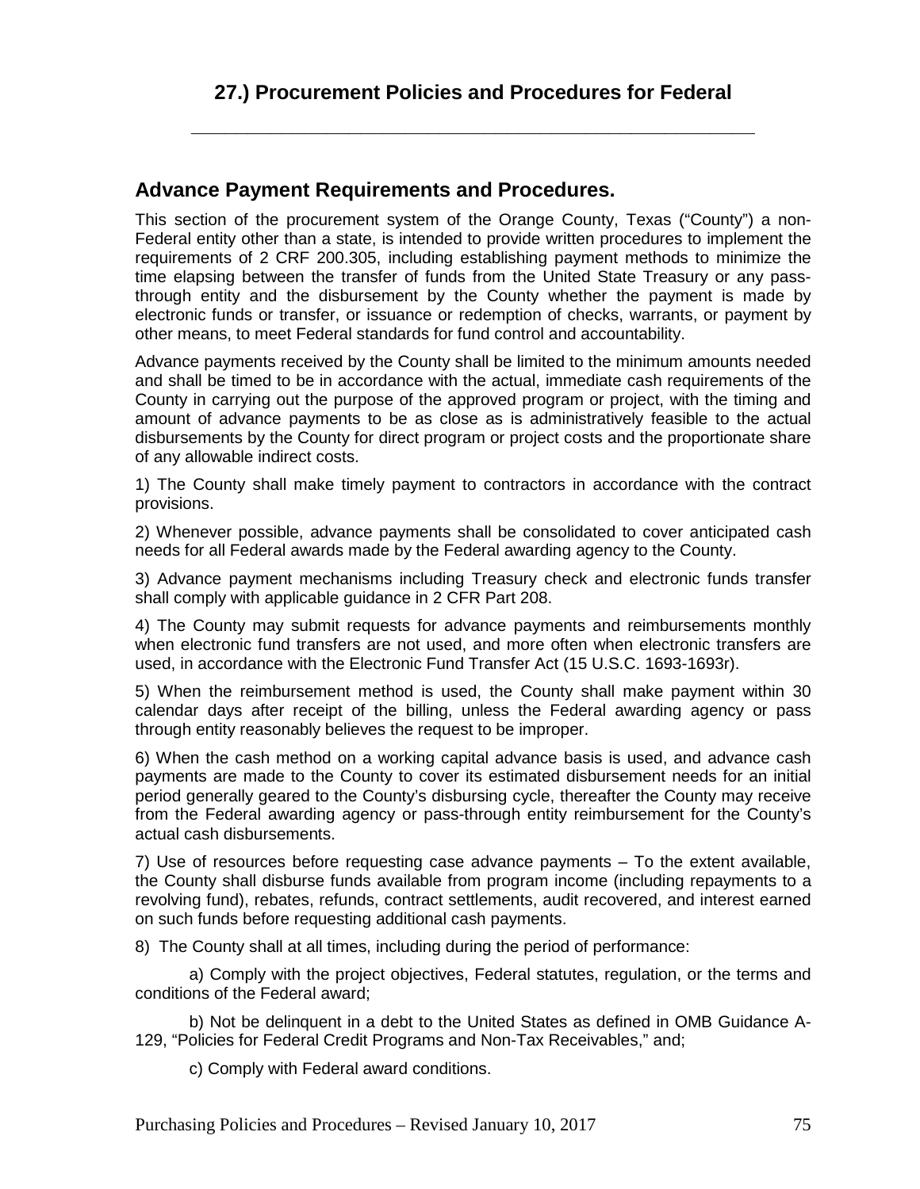# 27.) Procurement Policies and Procedures for Federal

## Advance Payment Requirements and Procedures.

This section of the procurement system of the Orange County, Texas ("County") a non-Federal entity other than a state, is intended to provide written procedures to implement the requirements of 2 CRF 200.305, including establishing payment methods to minimize the time elapsing between the transfer of funds from the United State Treasury or any pass-through entity and the disbursement by the County whether the payment is made by electronic funds or transfer, or issuance or redemption of checks, warrants, or payment by other means, to meet Federal standards for fund control and accountability.

Advance payments received by the County shall be limited to the minimum amounts needed and shall be timed to be in accordance with the actual, immediate cash requirements of the County in carrying out the purpose of the approved program or project, with the timing and amount of advance payments to be as close as is administratively feasible to the actual disbursements by the County for direct program or project costs and the proportionate share of any allowable indirect costs.

1) The County shall make timely payment to contractors in accordance with the contract provisions.

2) Whenever possible, advance payments shall be consolidated to cover anticipated cash needs for all Federal awards made by the Federal awarding agency to the County.

3) Advance payment mechanisms including Treasury check and electronic funds transfer shall comply with applicable guidance in 2 CFR Part 208.

4) The County may submit requests for advance payments and reimbursements monthly when electronic fund transfers are not used, and more often when electronic transfers are used, in accordance with the Electronic Fund Transfer Act (15 U.S.C. 1693-1693r).

5) When the reimbursement method is used, the County shall make payment within 30 calendar days after receipt of the billing, unless the Federal awarding agency or pass through entity reasonably believes the request to be improper.

6) When the cash method on a working capital advance basis is used, and advance cash payments are made to the County to cover its estimated disbursement needs for an initial period generally geared to the County's disbursing cycle, thereafter the County may receive from the Federal awarding agency or pass-through entity reimbursement for the County's actual cash disbursements.

7) Use of resources before requesting case advance payments – To the extent available, the County shall disburse funds available from program income (including repayments to a revolving fund), rebates, refunds, contract settlements, audit recovered, and interest earned on such funds before requesting additional cash payments.

8) The County shall at all times, including during the period of performance:

a) Comply with the project objectives, Federal statutes, regulation, or the terms and conditions of the Federal award;

b) Not be delinquent in a debt to the United States as defined in OMB Guidance A-129, "Policies for Federal Credit Programs and Non-Tax Receivables," and;

c) Comply with Federal award conditions.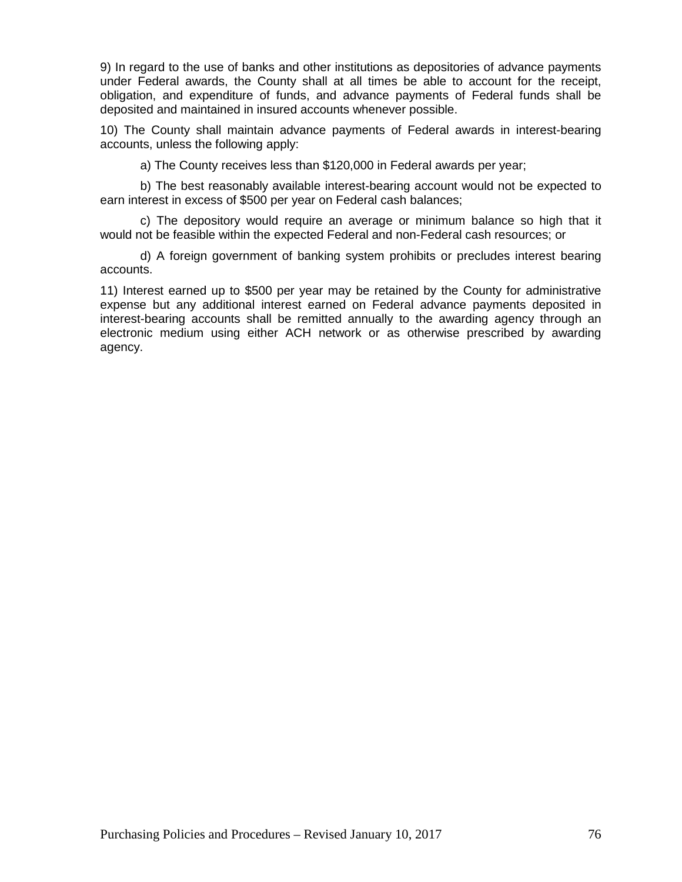9) In regard to the use of banks and other institutions as depositories of advance payments under Federal awards, the County shall at all times be able to account for the receipt, obligation, and expenditure of funds, and advance payments of Federal funds shall be deposited and maintained in insured accounts whenever possible.

10) The County shall maintain advance payments of Federal awards in interest-bearing accounts, unless the following apply:

a) The County receives less than $120,000 in Federal awards per year;

b) The best reasonably available interest-bearing account would not be expected to earn interest in excess of $500 per year on Federal cash balances;

c) The depository would require an average or minimum balance so high that it would not be feasible within the expected Federal and non-Federal cash resources; or

d) A foreign government of banking system prohibits or precludes interest bearing accounts.

11) Interest earned up to $500 per year may be retained by the County for administrative expense but any additional interest earned on Federal advance payments deposited in interest-bearing accounts shall be remitted annually to the awarding agency through an electronic medium using either ACH network or as otherwise prescribed by awarding agency.